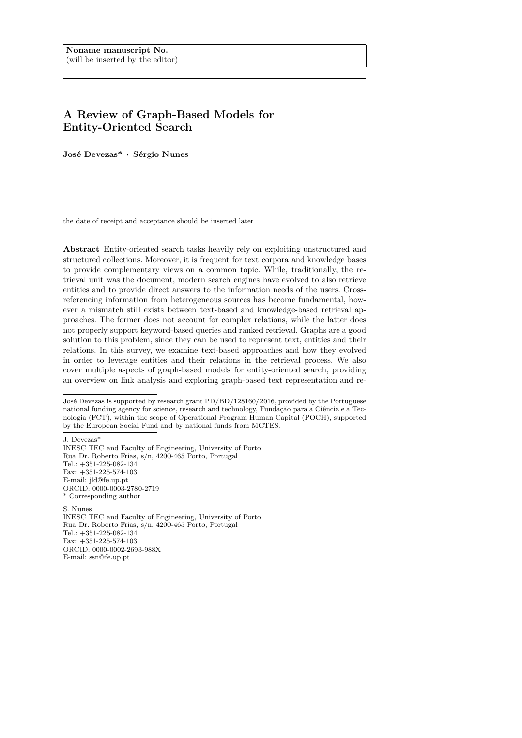**Noname manuscript No.**
(will be inserted by the editor)

# A Review of Graph-Based Models for Entity-Oriented Search

**José Devezas\* · Sérgio Nunes**

the date of receipt and acceptance should be inserted later

**Abstract** Entity-oriented search tasks heavily rely on exploiting unstructured and structured collections. Moreover, it is frequent for text corpora and knowledge bases to provide complementary views on a common topic. While, traditionally, the retrieval unit was the document, modern search engines have evolved to also retrieve entities and to provide direct answers to the information needs of the users. Cross-referencing information from heterogeneous sources has become fundamental, however a mismatch still exists between text-based and knowledge-based retrieval approaches. The former does not account for complex relations, while the latter does not properly support keyword-based queries and ranked retrieval. Graphs are a good solution to this problem, since they can be used to represent text, entities and their relations. In this survey, we examine text-based approaches and how they evolved in order to leverage entities and their relations in the retrieval process. We also cover multiple aspects of graph-based models for entity-oriented search, providing an overview on link analysis and exploring graph-based text representation and re-

---

José Devezas is supported by research grant PD/BD/128160/2016, provided by the Portuguese national funding agency for science, research and technology, Fundação para a Ciência e a Tecnologia (FCT), within the scope of Operational Program Human Capital (POCH), supported by the European Social Fund and by national funds from MCTES.

---

J. Devezas\*
INESC TEC and Faculty of Engineering, University of Porto
Rua Dr. Roberto Frias, s/n, 4200-465 Porto, Portugal
Tel.: +351-225-082-134
Fax: +351-225-574-103
E-mail: jld@fe.up.pt
ORCID: 0000-0003-2780-2719
\* Corresponding author

S. Nunes
INESC TEC and Faculty of Engineering, University of Porto
Rua Dr. Roberto Frias, s/n, 4200-465 Porto, Portugal
Tel.: +351-225-082-134
Fax: +351-225-574-103
ORCID: 0000-0002-2693-988X
E-mail: ssn@fe.up.pt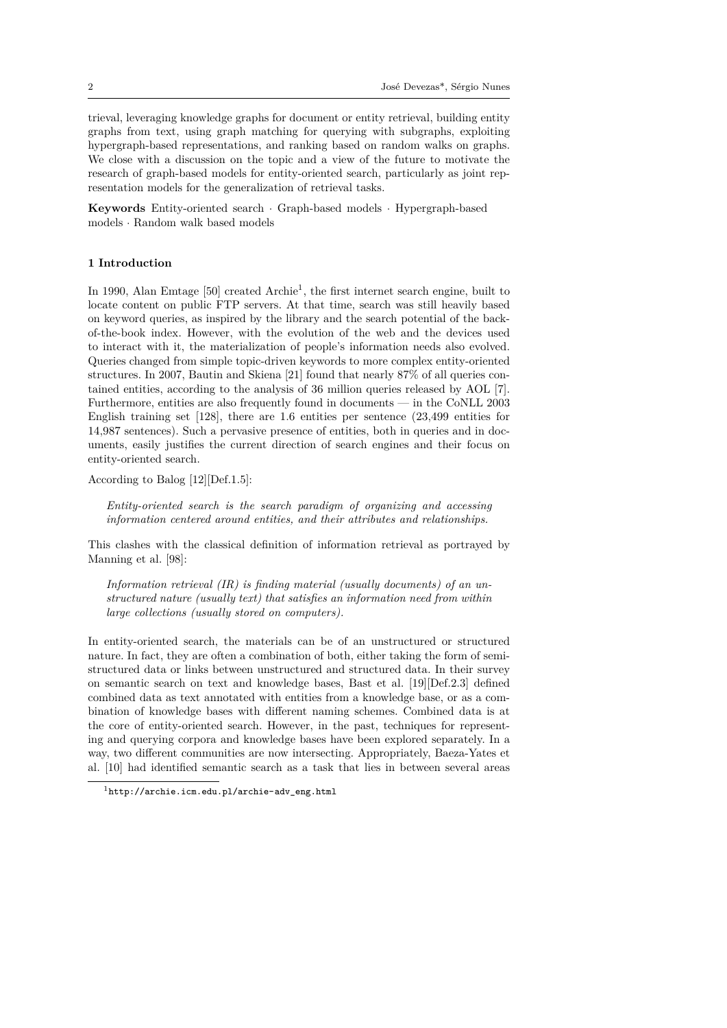trieval, leveraging knowledge graphs for document or entity retrieval, building entity graphs from text, using graph matching for querying with subgraphs, exploiting hypergraph-based representations, and ranking based on random walks on graphs. We close with a discussion on the topic and a view of the future to motivate the research of graph-based models for entity-oriented search, particularly as joint representation models for the generalization of retrieval tasks.

**Keywords** Entity-oriented search · Graph-based models · Hypergraph-based models · Random walk based models

## 1 Introduction

In 1990, Alan Emtage [50] created Archie[1], the first internet search engine, built to locate content on public FTP servers. At that time, search was still heavily based on keyword queries, as inspired by the library and the search potential of the back-of-the-book index. However, with the evolution of the web and the devices used to interact with it, the materialization of people's information needs also evolved. Queries changed from simple topic-driven keywords to more complex entity-oriented structures. In 2007, Bautin and Skiena [21] found that nearly 87% of all queries contained entities, according to the analysis of 36 million queries released by AOL [7]. Furthermore, entities are also frequently found in documents — in the CoNLL 2003 English training set [128], there are 1.6 entities per sentence (23,499 entities for 14,987 sentences). Such a pervasive presence of entities, both in queries and in documents, easily justifies the current direction of search engines and their focus on entity-oriented search.

According to Balog [12][Def.1.5]:

> *Entity-oriented search is the search paradigm of organizing and accessing information centered around entities, and their attributes and relationships.*

This clashes with the classical definition of information retrieval as portrayed by Manning et al. [98]:

> *Information retrieval (IR) is finding material (usually documents) of an unstructured nature (usually text) that satisfies an information need from within large collections (usually stored on computers).*

In entity-oriented search, the materials can be of an unstructured or structured nature. In fact, they are often a combination of both, either taking the form of semi-structured data or links between unstructured and structured data. In their survey on semantic search on text and knowledge bases, Bast et al. [19][Def.2.3] defined combined data as text annotated with entities from a knowledge base, or as a combination of knowledge bases with different naming schemes. Combined data is at the core of entity-oriented search. However, in the past, techniques for representing and querying corpora and knowledge bases have been explored separately. In a way, two different communities are now intersecting. Appropriately, Baeza-Yates et al. [10] had identified semantic search as a task that lies in between several areas

[1] http://archie.icm.edu.pl/archie-adv_eng.html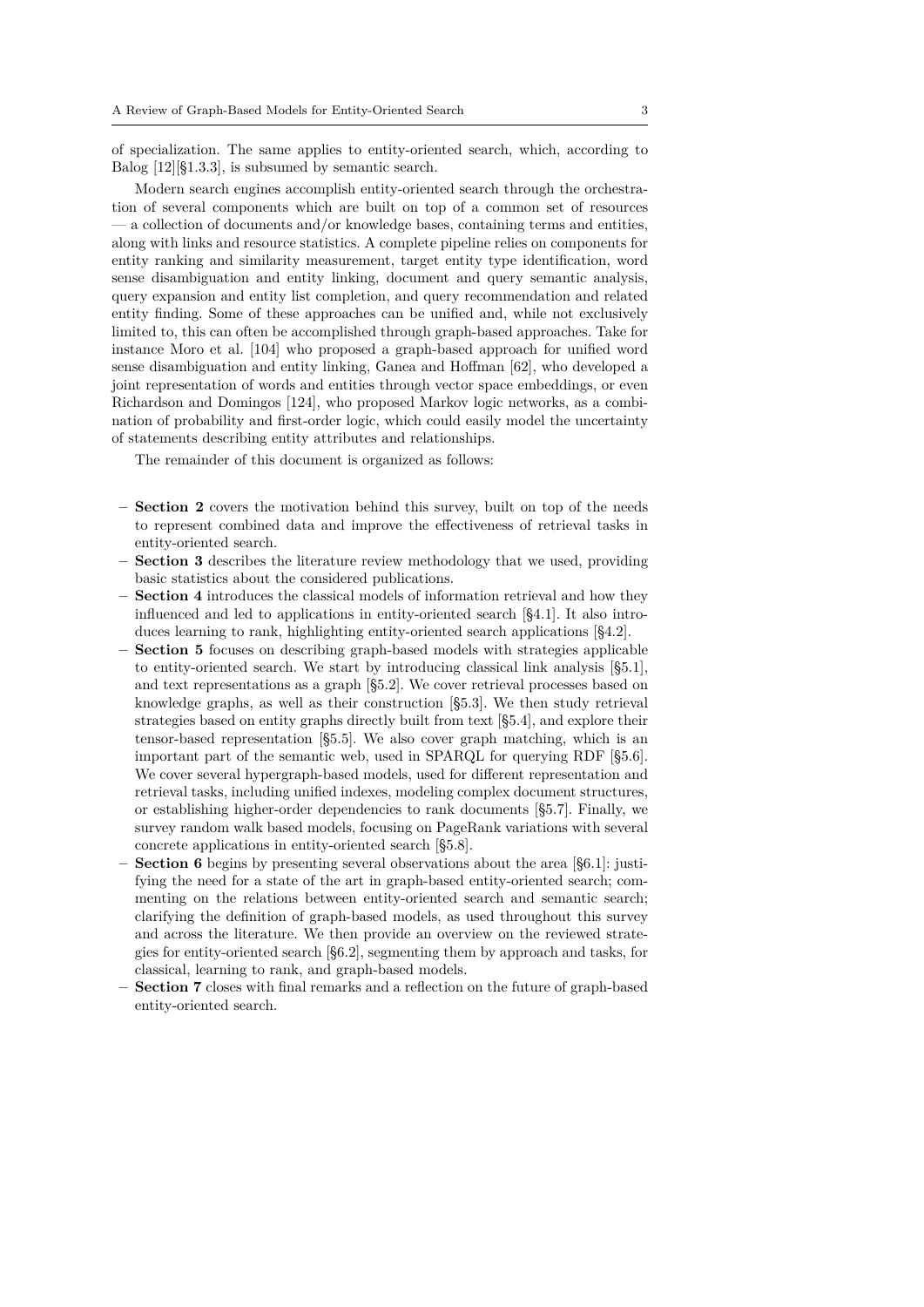of specialization. The same applies to entity-oriented search, which, according to Balog [12][§1.3.3], is subsumed by semantic search.

Modern search engines accomplish entity-oriented search through the orchestration of several components which are built on top of a common set of resources — a collection of documents and/or knowledge bases, containing terms and entities, along with links and resource statistics. A complete pipeline relies on components for entity ranking and similarity measurement, target entity type identification, word sense disambiguation and entity linking, document and query semantic analysis, query expansion and entity list completion, and query recommendation and related entity finding. Some of these approaches can be unified and, while not exclusively limited to, this can often be accomplished through graph-based approaches. Take for instance Moro et al. [104] who proposed a graph-based approach for unified word sense disambiguation and entity linking, Ganea and Hoffman [62], who developed a joint representation of words and entities through vector space embeddings, or even Richardson and Domingos [124], who proposed Markov logic networks, as a combination of probability and first-order logic, which could easily model the uncertainty of statements describing entity attributes and relationships.

The remainder of this document is organized as follows:

- **Section 2** covers the motivation behind this survey, built on top of the needs to represent combined data and improve the effectiveness of retrieval tasks in entity-oriented search.
- **Section 3** describes the literature review methodology that we used, providing basic statistics about the considered publications.
- **Section 4** introduces the classical models of information retrieval and how they influenced and led to applications in entity-oriented search [§4.1]. It also introduces learning to rank, highlighting entity-oriented search applications [§4.2].
- **Section 5** focuses on describing graph-based models with strategies applicable to entity-oriented search. We start by introducing classical link analysis [§5.1], and text representations as a graph [§5.2]. We cover retrieval processes based on knowledge graphs, as well as their construction [§5.3]. We then study retrieval strategies based on entity graphs directly built from text [§5.4], and explore their tensor-based representation [§5.5]. We also cover graph matching, which is an important part of the semantic web, used in SPARQL for querying RDF [§5.6]. We cover several hypergraph-based models, used for different representation and retrieval tasks, including unified indexes, modeling complex document structures, or establishing higher-order dependencies to rank documents [§5.7]. Finally, we survey random walk based models, focusing on PageRank variations with several concrete applications in entity-oriented search [§5.8].
- **Section 6** begins by presenting several observations about the area [§6.1]: justifying the need for a state of the art in graph-based entity-oriented search; commenting on the relations between entity-oriented search and semantic search; clarifying the definition of graph-based models, as used throughout this survey and across the literature. We then provide an overview on the reviewed strategies for entity-oriented search [§6.2], segmenting them by approach and tasks, for classical, learning to rank, and graph-based models.
- **Section 7** closes with final remarks and a reflection on the future of graph-based entity-oriented search.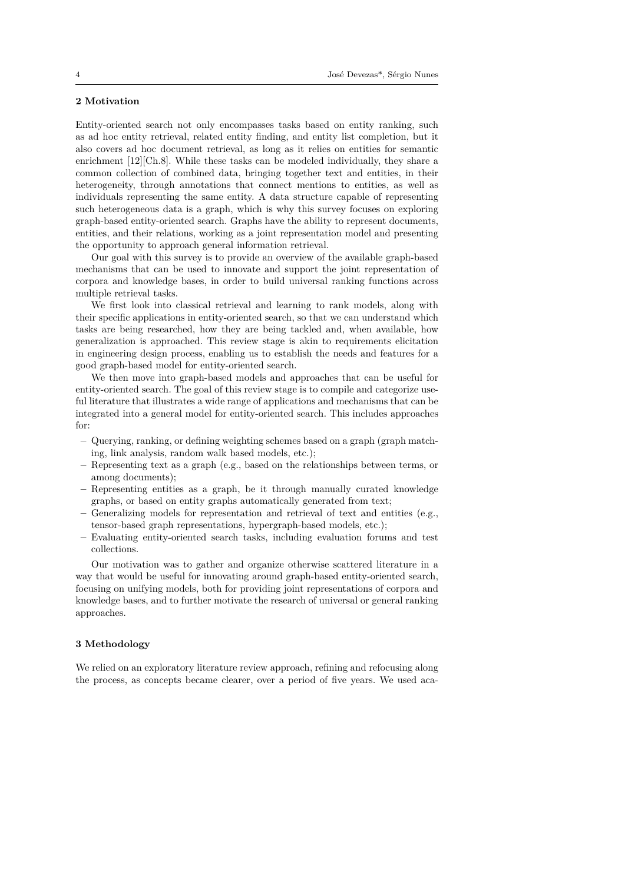## 2 Motivation

Entity-oriented search not only encompasses tasks based on entity ranking, such as ad hoc entity retrieval, related entity finding, and entity list completion, but it also covers ad hoc document retrieval, as long as it relies on entities for semantic enrichment [12][Ch.8]. While these tasks can be modeled individually, they share a common collection of combined data, bringing together text and entities, in their heterogeneity, through annotations that connect mentions to entities, as well as individuals representing the same entity. A data structure capable of representing such heterogeneous data is a graph, which is why this survey focuses on exploring graph-based entity-oriented search. Graphs have the ability to represent documents, entities, and their relations, working as a joint representation model and presenting the opportunity to approach general information retrieval.

Our goal with this survey is to provide an overview of the available graph-based mechanisms that can be used to innovate and support the joint representation of corpora and knowledge bases, in order to build universal ranking functions across multiple retrieval tasks.

We first look into classical retrieval and learning to rank models, along with their specific applications in entity-oriented search, so that we can understand which tasks are being researched, how they are being tackled and, when available, how generalization is approached. This review stage is akin to requirements elicitation in engineering design process, enabling us to establish the needs and features for a good graph-based model for entity-oriented search.

We then move into graph-based models and approaches that can be useful for entity-oriented search. The goal of this review stage is to compile and categorize useful literature that illustrates a wide range of applications and mechanisms that can be integrated into a general model for entity-oriented search. This includes approaches for:

- Querying, ranking, or defining weighting schemes based on a graph (graph matching, link analysis, random walk based models, etc.);
- Representing text as a graph (e.g., based on the relationships between terms, or among documents);
- Representing entities as a graph, be it through manually curated knowledge graphs, or based on entity graphs automatically generated from text;
- Generalizing models for representation and retrieval of text and entities (e.g., tensor-based graph representations, hypergraph-based models, etc.);
- Evaluating entity-oriented search tasks, including evaluation forums and test collections.

Our motivation was to gather and organize otherwise scattered literature in a way that would be useful for innovating around graph-based entity-oriented search, focusing on unifying models, both for providing joint representations of corpora and knowledge bases, and to further motivate the research of universal or general ranking approaches.

## 3 Methodology

We relied on an exploratory literature review approach, refining and refocusing along the process, as concepts became clearer, over a period of five years. We used aca-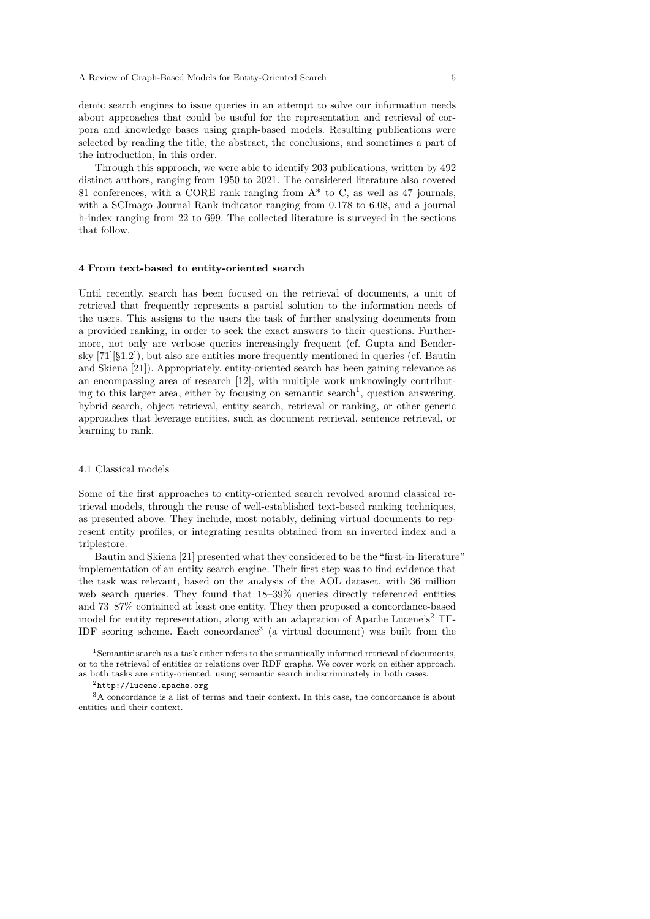demic search engines to issue queries in an attempt to solve our information needs about approaches that could be useful for the representation and retrieval of corpora and knowledge bases using graph-based models. Resulting publications were selected by reading the title, the abstract, the conclusions, and sometimes a part of the introduction, in this order.

Through this approach, we were able to identify 203 publications, written by 492 distinct authors, ranging from 1950 to 2021. The considered literature also covered 81 conferences, with a CORE rank ranging from A* to C, as well as 47 journals, with a SCImago Journal Rank indicator ranging from 0.178 to 6.08, and a journal h-index ranging from 22 to 699. The collected literature is surveyed in the sections that follow.

## 4 From text-based to entity-oriented search

Until recently, search has been focused on the retrieval of documents, a unit of retrieval that frequently represents a partial solution to the information needs of the users. This assigns to the users the task of further analyzing documents from a provided ranking, in order to seek the exact answers to their questions. Furthermore, not only are verbose queries increasingly frequent (cf. Gupta and Bendersky [71][§1.2]), but also are entities more frequently mentioned in queries (cf. Bautin and Skiena [21]). Appropriately, entity-oriented search has been gaining relevance as an encompassing area of research [12], with multiple work unknowingly contributing to this larger area, either by focusing on semantic search[1], question answering, hybrid search, object retrieval, entity search, retrieval or ranking, or other generic approaches that leverage entities, such as document retrieval, sentence retrieval, or learning to rank.

### 4.1 Classical models

Some of the first approaches to entity-oriented search revolved around classical retrieval models, through the reuse of well-established text-based ranking techniques, as presented above. They include, most notably, defining virtual documents to represent entity profiles, or integrating results obtained from an inverted index and a triplestore.

Bautin and Skiena [21] presented what they considered to be the "first-in-literature" implementation of an entity search engine. Their first step was to find evidence that the task was relevant, based on the analysis of the AOL dataset, with 36 million web search queries. They found that 18–39% queries directly referenced entities and 73–87% contained at least one entity. They then proposed a concordance-based model for entity representation, along with an adaptation of Apache Lucene's[2] TF-IDF scoring scheme. Each concordance[3] (a virtual document) was built from the

[1] Semantic search as a task either refers to the semantically informed retrieval of documents, or to the retrieval of entities or relations over RDF graphs. We cover work on either approach, as both tasks are entity-oriented, using semantic search indiscriminately in both cases.

[2] http://lucene.apache.org

[3] A concordance is a list of terms and their context. In this case, the concordance is about entities and their context.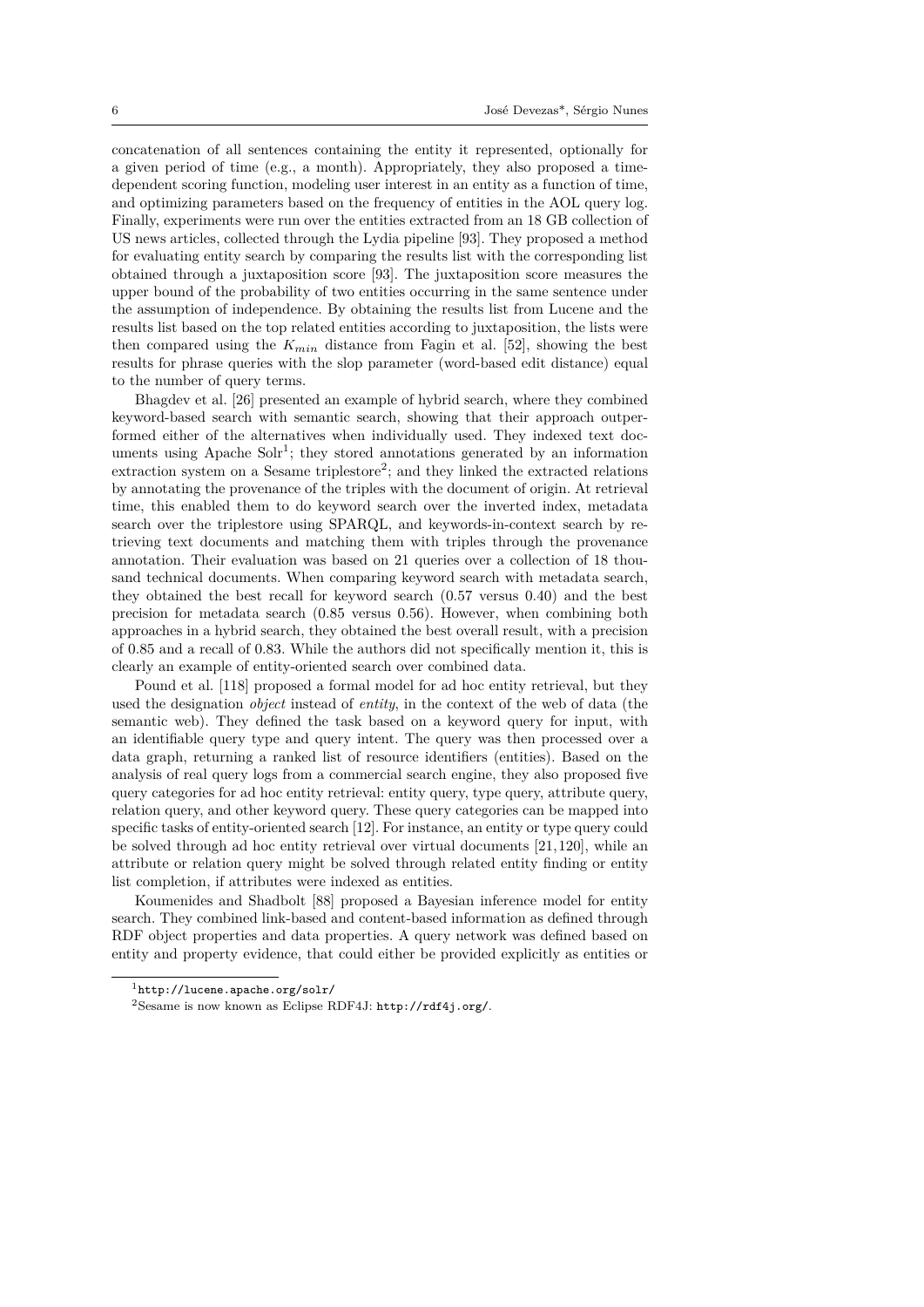concatenation of all sentences containing the entity it represented, optionally for a given period of time (e.g., a month). Appropriately, they also proposed a time-dependent scoring function, modeling user interest in an entity as a function of time, and optimizing parameters based on the frequency of entities in the AOL query log. Finally, experiments were run over the entities extracted from an 18 GB collection of US news articles, collected through the Lydia pipeline [93]. They proposed a method for evaluating entity search by comparing the results list with the corresponding list obtained through a juxtaposition score [93]. The juxtaposition score measures the upper bound of the probability of two entities occurring in the same sentence under the assumption of independence. By obtaining the results list from Lucene and the results list based on the top related entities according to juxtaposition, the lists were then compared using the $K_{min}$ distance from Fagin et al. [52], showing the best results for phrase queries with the slop parameter (word-based edit distance) equal to the number of query terms.

Bhagdev et al. [26] presented an example of hybrid search, where they combined keyword-based search with semantic search, showing that their approach outperformed either of the alternatives when individually used. They indexed text documents using Apache Solr[1]; they stored annotations generated by an information extraction system on a Sesame triplestore[2]; and they linked the extracted relations by annotating the provenance of the triples with the document of origin. At retrieval time, this enabled them to do keyword search over the inverted index, metadata search over the triplestore using SPARQL, and keywords-in-context search by retrieving text documents and matching them with triples through the provenance annotation. Their evaluation was based on 21 queries over a collection of 18 thousand technical documents. When comparing keyword search with metadata search, they obtained the best recall for keyword search (0.57 versus 0.40) and the best precision for metadata search (0.85 versus 0.56). However, when combining both approaches in a hybrid search, they obtained the best overall result, with a precision of 0.85 and a recall of 0.83. While the authors did not specifically mention it, this is clearly an example of entity-oriented search over combined data.

Pound et al. [118] proposed a formal model for ad hoc entity retrieval, but they used the designation *object* instead of *entity*, in the context of the web of data (the semantic web). They defined the task based on a keyword query for input, with an identifiable query type and query intent. The query was then processed over a data graph, returning a ranked list of resource identifiers (entities). Based on the analysis of real query logs from a commercial search engine, they also proposed five query categories for ad hoc entity retrieval: entity query, type query, attribute query, relation query, and other keyword query. These query categories can be mapped into specific tasks of entity-oriented search [12]. For instance, an entity or type query could be solved through ad hoc entity retrieval over virtual documents [21,120], while an attribute or relation query might be solved through related entity finding or entity list completion, if attributes were indexed as entities.

Koumenides and Shadbolt [88] proposed a Bayesian inference model for entity search. They combined link-based and content-based information as defined through RDF object properties and data properties. A query network was defined based on entity and property evidence, that could either be provided explicitly as entities or

[1] http://lucene.apache.org/solr/

[2] Sesame is now known as Eclipse RDF4J: http://rdf4j.org/.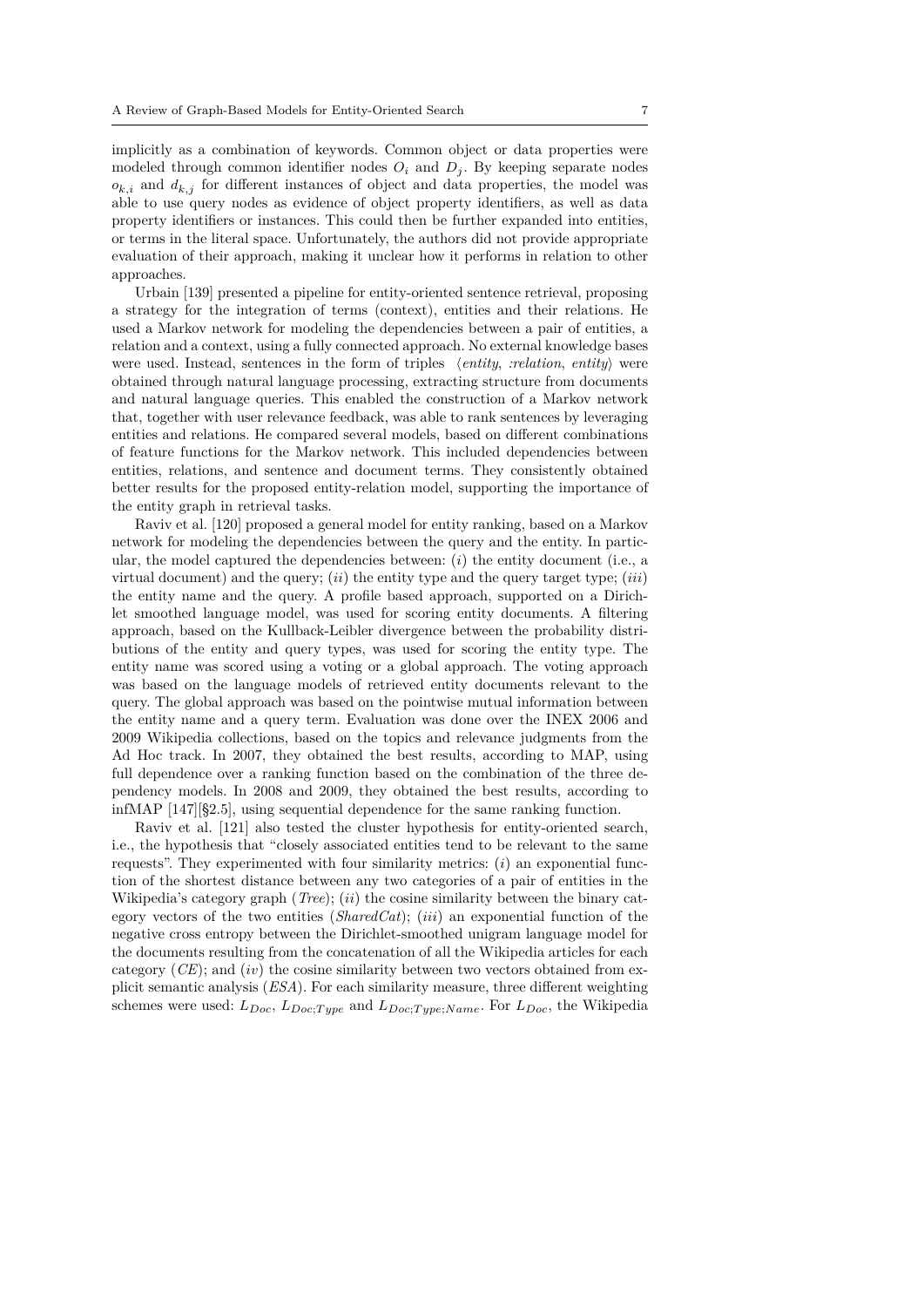implicitly as a combination of keywords. Common object or data properties were modeled through common identifier nodes $O_i$ and $D_j$. By keeping separate nodes $o_{k,i}$ and $d_{k,j}$ for different instances of object and data properties, the model was able to use query nodes as evidence of object property identifiers, as well as data property identifiers or instances. This could then be further expanded into entities, or terms in the literal space. Unfortunately, the authors did not provide appropriate evaluation of their approach, making it unclear how it performs in relation to other approaches.

Urbain [139] presented a pipeline for entity-oriented sentence retrieval, proposing a strategy for the integration of terms (context), entities and their relations. He used a Markov network for modeling the dependencies between a pair of entities, a relation and a context, using a fully connected approach. No external knowledge bases were used. Instead, sentences in the form of triples ⟨*entity*, *:relation*, *entity*⟩ were obtained through natural language processing, extracting structure from documents and natural language queries. This enabled the construction of a Markov network that, together with user relevance feedback, was able to rank sentences by leveraging entities and relations. He compared several models, based on different combinations of feature functions for the Markov network. This included dependencies between entities, relations, and sentence and document terms. They consistently obtained better results for the proposed entity-relation model, supporting the importance of the entity graph in retrieval tasks.

Raviv et al. [120] proposed a general model for entity ranking, based on a Markov network for modeling the dependencies between the query and the entity. In particular, the model captured the dependencies between: (*i*) the entity document (i.e., a virtual document) and the query; (*ii*) the entity type and the query target type; (*iii*) the entity name and the query. A profile based approach, supported on a Dirichlet smoothed language model, was used for scoring entity documents. A filtering approach, based on the Kullback-Leibler divergence between the probability distributions of the entity and query types, was used for scoring the entity type. The entity name was scored using a voting or a global approach. The voting approach was based on the language models of retrieved entity documents relevant to the query. The global approach was based on the pointwise mutual information between the entity name and a query term. Evaluation was done over the INEX 2006 and 2009 Wikipedia collections, based on the topics and relevance judgments from the Ad Hoc track. In 2007, they obtained the best results, according to MAP, using full dependence over a ranking function based on the combination of the three dependency models. In 2008 and 2009, they obtained the best results, according to infMAP [147][§2.5], using sequential dependence for the same ranking function.

Raviv et al. [121] also tested the cluster hypothesis for entity-oriented search, i.e., the hypothesis that "closely associated entities tend to be relevant to the same requests". They experimented with four similarity metrics: (*i*) an exponential function of the shortest distance between any two categories of a pair of entities in the Wikipedia's category graph (*Tree*); (*ii*) the cosine similarity between the binary category vectors of the two entities (*SharedCat*); (*iii*) an exponential function of the negative cross entropy between the Dirichlet-smoothed unigram language model for the documents resulting from the concatenation of all the Wikipedia articles for each category (*CE*); and (*iv*) the cosine similarity between two vectors obtained from explicit semantic analysis (*ESA*). For each similarity measure, three different weighting schemes were used: $L_{Doc}$, $L_{Doc;Type}$ and $L_{Doc;Type;Name}$. For $L_{Doc}$, the Wikipedia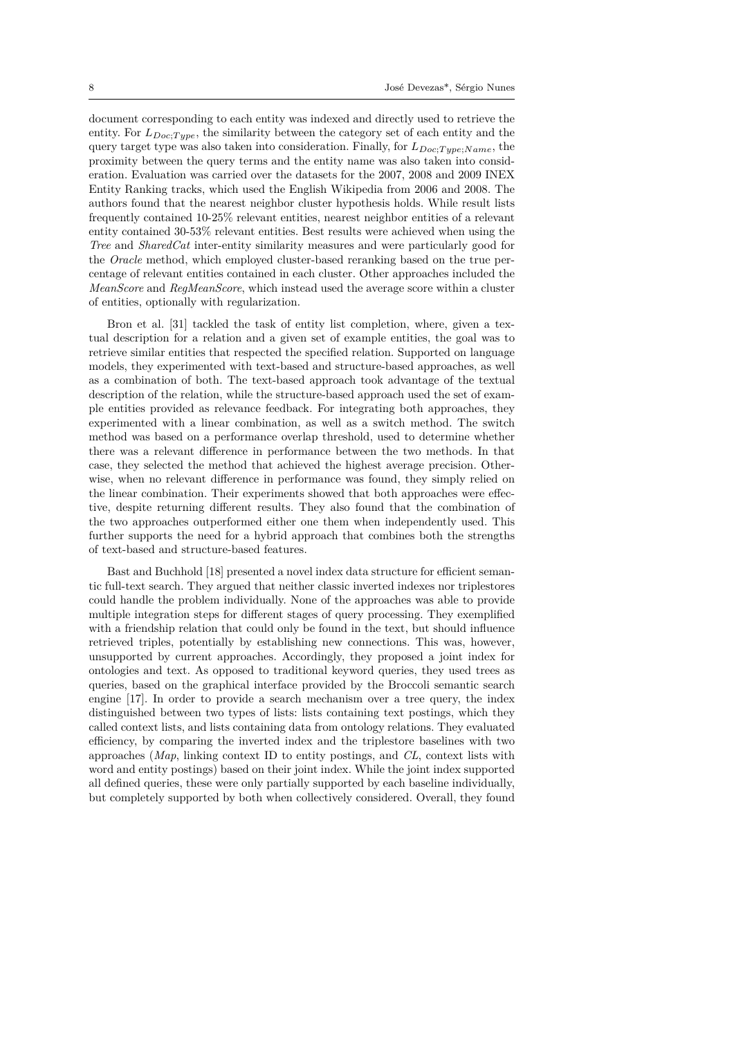document corresponding to each entity was indexed and directly used to retrieve the entity. For $L_{Doc;Type}$, the similarity between the category set of each entity and the query target type was also taken into consideration. Finally, for $L_{Doc;Type;Name}$, the proximity between the query terms and the entity name was also taken into consideration. Evaluation was carried over the datasets for the 2007, 2008 and 2009 INEX Entity Ranking tracks, which used the English Wikipedia from 2006 and 2008. The authors found that the nearest neighbor cluster hypothesis holds. While result lists frequently contained 10-25% relevant entities, nearest neighbor entities of a relevant entity contained 30-53% relevant entities. Best results were achieved when using the *Tree* and *SharedCat* inter-entity similarity measures and were particularly good for the *Oracle* method, which employed cluster-based reranking based on the true percentage of relevant entities contained in each cluster. Other approaches included the *MeanScore* and *RegMeanScore*, which instead used the average score within a cluster of entities, optionally with regularization.

Bron et al. [31] tackled the task of entity list completion, where, given a textual description for a relation and a given set of example entities, the goal was to retrieve similar entities that respected the specified relation. Supported on language models, they experimented with text-based and structure-based approaches, as well as a combination of both. The text-based approach took advantage of the textual description of the relation, while the structure-based approach used the set of example entities provided as relevance feedback. For integrating both approaches, they experimented with a linear combination, as well as a switch method. The switch method was based on a performance overlap threshold, used to determine whether there was a relevant difference in performance between the two methods. In that case, they selected the method that achieved the highest average precision. Otherwise, when no relevant difference in performance was found, they simply relied on the linear combination. Their experiments showed that both approaches were effective, despite returning different results. They also found that the combination of the two approaches outperformed either one them when independently used. This further supports the need for a hybrid approach that combines both the strengths of text-based and structure-based features.

Bast and Buchhold [18] presented a novel index data structure for efficient semantic full-text search. They argued that neither classic inverted indexes nor triplestores could handle the problem individually. None of the approaches was able to provide multiple integration steps for different stages of query processing. They exemplified with a friendship relation that could only be found in the text, but should influence retrieved triples, potentially by establishing new connections. This was, however, unsupported by current approaches. Accordingly, they proposed a joint index for ontologies and text. As opposed to traditional keyword queries, they used trees as queries, based on the graphical interface provided by the Broccoli semantic search engine [17]. In order to provide a search mechanism over a tree query, the index distinguished between two types of lists: lists containing text postings, which they called context lists, and lists containing data from ontology relations. They evaluated efficiency, by comparing the inverted index and the triplestore baselines with two approaches (*Map*, linking context ID to entity postings, and *CL*, context lists with word and entity postings) based on their joint index. While the joint index supported all defined queries, these were only partially supported by each baseline individually, but completely supported by both when collectively considered. Overall, they found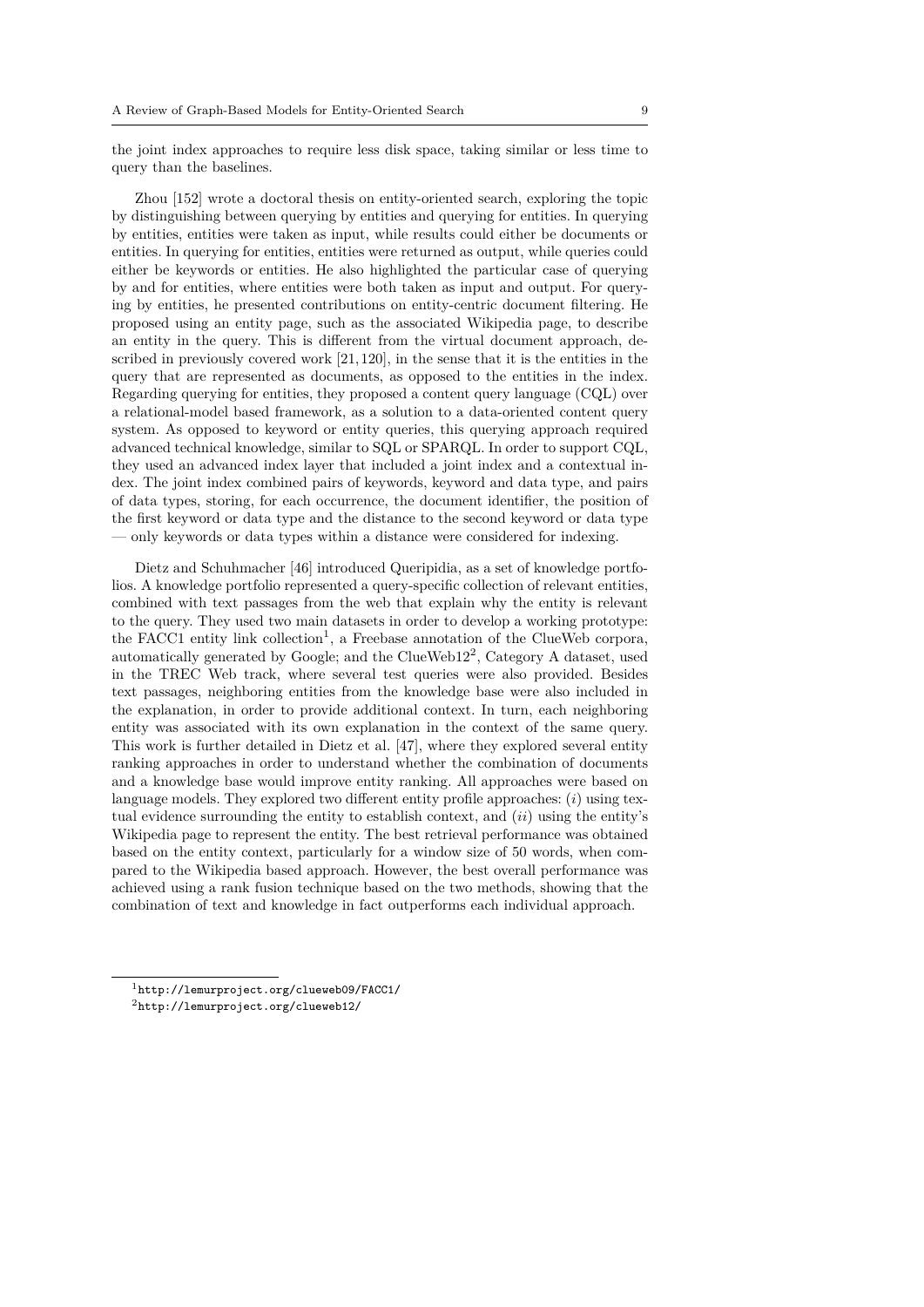the joint index approaches to require less disk space, taking similar or less time to query than the baselines.

Zhou [152] wrote a doctoral thesis on entity-oriented search, exploring the topic by distinguishing between querying by entities and querying for entities. In querying by entities, entities were taken as input, while results could either be documents or entities. In querying for entities, entities were returned as output, while queries could either be keywords or entities. He also highlighted the particular case of querying by and for entities, where entities were both taken as input and output. For querying by entities, he presented contributions on entity-centric document filtering. He proposed using an entity page, such as the associated Wikipedia page, to describe an entity in the query. This is different from the virtual document approach, described in previously covered work [21, 120], in the sense that it is the entities in the query that are represented as documents, as opposed to the entities in the index. Regarding querying for entities, they proposed a content query language (CQL) over a relational-model based framework, as a solution to a data-oriented content query system. As opposed to keyword or entity queries, this querying approach required advanced technical knowledge, similar to SQL or SPARQL. In order to support CQL, they used an advanced index layer that included a joint index and a contextual index. The joint index combined pairs of keywords, keyword and data type, and pairs of data types, storing, for each occurrence, the document identifier, the position of the first keyword or data type and the distance to the second keyword or data type — only keywords or data types within a distance were considered for indexing.

Dietz and Schuhmacher [46] introduced Queripidia, as a set of knowledge portfolios. A knowledge portfolio represented a query-specific collection of relevant entities, combined with text passages from the web that explain why the entity is relevant to the query. They used two main datasets in order to develop a working prototype: the FACC1 entity link collection[1], a Freebase annotation of the ClueWeb corpora, automatically generated by Google; and the ClueWeb12[2], Category A dataset, used in the TREC Web track, where several test queries were also provided. Besides text passages, neighboring entities from the knowledge base were also included in the explanation, in order to provide additional context. In turn, each neighboring entity was associated with its own explanation in the context of the same query. This work is further detailed in Dietz et al. [47], where they explored several entity ranking approaches in order to understand whether the combination of documents and a knowledge base would improve entity ranking. All approaches were based on language models. They explored two different entity profile approaches: (*i*) using textual evidence surrounding the entity to establish context, and (*ii*) using the entity's Wikipedia page to represent the entity. The best retrieval performance was obtained based on the entity context, particularly for a window size of 50 words, when compared to the Wikipedia based approach. However, the best overall performance was achieved using a rank fusion technique based on the two methods, showing that the combination of text and knowledge in fact outperforms each individual approach.

[1] `http://lemurproject.org/clueweb09/FACC1/`

[2] `http://lemurproject.org/clueweb12/`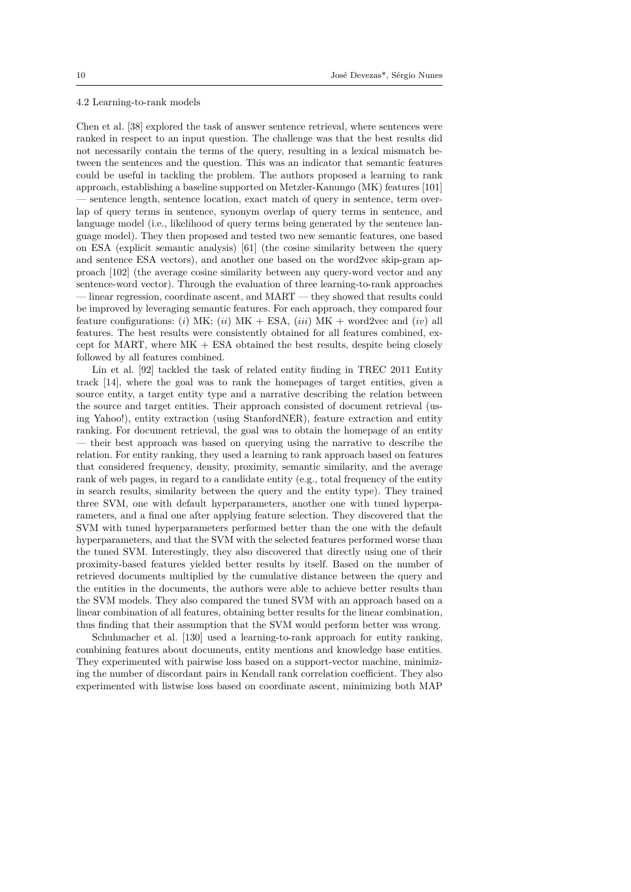### 4.2 Learning-to-rank models

Chen et al. [38] explored the task of answer sentence retrieval, where sentences were ranked in respect to an input question. The challenge was that the best results did not necessarily contain the terms of the query, resulting in a lexical mismatch between the sentences and the question. This was an indicator that semantic features could be useful in tackling the problem. The authors proposed a learning to rank approach, establishing a baseline supported on Metzler-Kanungo (MK) features [101] — sentence length, sentence location, exact match of query in sentence, term overlap of query terms in sentence, synonym overlap of query terms in sentence, and language model (i.e., likelihood of query terms being generated by the sentence language model). They then proposed and tested two new semantic features, one based on ESA (explicit semantic analysis) [61] (the cosine similarity between the query and sentence ESA vectors), and another one based on the word2vec skip-gram approach [102] (the average cosine similarity between any query-word vector and any sentence-word vector). Through the evaluation of three learning-to-rank approaches — linear regression, coordinate ascent, and MART — they showed that results could be improved by leveraging semantic features. For each approach, they compared four feature configurations: (*i*) MK; (*ii*) MK + ESA, (*iii*) MK + word2vec and (*iv*) all features. The best results were consistently obtained for all features combined, except for MART, where MK + ESA obtained the best results, despite being closely followed by all features combined.

Lin et al. [92] tackled the task of related entity finding in TREC 2011 Entity track [14], where the goal was to rank the homepages of target entities, given a source entity, a target entity type and a narrative describing the relation between the source and target entities. Their approach consisted of document retrieval (using Yahoo!), entity extraction (using StanfordNER), feature extraction and entity ranking. For document retrieval, the goal was to obtain the homepage of an entity — their best approach was based on querying using the narrative to describe the relation. For entity ranking, they used a learning to rank approach based on features that considered frequency, density, proximity, semantic similarity, and the average rank of web pages, in regard to a candidate entity (e.g., total frequency of the entity in search results, similarity between the query and the entity type). They trained three SVM, one with default hyperparameters, another one with tuned hyperparameters, and a final one after applying feature selection. They discovered that the SVM with tuned hyperparameters performed better than the one with the default hyperparameters, and that the SVM with the selected features performed worse than the tuned SVM. Interestingly, they also discovered that directly using one of their proximity-based features yielded better results by itself. Based on the number of retrieved documents multiplied by the cumulative distance between the query and the entities in the documents, the authors were able to achieve better results than the SVM models. They also compared the tuned SVM with an approach based on a linear combination of all features, obtaining better results for the linear combination, thus finding that their assumption that the SVM would perform better was wrong.

Schuhmacher et al. [130] used a learning-to-rank approach for entity ranking, combining features about documents, entity mentions and knowledge base entities. They experimented with pairwise loss based on a support-vector machine, minimizing the number of discordant pairs in Kendall rank correlation coefficient. They also experimented with listwise loss based on coordinate ascent, minimizing both MAP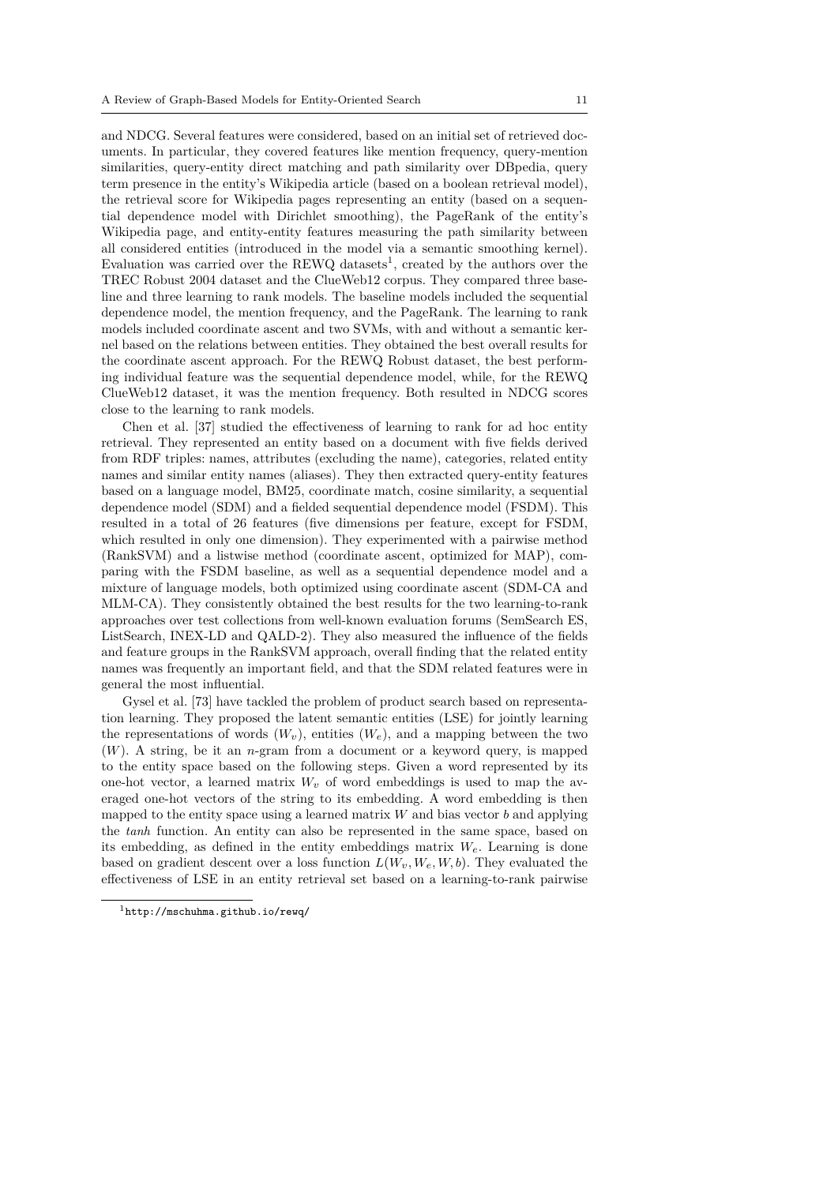and NDCG. Several features were considered, based on an initial set of retrieved documents. In particular, they covered features like mention frequency, query-mention similarities, query-entity direct matching and path similarity over DBpedia, query term presence in the entity's Wikipedia article (based on a boolean retrieval model), the retrieval score for Wikipedia pages representing an entity (based on a sequential dependence model with Dirichlet smoothing), the PageRank of the entity's Wikipedia page, and entity-entity features measuring the path similarity between all considered entities (introduced in the model via a semantic smoothing kernel). Evaluation was carried over the REWQ datasets[1], created by the authors over the TREC Robust 2004 dataset and the ClueWeb12 corpus. They compared three baseline and three learning to rank models. The baseline models included the sequential dependence model, the mention frequency, and the PageRank. The learning to rank models included coordinate ascent and two SVMs, with and without a semantic kernel based on the relations between entities. They obtained the best overall results for the coordinate ascent approach. For the REWQ Robust dataset, the best performing individual feature was the sequential dependence model, while, for the REWQ ClueWeb12 dataset, it was the mention frequency. Both resulted in NDCG scores close to the learning to rank models.

Chen et al. [37] studied the effectiveness of learning to rank for ad hoc entity retrieval. They represented an entity based on a document with five fields derived from RDF triples: names, attributes (excluding the name), categories, related entity names and similar entity names (aliases). They then extracted query-entity features based on a language model, BM25, coordinate match, cosine similarity, a sequential dependence model (SDM) and a fielded sequential dependence model (FSDM). This resulted in a total of 26 features (five dimensions per feature, except for FSDM, which resulted in only one dimension). They experimented with a pairwise method (RankSVM) and a listwise method (coordinate ascent, optimized for MAP), comparing with the FSDM baseline, as well as a sequential dependence model and a mixture of language models, both optimized using coordinate ascent (SDM-CA and MLM-CA). They consistently obtained the best results for the two learning-to-rank approaches over test collections from well-known evaluation forums (SemSearch ES, ListSearch, INEX-LD and QALD-2). They also measured the influence of the fields and feature groups in the RankSVM approach, overall finding that the related entity names was frequently an important field, and that the SDM related features were in general the most influential.

Gysel et al. [73] have tackled the problem of product search based on representation learning. They proposed the latent semantic entities (LSE) for jointly learning the representations of words ($W_v$), entities ($W_e$), and a mapping between the two ($W$). A string, be it an $n$-gram from a document or a keyword query, is mapped to the entity space based on the following steps. Given a word represented by its one-hot vector, a learned matrix $W_v$ of word embeddings is used to map the averaged one-hot vectors of the string to its embedding. A word embedding is then mapped to the entity space using a learned matrix $W$ and bias vector $b$ and applying the *tanh* function. An entity can also be represented in the same space, based on its embedding, as defined in the entity embeddings matrix $W_e$. Learning is done based on gradient descent over a loss function $L(W_v, W_e, W, b)$. They evaluated the effectiveness of LSE in an entity retrieval set based on a learning-to-rank pairwise

[1] http://mschuhma.github.io/rewq/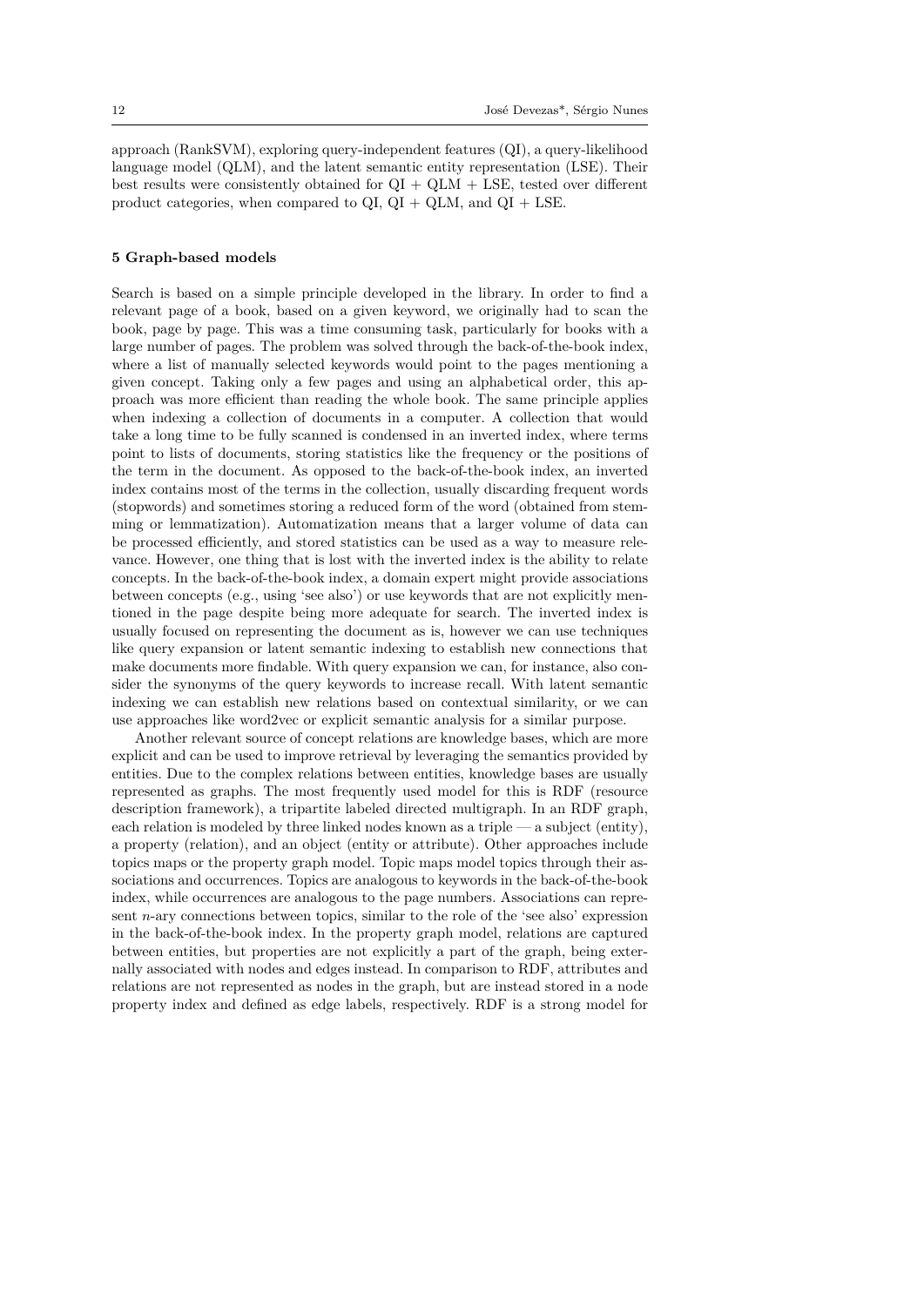approach (RankSVM), exploring query-independent features (QI), a query-likelihood language model (QLM), and the latent semantic entity representation (LSE). Their best results were consistently obtained for QI + QLM + LSE, tested over different product categories, when compared to QI, QI + QLM, and QI + LSE.

## 5 Graph-based models

Search is based on a simple principle developed in the library. In order to find a relevant page of a book, based on a given keyword, we originally had to scan the book, page by page. This was a time consuming task, particularly for books with a large number of pages. The problem was solved through the back-of-the-book index, where a list of manually selected keywords would point to the pages mentioning a given concept. Taking only a few pages and using an alphabetical order, this approach was more efficient than reading the whole book. The same principle applies when indexing a collection of documents in a computer. A collection that would take a long time to be fully scanned is condensed in an inverted index, where terms point to lists of documents, storing statistics like the frequency or the positions of the term in the document. As opposed to the back-of-the-book index, an inverted index contains most of the terms in the collection, usually discarding frequent words (stopwords) and sometimes storing a reduced form of the word (obtained from stemming or lemmatization). Automatization means that a larger volume of data can be processed efficiently, and stored statistics can be used as a way to measure relevance. However, one thing that is lost with the inverted index is the ability to relate concepts. In the back-of-the-book index, a domain expert might provide associations between concepts (e.g., using 'see also') or use keywords that are not explicitly mentioned in the page despite being more adequate for search. The inverted index is usually focused on representing the document as is, however we can use techniques like query expansion or latent semantic indexing to establish new connections that make documents more findable. With query expansion we can, for instance, also consider the synonyms of the query keywords to increase recall. With latent semantic indexing we can establish new relations based on contextual similarity, or we can use approaches like word2vec or explicit semantic analysis for a similar purpose.

Another relevant source of concept relations are knowledge bases, which are more explicit and can be used to improve retrieval by leveraging the semantics provided by entities. Due to the complex relations between entities, knowledge bases are usually represented as graphs. The most frequently used model for this is RDF (resource description framework), a tripartite labeled directed multigraph. In an RDF graph, each relation is modeled by three linked nodes known as a triple — a subject (entity), a property (relation), and an object (entity or attribute). Other approaches include topics maps or the property graph model. Topic maps model topics through their associations and occurrences. Topics are analogous to keywords in the back-of-the-book index, while occurrences are analogous to the page numbers. Associations can represent $n$-ary connections between topics, similar to the role of the 'see also' expression in the back-of-the-book index. In the property graph model, relations are captured between entities, but properties are not explicitly a part of the graph, being externally associated with nodes and edges instead. In comparison to RDF, attributes and relations are not represented as nodes in the graph, but are instead stored in a node property index and defined as edge labels, respectively. RDF is a strong model for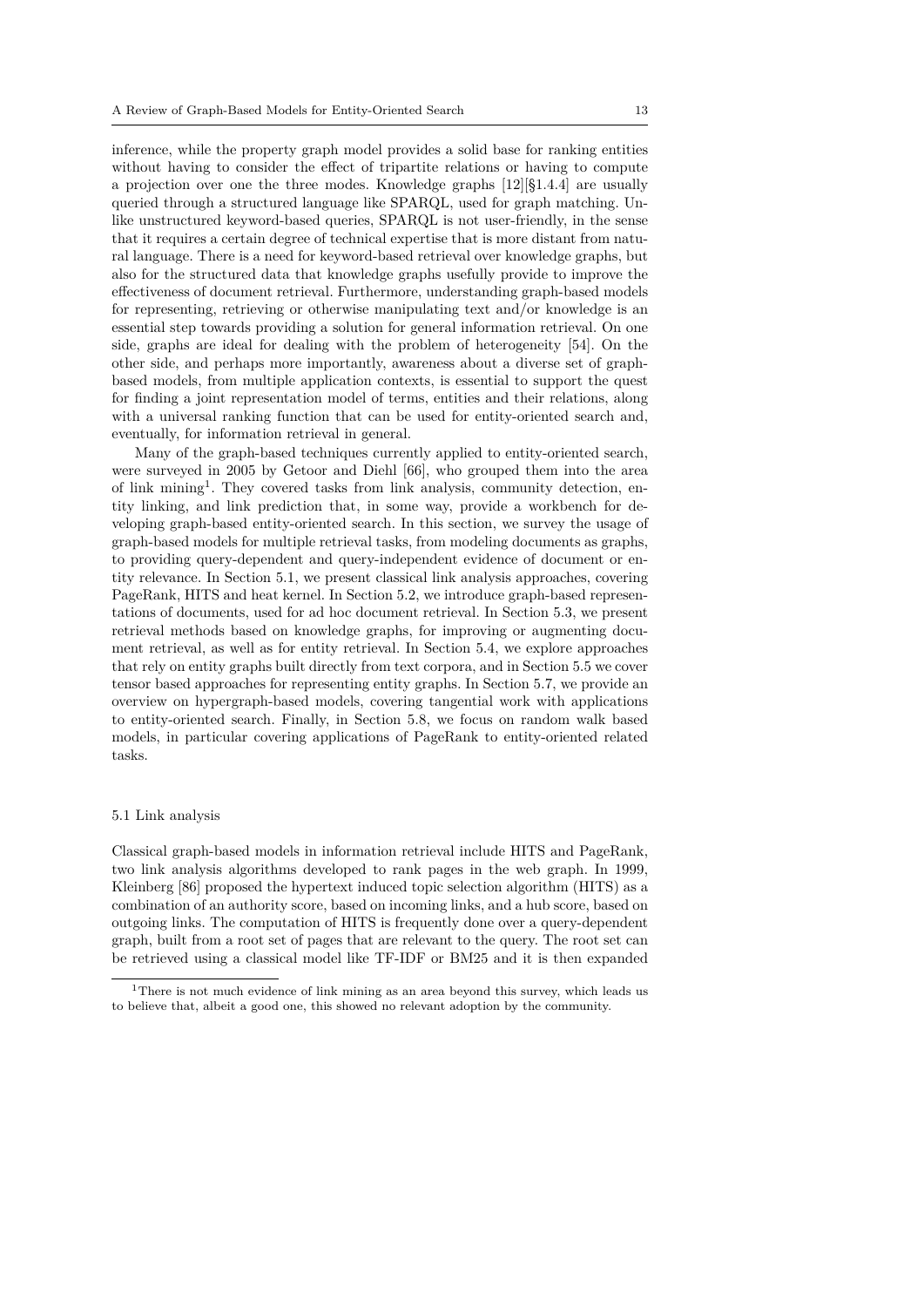inference, while the property graph model provides a solid base for ranking entities without having to consider the effect of tripartite relations or having to compute a projection over one the three modes. Knowledge graphs [12][§1.4.4] are usually queried through a structured language like SPARQL, used for graph matching. Unlike unstructured keyword-based queries, SPARQL is not user-friendly, in the sense that it requires a certain degree of technical expertise that is more distant from natural language. There is a need for keyword-based retrieval over knowledge graphs, but also for the structured data that knowledge graphs usefully provide to improve the effectiveness of document retrieval. Furthermore, understanding graph-based models for representing, retrieving or otherwise manipulating text and/or knowledge is an essential step towards providing a solution for general information retrieval. On one side, graphs are ideal for dealing with the problem of heterogeneity [54]. On the other side, and perhaps more importantly, awareness about a diverse set of graph-based models, from multiple application contexts, is essential to support the quest for finding a joint representation model of terms, entities and their relations, along with a universal ranking function that can be used for entity-oriented search and, eventually, for information retrieval in general.

Many of the graph-based techniques currently applied to entity-oriented search, were surveyed in 2005 by Getoor and Diehl [66], who grouped them into the area of link mining[1]. They covered tasks from link analysis, community detection, entity linking, and link prediction that, in some way, provide a workbench for developing graph-based entity-oriented search. In this section, we survey the usage of graph-based models for multiple retrieval tasks, from modeling documents as graphs, to providing query-dependent and query-independent evidence of document or entity relevance. In Section 5.1, we present classical link analysis approaches, covering PageRank, HITS and heat kernel. In Section 5.2, we introduce graph-based representations of documents, used for ad hoc document retrieval. In Section 5.3, we present retrieval methods based on knowledge graphs, for improving or augmenting document retrieval, as well as for entity retrieval. In Section 5.4, we explore approaches that rely on entity graphs built directly from text corpora, and in Section 5.5 we cover tensor based approaches for representing entity graphs. In Section 5.7, we provide an overview on hypergraph-based models, covering tangential work with applications to entity-oriented search. Finally, in Section 5.8, we focus on random walk based models, in particular covering applications of PageRank to entity-oriented related tasks.

### 5.1 Link analysis

Classical graph-based models in information retrieval include HITS and PageRank, two link analysis algorithms developed to rank pages in the web graph. In 1999, Kleinberg [86] proposed the hypertext induced topic selection algorithm (HITS) as a combination of an authority score, based on incoming links, and a hub score, based on outgoing links. The computation of HITS is frequently done over a query-dependent graph, built from a root set of pages that are relevant to the query. The root set can be retrieved using a classical model like TF-IDF or BM25 and it is then expanded

[1] There is not much evidence of link mining as an area beyond this survey, which leads us to believe that, albeit a good one, this showed no relevant adoption by the community.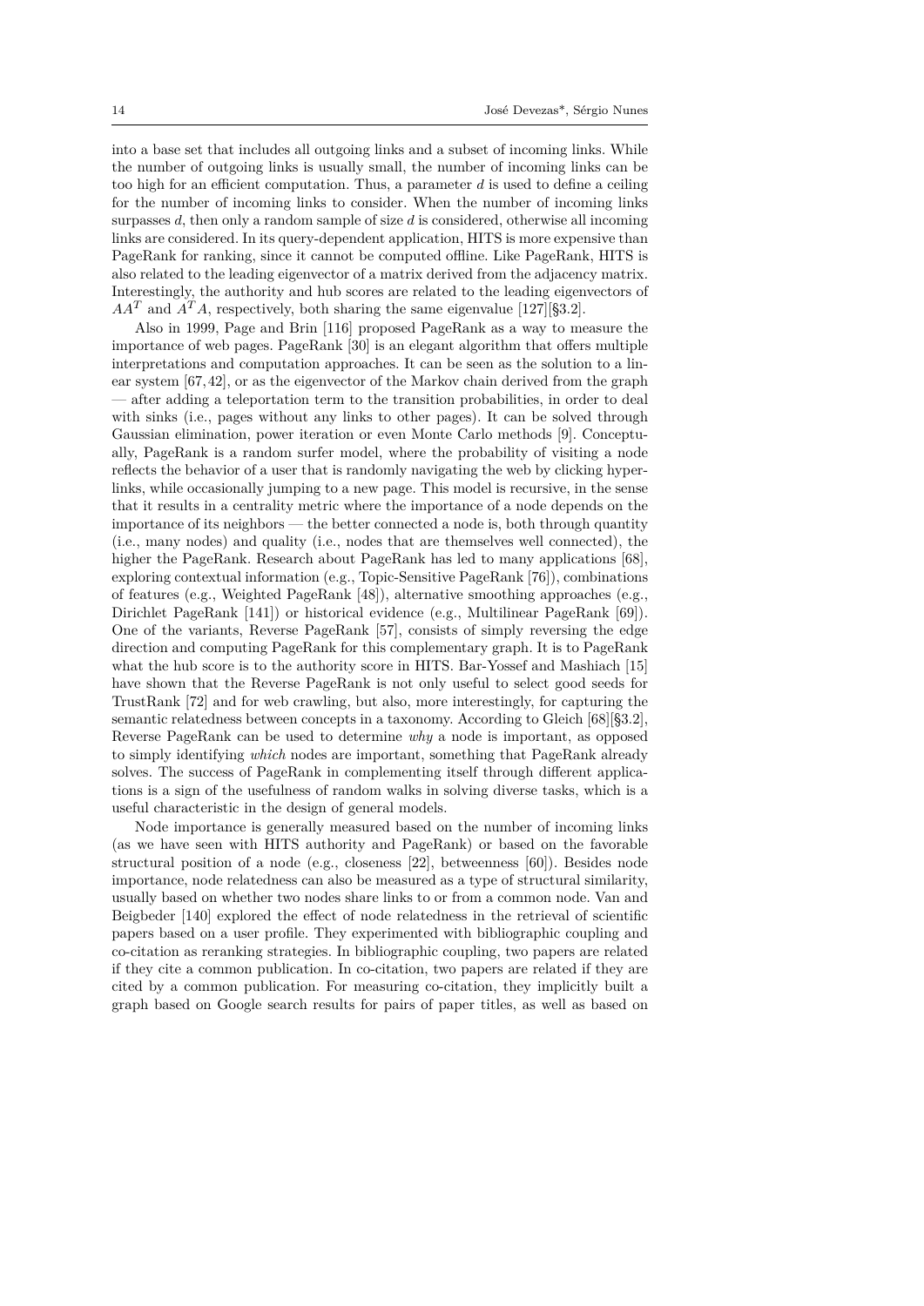into a base set that includes all outgoing links and a subset of incoming links. While the number of outgoing links is usually small, the number of incoming links can be too high for an efficient computation. Thus, a parameter $d$ is used to define a ceiling for the number of incoming links to consider. When the number of incoming links surpasses $d$, then only a random sample of size $d$ is considered, otherwise all incoming links are considered. In its query-dependent application, HITS is more expensive than PageRank for ranking, since it cannot be computed offline. Like PageRank, HITS is also related to the leading eigenvector of a matrix derived from the adjacency matrix. Interestingly, the authority and hub scores are related to the leading eigenvectors of $AA^T$ and $A^TA$, respectively, both sharing the same eigenvalue [127][§3.2].

Also in 1999, Page and Brin [116] proposed PageRank as a way to measure the importance of web pages. PageRank [30] is an elegant algorithm that offers multiple interpretations and computation approaches. It can be seen as the solution to a linear system [67, 42], or as the eigenvector of the Markov chain derived from the graph — after adding a teleportation term to the transition probabilities, in order to deal with sinks (i.e., pages without any links to other pages). It can be solved through Gaussian elimination, power iteration or even Monte Carlo methods [9]. Conceptually, PageRank is a random surfer model, where the probability of visiting a node reflects the behavior of a user that is randomly navigating the web by clicking hyperlinks, while occasionally jumping to a new page. This model is recursive, in the sense that it results in a centrality metric where the importance of a node depends on the importance of its neighbors — the better connected a node is, both through quantity (i.e., many nodes) and quality (i.e., nodes that are themselves well connected), the higher the PageRank. Research about PageRank has led to many applications [68], exploring contextual information (e.g., Topic-Sensitive PageRank [76]), combinations of features (e.g., Weighted PageRank [48]), alternative smoothing approaches (e.g., Dirichlet PageRank [141]) or historical evidence (e.g., Multilinear PageRank [69]). One of the variants, Reverse PageRank [57], consists of simply reversing the edge direction and computing PageRank for this complementary graph. It is to PageRank what the hub score is to the authority score in HITS. Bar-Yossef and Mashiach [15] have shown that the Reverse PageRank is not only useful to select good seeds for TrustRank [72] and for web crawling, but also, more interestingly, for capturing the semantic relatedness between concepts in a taxonomy. According to Gleich [68][§3.2], Reverse PageRank can be used to determine *why* a node is important, as opposed to simply identifying *which* nodes are important, something that PageRank already solves. The success of PageRank in complementing itself through different applications is a sign of the usefulness of random walks in solving diverse tasks, which is a useful characteristic in the design of general models.

Node importance is generally measured based on the number of incoming links (as we have seen with HITS authority and PageRank) or based on the favorable structural position of a node (e.g., closeness [22], betweenness [60]). Besides node importance, node relatedness can also be measured as a type of structural similarity, usually based on whether two nodes share links to or from a common node. Van and Beigbeder [140] explored the effect of node relatedness in the retrieval of scientific papers based on a user profile. They experimented with bibliographic coupling and co-citation as reranking strategies. In bibliographic coupling, two papers are related if they cite a common publication. In co-citation, two papers are related if they are cited by a common publication. For measuring co-citation, they implicitly built a graph based on Google search results for pairs of paper titles, as well as based on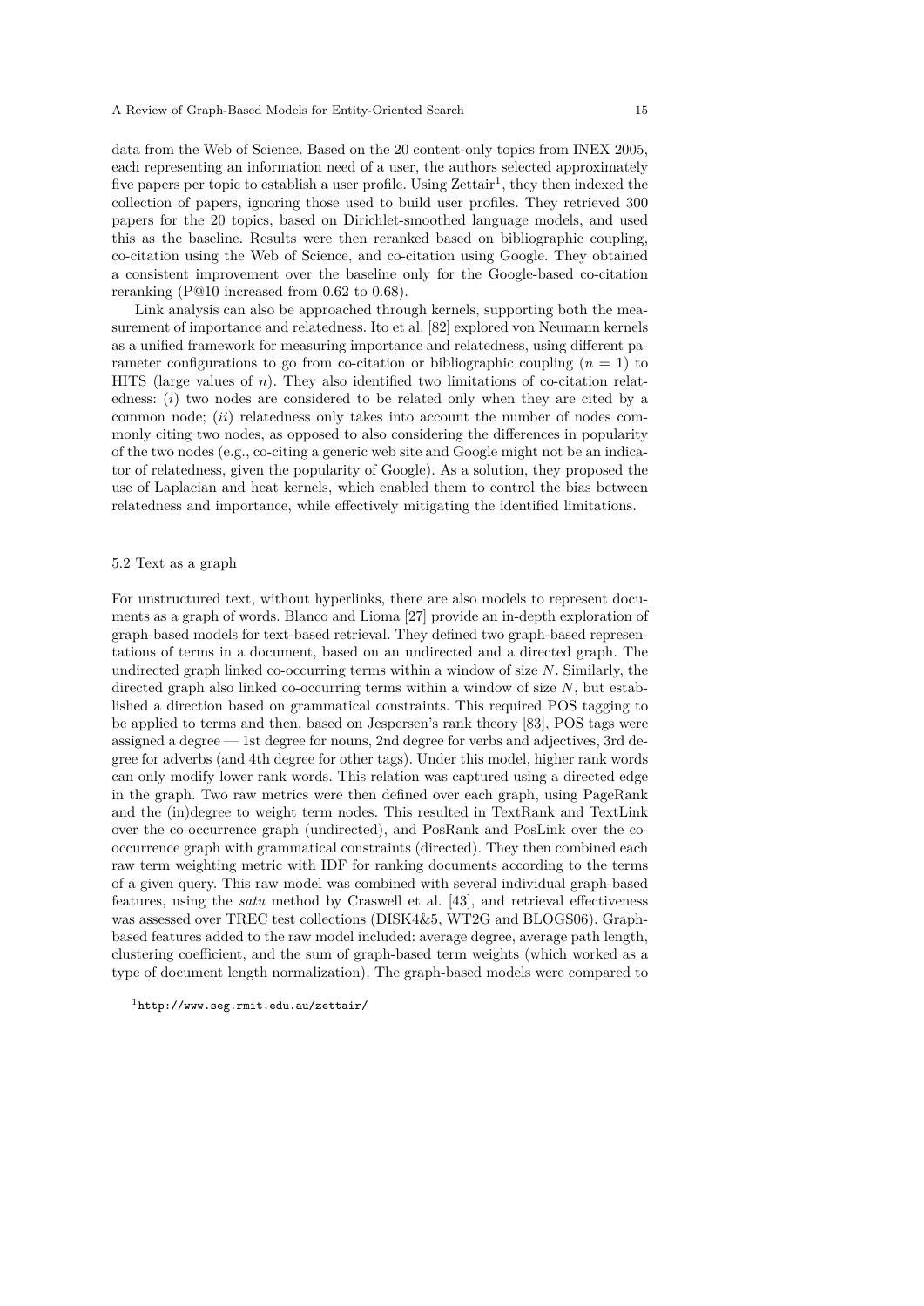data from the Web of Science. Based on the 20 content-only topics from INEX 2005, each representing an information need of a user, the authors selected approximately five papers per topic to establish a user profile. Using Zettair[1], they then indexed the collection of papers, ignoring those used to build user profiles. They retrieved 300 papers for the 20 topics, based on Dirichlet-smoothed language models, and used this as the baseline. Results were then reranked based on bibliographic coupling, co-citation using the Web of Science, and co-citation using Google. They obtained a consistent improvement over the baseline only for the Google-based co-citation reranking (P@10 increased from 0.62 to 0.68).

Link analysis can also be approached through kernels, supporting both the measurement of importance and relatedness. Ito et al. [82] explored von Neumann kernels as a unified framework for measuring importance and relatedness, using different parameter configurations to go from co-citation or bibliographic coupling ($n = 1$) to HITS (large values of $n$). They also identified two limitations of co-citation relatedness: (*i*) two nodes are considered to be related only when they are cited by a common node; (*ii*) relatedness only takes into account the number of nodes commonly citing two nodes, as opposed to also considering the differences in popularity of the two nodes (e.g., co-citing a generic web site and Google might not be an indicator of relatedness, given the popularity of Google). As a solution, they proposed the use of Laplacian and heat kernels, which enabled them to control the bias between relatedness and importance, while effectively mitigating the identified limitations.

### 5.2 Text as a graph

For unstructured text, without hyperlinks, there are also models to represent documents as a graph of words. Blanco and Lioma [27] provide an in-depth exploration of graph-based models for text-based retrieval. They defined two graph-based representations of terms in a document, based on an undirected and a directed graph. The undirected graph linked co-occurring terms within a window of size $N$. Similarly, the directed graph also linked co-occurring terms within a window of size $N$, but established a direction based on grammatical constraints. This required POS tagging to be applied to terms and then, based on Jespersen's rank theory [83], POS tags were assigned a degree — 1st degree for nouns, 2nd degree for verbs and adjectives, 3rd degree for adverbs (and 4th degree for other tags). Under this model, higher rank words can only modify lower rank words. This relation was captured using a directed edge in the graph. Two raw metrics were then defined over each graph, using PageRank and the (in)degree to weight term nodes. This resulted in TextRank and TextLink over the co-occurrence graph (undirected), and PosRank and PosLink over the co-occurrence graph with grammatical constraints (directed). They then combined each raw term weighting metric with IDF for ranking documents according to the terms of a given query. This raw model was combined with several individual graph-based features, using the *satu* method by Craswell et al. [43], and retrieval effectiveness was assessed over TREC test collections (DISK4&5, WT2G and BLOGS06). Graph-based features added to the raw model included: average degree, average path length, clustering coefficient, and the sum of graph-based term weights (which worked as a type of document length normalization). The graph-based models were compared to

[1] http://www.seg.rmit.edu.au/zettair/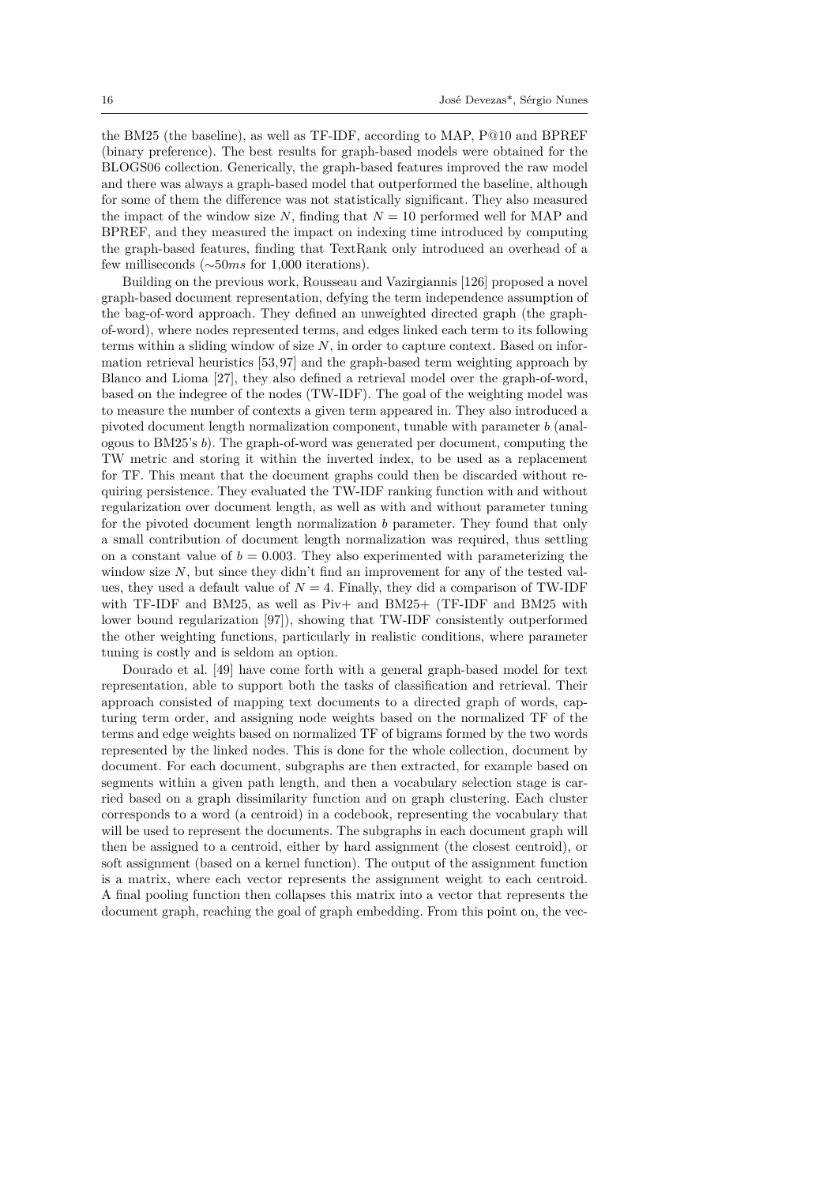the BM25 (the baseline), as well as TF-IDF, according to MAP, P@10 and BPREF (binary preference). The best results for graph-based models were obtained for the BLOGS06 collection. Generically, the graph-based features improved the raw model and there was always a graph-based model that outperformed the baseline, although for some of them the difference was not statistically significant. They also measured the impact of the window size $N$, finding that $N = 10$ performed well for MAP and BPREF, and they measured the impact on indexing time introduced by computing the graph-based features, finding that TextRank only introduced an overhead of a few milliseconds ($\sim$50$ms$ for 1,000 iterations).

Building on the previous work, Rousseau and Vazirgiannis [126] proposed a novel graph-based document representation, defying the term independence assumption of the bag-of-word approach. They defined an unweighted directed graph (the graph-of-word), where nodes represented terms, and edges linked each term to its following terms within a sliding window of size $N$, in order to capture context. Based on information retrieval heuristics [53, 97] and the graph-based term weighting approach by Blanco and Lioma [27], they also defined a retrieval model over the graph-of-word, based on the indegree of the nodes (TW-IDF). The goal of the weighting model was to measure the number of contexts a given term appeared in. They also introduced a pivoted document length normalization component, tunable with parameter $b$ (analogous to BM25's $b$). The graph-of-word was generated per document, computing the TW metric and storing it within the inverted index, to be used as a replacement for TF. This meant that the document graphs could then be discarded without requiring persistence. They evaluated the TW-IDF ranking function with and without regularization over document length, as well as with and without parameter tuning for the pivoted document length normalization $b$ parameter. They found that only a small contribution of document length normalization was required, thus settling on a constant value of $b = 0.003$. They also experimented with parameterizing the window size $N$, but since they didn't find an improvement for any of the tested values, they used a default value of $N = 4$. Finally, they did a comparison of TW-IDF with TF-IDF and BM25, as well as Piv+ and BM25+ (TF-IDF and BM25 with lower bound regularization [97]), showing that TW-IDF consistently outperformed the other weighting functions, particularly in realistic conditions, where parameter tuning is costly and is seldom an option.

Dourado et al. [49] have come forth with a general graph-based model for text representation, able to support both the tasks of classification and retrieval. Their approach consisted of mapping text documents to a directed graph of words, capturing term order, and assigning node weights based on the normalized TF of the terms and edge weights based on normalized TF of bigrams formed by the two words represented by the linked nodes. This is done for the whole collection, document by document. For each document, subgraphs are then extracted, for example based on segments within a given path length, and then a vocabulary selection stage is carried based on a graph dissimilarity function and on graph clustering. Each cluster corresponds to a word (a centroid) in a codebook, representing the vocabulary that will be used to represent the documents. The subgraphs in each document graph will then be assigned to a centroid, either by hard assignment (the closest centroid), or soft assignment (based on a kernel function). The output of the assignment function is a matrix, where each vector represents the assignment weight to each centroid. A final pooling function then collapses this matrix into a vector that represents the document graph, reaching the goal of graph embedding. From this point on, the vec-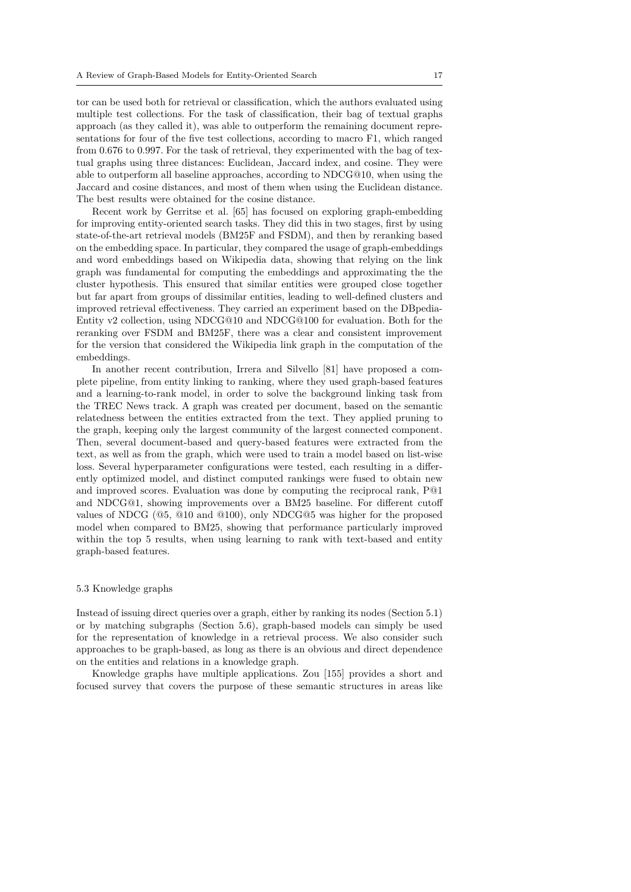tor can be used both for retrieval or classification, which the authors evaluated using multiple test collections. For the task of classification, their bag of textual graphs approach (as they called it), was able to outperform the remaining document representations for four of the five test collections, according to macro F1, which ranged from 0.676 to 0.997. For the task of retrieval, they experimented with the bag of textual graphs using three distances: Euclidean, Jaccard index, and cosine. They were able to outperform all baseline approaches, according to NDCG@10, when using the Jaccard and cosine distances, and most of them when using the Euclidean distance. The best results were obtained for the cosine distance.

Recent work by Gerritse et al. [65] has focused on exploring graph-embedding for improving entity-oriented search tasks. They did this in two stages, first by using state-of-the-art retrieval models (BM25F and FSDM), and then by reranking based on the embedding space. In particular, they compared the usage of graph-embeddings and word embeddings based on Wikipedia data, showing that relying on the link graph was fundamental for computing the embeddings and approximating the the cluster hypothesis. This ensured that similar entities were grouped close together but far apart from groups of dissimilar entities, leading to well-defined clusters and improved retrieval effectiveness. They carried an experiment based on the DBpedia-Entity v2 collection, using NDCG@10 and NDCG@100 for evaluation. Both for the reranking over FSDM and BM25F, there was a clear and consistent improvement for the version that considered the Wikipedia link graph in the computation of the embeddings.

In another recent contribution, Irrera and Silvello [81] have proposed a complete pipeline, from entity linking to ranking, where they used graph-based features and a learning-to-rank model, in order to solve the background linking task from the TREC News track. A graph was created per document, based on the semantic relatedness between the entities extracted from the text. They applied pruning to the graph, keeping only the largest community of the largest connected component. Then, several document-based and query-based features were extracted from the text, as well as from the graph, which were used to train a model based on list-wise loss. Several hyperparameter configurations were tested, each resulting in a differently optimized model, and distinct computed rankings were fused to obtain new and improved scores. Evaluation was done by computing the reciprocal rank, P@1 and NDCG@1, showing improvements over a BM25 baseline. For different cutoff values of NDCG (@5, @10 and @100), only NDCG@5 was higher for the proposed model when compared to BM25, showing that performance particularly improved within the top 5 results, when using learning to rank with text-based and entity graph-based features.

### 5.3 Knowledge graphs

Instead of issuing direct queries over a graph, either by ranking its nodes (Section 5.1) or by matching subgraphs (Section 5.6), graph-based models can simply be used for the representation of knowledge in a retrieval process. We also consider such approaches to be graph-based, as long as there is an obvious and direct dependence on the entities and relations in a knowledge graph.

Knowledge graphs have multiple applications. Zou [155] provides a short and focused survey that covers the purpose of these semantic structures in areas like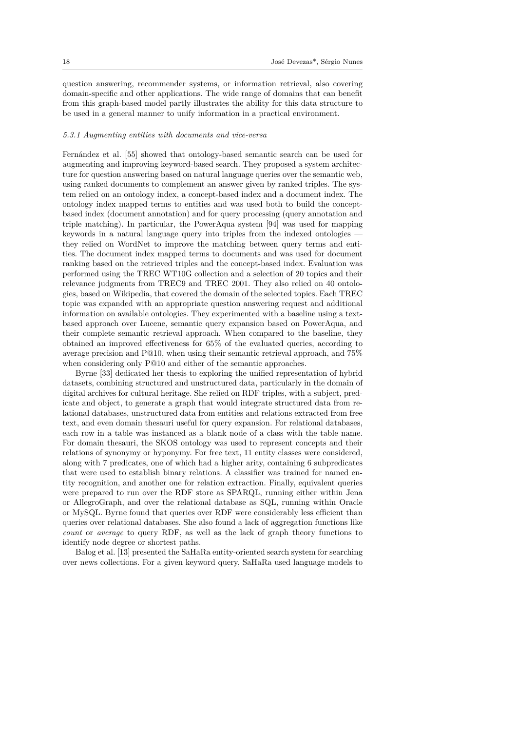question answering, recommender systems, or information retrieval, also covering domain-specific and other applications. The wide range of domains that can benefit from this graph-based model partly illustrates the ability for this data structure to be used in a general manner to unify information in a practical environment.

#### *5.3.1 Augmenting entities with documents and vice-versa*

Fernández et al. [55] showed that ontology-based semantic search can be used for augmenting and improving keyword-based search. They proposed a system architecture for question answering based on natural language queries over the semantic web, using ranked documents to complement an answer given by ranked triples. The system relied on an ontology index, a concept-based index and a document index. The ontology index mapped terms to entities and was used both to build the concept-based index (document annotation) and for query processing (query annotation and triple matching). In particular, the PowerAqua system [94] was used for mapping keywords in a natural language query into triples from the indexed ontologies — they relied on WordNet to improve the matching between query terms and entities. The document index mapped terms to documents and was used for document ranking based on the retrieved triples and the concept-based index. Evaluation was performed using the TREC WT10G collection and a selection of 20 topics and their relevance judgments from TREC9 and TREC 2001. They also relied on 40 ontologies, based on Wikipedia, that covered the domain of the selected topics. Each TREC topic was expanded with an appropriate question answering request and additional information on available ontologies. They experimented with a baseline using a text-based approach over Lucene, semantic query expansion based on PowerAqua, and their complete semantic retrieval approach. When compared to the baseline, they obtained an improved effectiveness for 65% of the evaluated queries, according to average precision and P@10, when using their semantic retrieval approach, and 75% when considering only P@10 and either of the semantic approaches.

Byrne [33] dedicated her thesis to exploring the unified representation of hybrid datasets, combining structured and unstructured data, particularly in the domain of digital archives for cultural heritage. She relied on RDF triples, with a subject, predicate and object, to generate a graph that would integrate structured data from relational databases, unstructured data from entities and relations extracted from free text, and even domain thesauri useful for query expansion. For relational databases, each row in a table was instanced as a blank node of a class with the table name. For domain thesauri, the SKOS ontology was used to represent concepts and their relations of synonymy or hyponymy. For free text, 11 entity classes were considered, along with 7 predicates, one of which had a higher arity, containing 6 subpredicates that were used to establish binary relations. A classifier was trained for named entity recognition, and another one for relation extraction. Finally, equivalent queries were prepared to run over the RDF store as SPARQL, running either within Jena or AllegroGraph, and over the relational database as SQL, running within Oracle or MySQL. Byrne found that queries over RDF were considerably less efficient than queries over relational databases. She also found a lack of aggregation functions like *count* or *average* to query RDF, as well as the lack of graph theory functions to identify node degree or shortest paths.

Balog et al. [13] presented the SaHaRa entity-oriented search system for searching over news collections. For a given keyword query, SaHaRa used language models to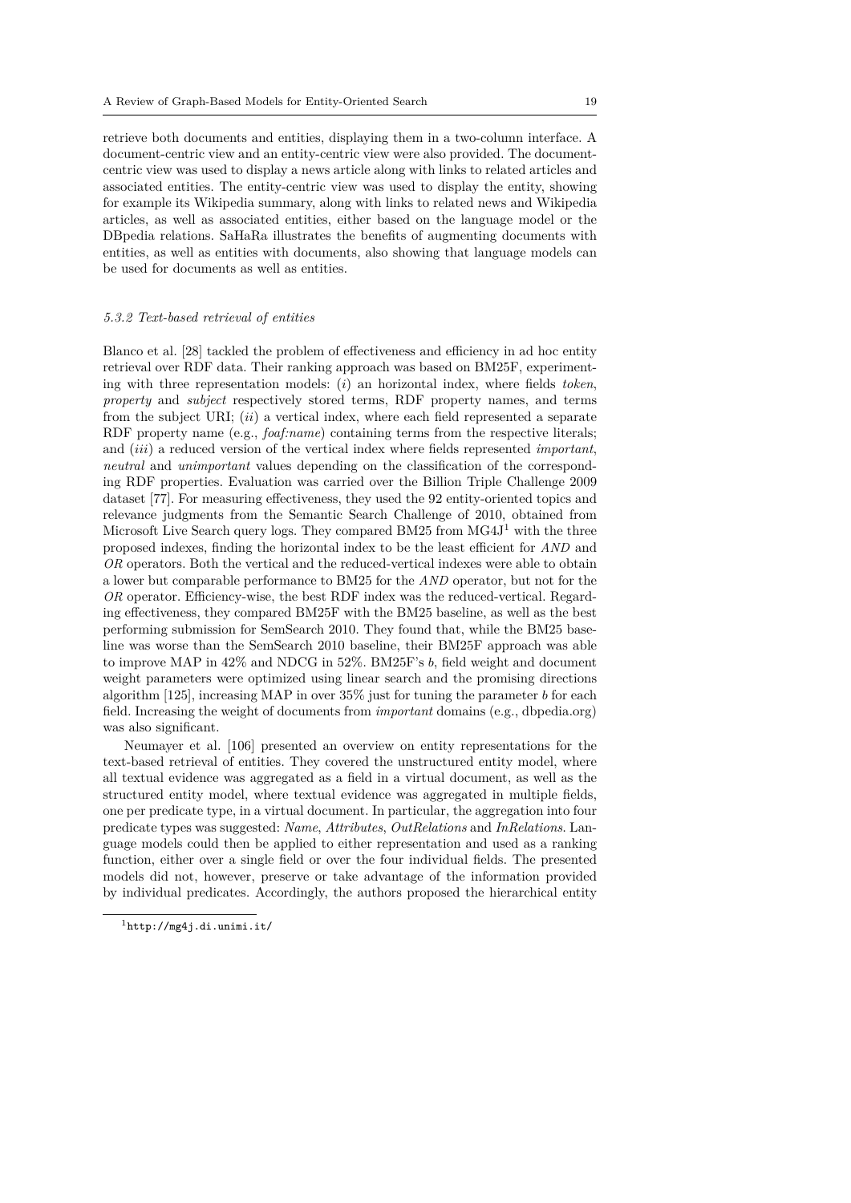retrieve both documents and entities, displaying them in a two-column interface. A document-centric view and an entity-centric view were also provided. The document-centric view was used to display a news article along with links to related articles and associated entities. The entity-centric view was used to display the entity, showing for example its Wikipedia summary, along with links to related news and Wikipedia articles, as well as associated entities, either based on the language model or the DBpedia relations. SaHaRa illustrates the benefits of augmenting documents with entities, as well as entities with documents, also showing that language models can be used for documents as well as entities.

#### *5.3.2 Text-based retrieval of entities*

Blanco et al. [28] tackled the problem of effectiveness and efficiency in ad hoc entity retrieval over RDF data. Their ranking approach was based on BM25F, experimenting with three representation models: (*i*) an horizontal index, where fields *token*, *property* and *subject* respectively stored terms, RDF property names, and terms from the subject URI; (*ii*) a vertical index, where each field represented a separate RDF property name (e.g., *foaf:name*) containing terms from the respective literals; and (*iii*) a reduced version of the vertical index where fields represented *important*, *neutral* and *unimportant* values depending on the classification of the corresponding RDF properties. Evaluation was carried over the Billion Triple Challenge 2009 dataset [77]. For measuring effectiveness, they used the 92 entity-oriented topics and relevance judgments from the Semantic Search Challenge of 2010, obtained from Microsoft Live Search query logs. They compared BM25 from MG4J[1] with the three proposed indexes, finding the horizontal index to be the least efficient for *AND* and *OR* operators. Both the vertical and the reduced-vertical indexes were able to obtain a lower but comparable performance to BM25 for the *AND* operator, but not for the *OR* operator. Efficiency-wise, the best RDF index was the reduced-vertical. Regarding effectiveness, they compared BM25F with the BM25 baseline, as well as the best performing submission for SemSearch 2010. They found that, while the BM25 baseline was worse than the SemSearch 2010 baseline, their BM25F approach was able to improve MAP in 42% and NDCG in 52%. BM25F's $b$, field weight and document weight parameters were optimized using linear search and the promising directions algorithm [125], increasing MAP in over 35% just for tuning the parameter $b$ for each field. Increasing the weight of documents from *important* domains (e.g., dbpedia.org) was also significant.

Neumayer et al. [106] presented an overview on entity representations for the text-based retrieval of entities. They covered the unstructured entity model, where all textual evidence was aggregated as a field in a virtual document, as well as the structured entity model, where textual evidence was aggregated in multiple fields, one per predicate type, in a virtual document. In particular, the aggregation into four predicate types was suggested: *Name*, *Attributes*, *OutRelations* and *InRelations*. Language models could then be applied to either representation and used as a ranking function, either over a single field or over the four individual fields. The presented models did not, however, preserve or take advantage of the information provided by individual predicates. Accordingly, the authors proposed the hierarchical entity

[1] http://mg4j.di.unimi.it/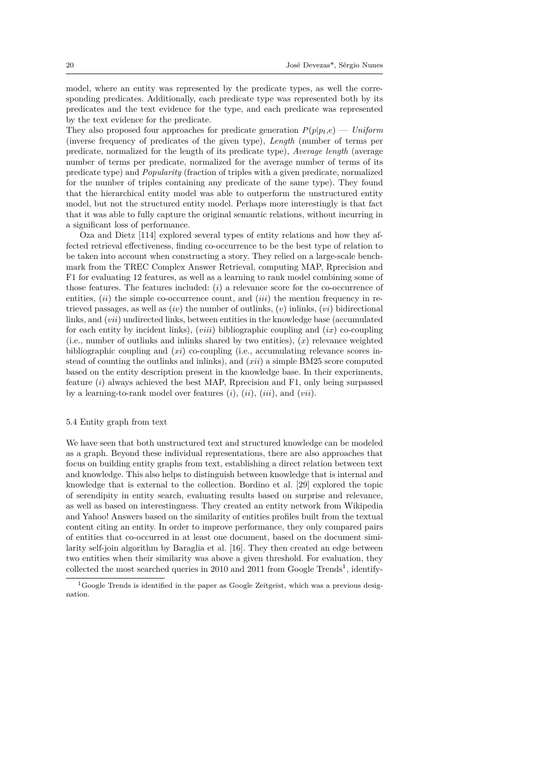model, where an entity was represented by the predicate types, as well the corresponding predicates. Additionally, each predicate type was represented both by its predicates and the text evidence for the type, and each predicate was represented by the text evidence for the predicate.
They also proposed four approaches for predicate generation $P(p|p_t,e)$ — *Uniform* (inverse frequency of predicates of the given type), *Length* (number of terms per predicate, normalized for the length of its predicate type), *Average length* (average number of terms per predicate, normalized for the average number of terms of its predicate type) and *Popularity* (fraction of triples with a given predicate, normalized for the number of triples containing any predicate of the same type). They found that the hierarchical entity model was able to outperform the unstructured entity model, but not the structured entity model. Perhaps more interestingly is that fact that it was able to fully capture the original semantic relations, without incurring in a significant loss of performance.

Oza and Dietz [114] explored several types of entity relations and how they affected retrieval effectiveness, finding co-occurrence to be the best type of relation to be taken into account when constructing a story. They relied on a large-scale benchmark from the TREC Complex Answer Retrieval, computing MAP, Rprecision and F1 for evaluating 12 features, as well as a learning to rank model combining some of those features. The features included: (*i*) a relevance score for the co-occurrence of entities, (*ii*) the simple co-occurrence count, and (*iii*) the mention frequency in retrieved passages, as well as (*iv*) the number of outlinks, (*v*) inlinks, (*vi*) bidirectional links, and (*vii*) undirected links, between entities in the knowledge base (accumulated for each entity by incident links), (*viii*) bibliographic coupling and (*ix*) co-coupling (i.e., number of outlinks and inlinks shared by two entities), (*x*) relevance weighted bibliographic coupling and (*xi*) co-coupling (i.e., accumulating relevance scores instead of counting the outlinks and inlinks), and (*xii*) a simple BM25 score computed based on the entity description present in the knowledge base. In their experiments, feature (*i*) always achieved the best MAP, Rprecision and F1, only being surpassed by a learning-to-rank model over features (*i*), (*ii*), (*iii*), and (*vii*).

### 5.4 Entity graph from text

We have seen that both unstructured text and structured knowledge can be modeled as a graph. Beyond these individual representations, there are also approaches that focus on building entity graphs from text, establishing a direct relation between text and knowledge. This also helps to distinguish between knowledge that is internal and knowledge that is external to the collection. Bordino et al. [29] explored the topic of serendipity in entity search, evaluating results based on surprise and relevance, as well as based on interestingness. They created an entity network from Wikipedia and Yahoo! Answers based on the similarity of entities profiles built from the textual content citing an entity. In order to improve performance, they only compared pairs of entities that co-occurred in at least one document, based on the document similarity self-join algorithm by Baraglia et al. [16]. They then created an edge between two entities when their similarity was above a given threshold. For evaluation, they collected the most searched queries in 2010 and 2011 from Google Trends[1], identify-

[1] Google Trends is identified in the paper as Google Zeitgeist, which was a previous designation.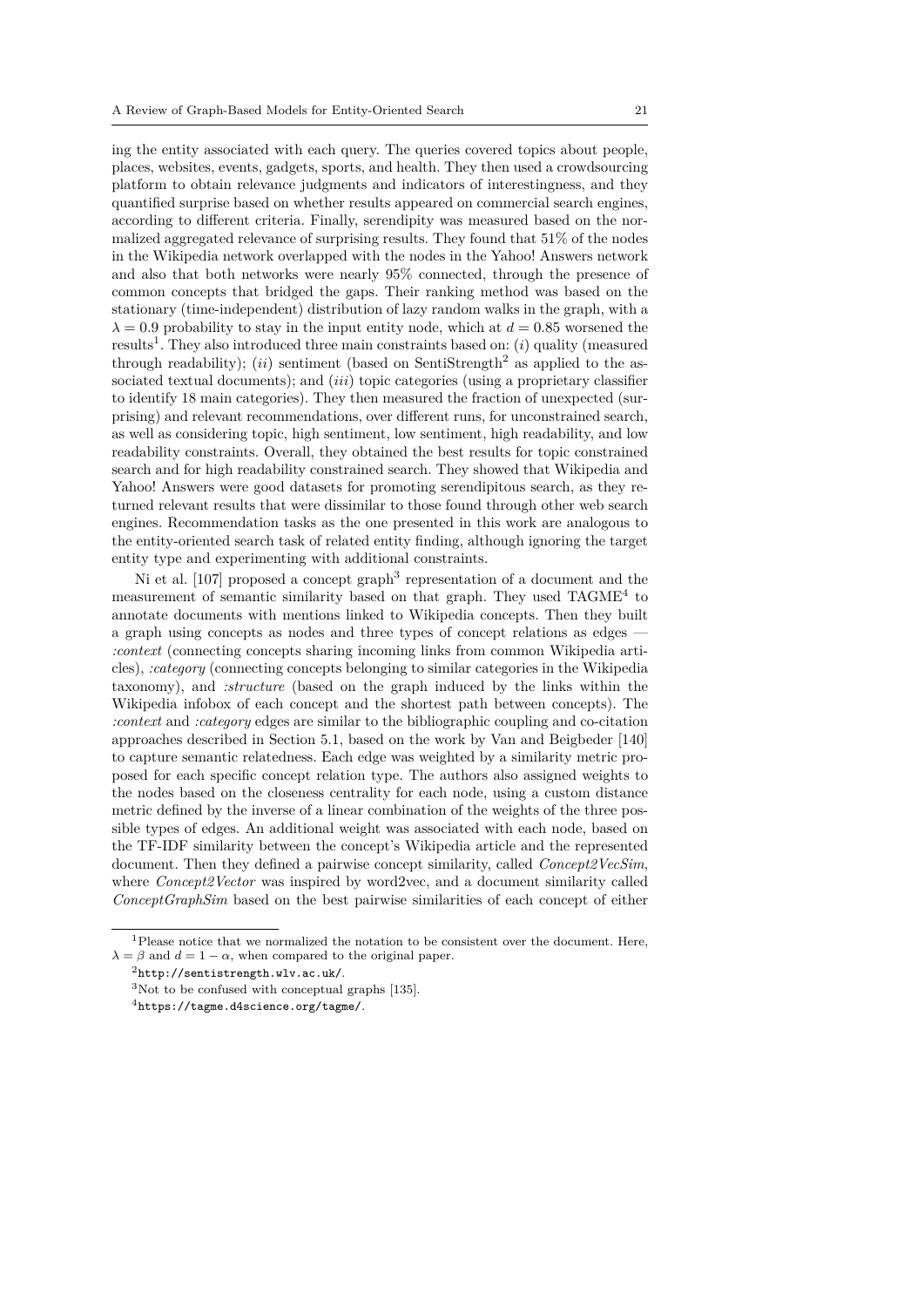ing the entity associated with each query. The queries covered topics about people, places, websites, events, gadgets, sports, and health. They then used a crowdsourcing platform to obtain relevance judgments and indicators of interestingness, and they quantified surprise based on whether results appeared on commercial search engines, according to different criteria. Finally, serendipity was measured based on the normalized aggregated relevance of surprising results. They found that 51% of the nodes in the Wikipedia network overlapped with the nodes in the Yahoo! Answers network and also that both networks were nearly 95% connected, through the presence of common concepts that bridged the gaps. Their ranking method was based on the stationary (time-independent) distribution of lazy random walks in the graph, with a $\lambda = 0.9$ probability to stay in the input entity node, which at $d = 0.85$ worsened the results[1]. They also introduced three main constraints based on: (*i*) quality (measured through readability); (*ii*) sentiment (based on SentiStrength[2] as applied to the associated textual documents); and (*iii*) topic categories (using a proprietary classifier to identify 18 main categories). They then measured the fraction of unexpected (surprising) and relevant recommendations, over different runs, for unconstrained search, as well as considering topic, high sentiment, low sentiment, high readability, and low readability constraints. Overall, they obtained the best results for topic constrained search and for high readability constrained search. They showed that Wikipedia and Yahoo! Answers were good datasets for promoting serendipitous search, as they returned relevant results that were dissimilar to those found through other web search engines. Recommendation tasks as the one presented in this work are analogous to the entity-oriented search task of related entity finding, although ignoring the target entity type and experimenting with additional constraints.

Ni et al. [107] proposed a concept graph[3] representation of a document and the measurement of semantic similarity based on that graph. They used TAGME[4] to annotate documents with mentions linked to Wikipedia concepts. Then they built a graph using concepts as nodes and three types of concept relations as edges — *:context* (connecting concepts sharing incoming links from common Wikipedia articles), *:category* (connecting concepts belonging to similar categories in the Wikipedia taxonomy), and *:structure* (based on the graph induced by the links within the Wikipedia infobox of each concept and the shortest path between concepts). The *:context* and *:category* edges are similar to the bibliographic coupling and co-citation approaches described in Section 5.1, based on the work by Van and Beigbeder [140] to capture semantic relatedness. Each edge was weighted by a similarity metric proposed for each specific concept relation type. The authors also assigned weights to the nodes based on the closeness centrality for each node, using a custom distance metric defined by the inverse of a linear combination of the weights of the three possible types of edges. An additional weight was associated with each node, based on the TF-IDF similarity between the concept's Wikipedia article and the represented document. Then they defined a pairwise concept similarity, called *Concept2VecSim*, where *Concept2Vector* was inspired by word2vec, and a document similarity called *ConceptGraphSim* based on the best pairwise similarities of each concept of either

---

[1] Please notice that we normalized the notation to be consistent over the document. Here, $\lambda = \beta$ and $d = 1 - \alpha$, when compared to the original paper.

[2] `http://sentistrength.wlv.ac.uk/`.

[3] Not to be confused with conceptual graphs [135].

[4] `https://tagme.d4science.org/tagme/`.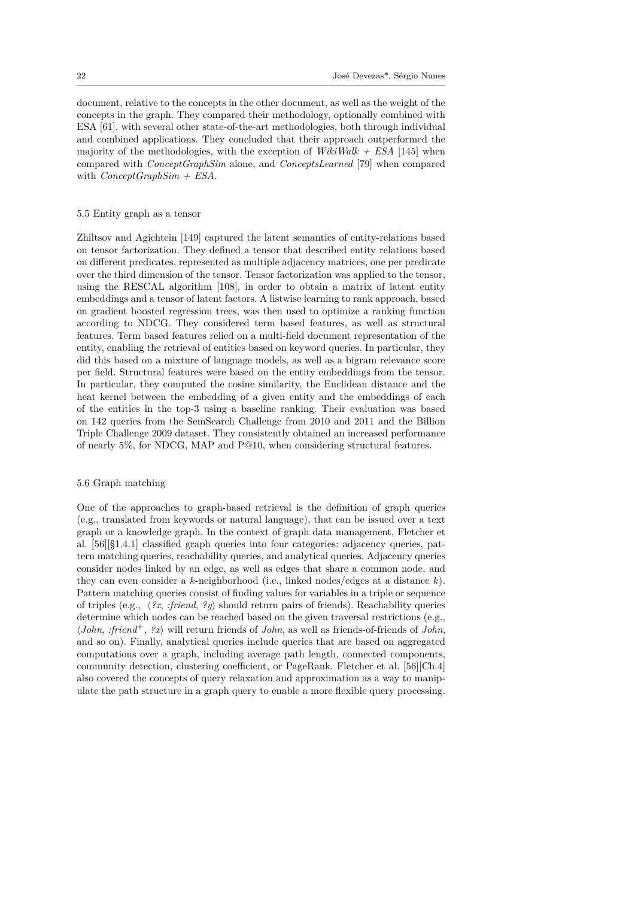document, relative to the concepts in the other document, as well as the weight of the concepts in the graph. They compared their methodology, optionally combined with ESA [61], with several other state-of-the-art methodologies, both through individual and combined applications. They concluded that their approach outperformed the majority of the methodologies, with the exception of *WikiWalk + ESA* [145] when compared with *ConceptGraphSim* alone, and *ConceptsLearned* [79] when compared with *ConceptGraphSim + ESA*.

### 5.5 Entity graph as a tensor

Zhiltsov and Agichtein [149] captured the latent semantics of entity-relations based on tensor factorization. They defined a tensor that described entity relations based on different predicates, represented as multiple adjacency matrices, one per predicate over the third dimension of the tensor. Tensor factorization was applied to the tensor, using the RESCAL algorithm [108], in order to obtain a matrix of latent entity embeddings and a tensor of latent factors. A listwise learning to rank approach, based on gradient boosted regression trees, was then used to optimize a ranking function according to NDCG. They considered term based features, as well as structural features. Term based features relied on a multi-field document representation of the entity, enabling the retrieval of entities based on keyword queries. In particular, they did this based on a mixture of language models, as well as a bigram relevance score per field. Structural features were based on the entity embeddings from the tensor. In particular, they computed the cosine similarity, the Euclidean distance and the heat kernel between the embedding of a given entity and the embeddings of each of the entities in the top-3 using a baseline ranking. Their evaluation was based on 142 queries from the SemSearch Challenge from 2010 and 2011 and the Billion Triple Challenge 2009 dataset. They consistently obtained an increased performance of nearly 5%, for NDCG, MAP and P@10, when considering structural features.

### 5.6 Graph matching

One of the approaches to graph-based retrieval is the definition of graph queries (e.g., translated from keywords or natural language), that can be issued over a text graph or a knowledge graph. In the context of graph data management, Fletcher et al. [56][§1.4.1] classified graph queries into four categories: adjacency queries, pattern matching queries, reachability queries, and analytical queries. Adjacency queries consider nodes linked by an edge, as well as edges that share a common node, and they can even consider a $k$-neighborhood (i.e., linked nodes/edges at a distance $k$). Pattern matching queries consist of finding values for variables in a triple or sequence of triples (e.g., $\langle$ *?x*, *:friend*, *?y* $\rangle$ should return pairs of friends). Reachability queries determine which nodes can be reached based on the given traversal restrictions (e.g., $\langle$ *John*, *:friend*$^{+}$, *?x* $\rangle$ will return friends of *John*, as well as friends-of-friends of *John*, and so on). Finally, analytical queries include queries that are based on aggregated computations over a graph, including average path length, connected components, community detection, clustering coefficient, or PageRank. Fletcher et al. [56][Ch.4] also covered the concepts of query relaxation and approximation as a way to manipulate the path structure in a graph query to enable a more flexible query processing.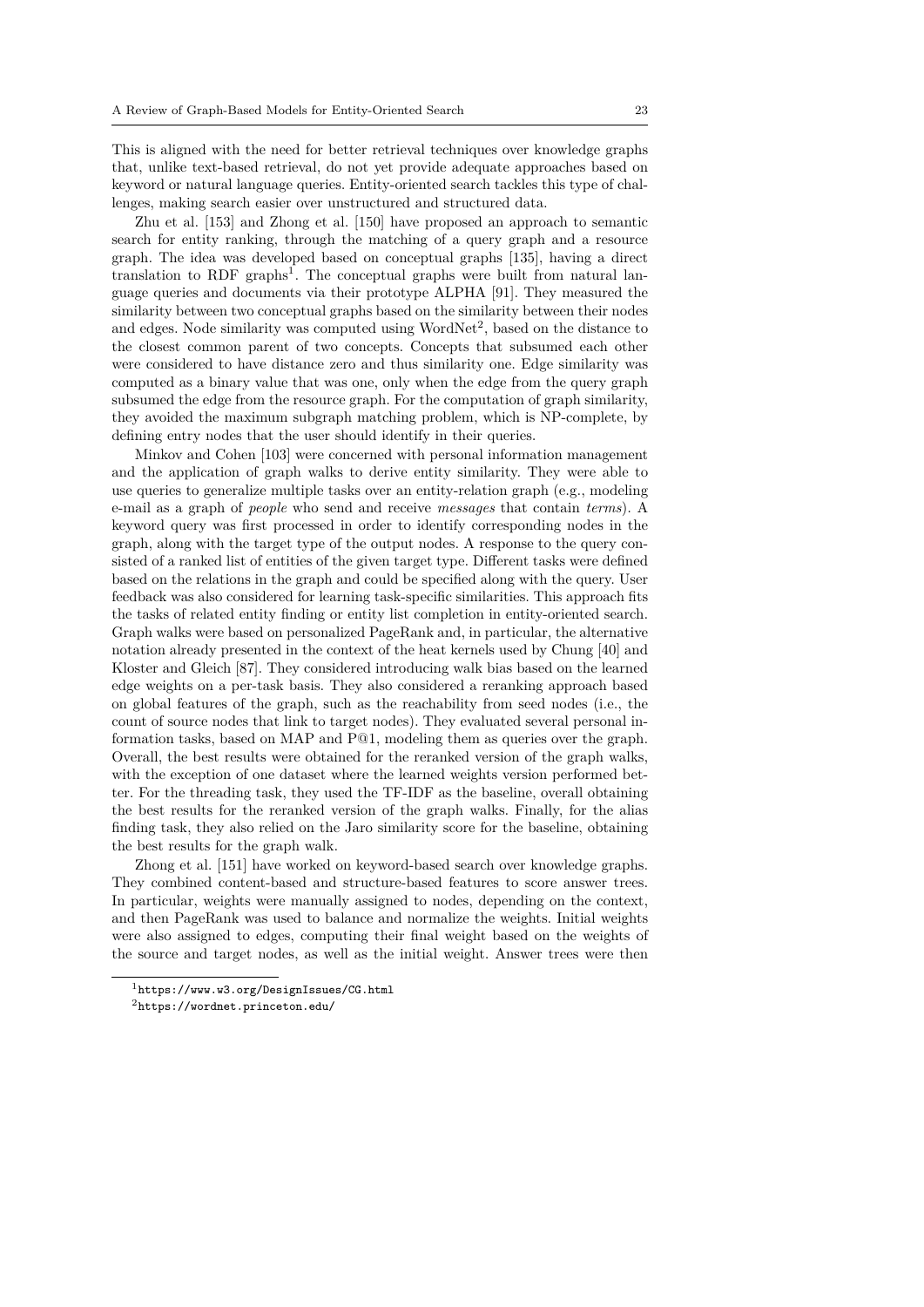This is aligned with the need for better retrieval techniques over knowledge graphs that, unlike text-based retrieval, do not yet provide adequate approaches based on keyword or natural language queries. Entity-oriented search tackles this type of challenges, making search easier over unstructured and structured data.

Zhu et al. [153] and Zhong et al. [150] have proposed an approach to semantic search for entity ranking, through the matching of a query graph and a resource graph. The idea was developed based on conceptual graphs [135], having a direct translation to RDF graphs[1]. The conceptual graphs were built from natural language queries and documents via their prototype ALPHA [91]. They measured the similarity between two conceptual graphs based on the similarity between their nodes and edges. Node similarity was computed using WordNet[2], based on the distance to the closest common parent of two concepts. Concepts that subsumed each other were considered to have distance zero and thus similarity one. Edge similarity was computed as a binary value that was one, only when the edge from the query graph subsumed the edge from the resource graph. For the computation of graph similarity, they avoided the maximum subgraph matching problem, which is NP-complete, by defining entry nodes that the user should identify in their queries.

Minkov and Cohen [103] were concerned with personal information management and the application of graph walks to derive entity similarity. They were able to use queries to generalize multiple tasks over an entity-relation graph (e.g., modeling e-mail as a graph of *people* who send and receive *messages* that contain *terms*). A keyword query was first processed in order to identify corresponding nodes in the graph, along with the target type of the output nodes. A response to the query consisted of a ranked list of entities of the given target type. Different tasks were defined based on the relations in the graph and could be specified along with the query. User feedback was also considered for learning task-specific similarities. This approach fits the tasks of related entity finding or entity list completion in entity-oriented search. Graph walks were based on personalized PageRank and, in particular, the alternative notation already presented in the context of the heat kernels used by Chung [40] and Kloster and Gleich [87]. They considered introducing walk bias based on the learned edge weights on a per-task basis. They also considered a reranking approach based on global features of the graph, such as the reachability from seed nodes (i.e., the count of source nodes that link to target nodes). They evaluated several personal information tasks, based on MAP and P@1, modeling them as queries over the graph. Overall, the best results were obtained for the reranked version of the graph walks, with the exception of one dataset where the learned weights version performed better. For the threading task, they used the TF-IDF as the baseline, overall obtaining the best results for the reranked version of the graph walks. Finally, for the alias finding task, they also relied on the Jaro similarity score for the baseline, obtaining the best results for the graph walk.

Zhong et al. [151] have worked on keyword-based search over knowledge graphs. They combined content-based and structure-based features to score answer trees. In particular, weights were manually assigned to nodes, depending on the context, and then PageRank was used to balance and normalize the weights. Initial weights were also assigned to edges, computing their final weight based on the weights of the source and target nodes, as well as the initial weight. Answer trees were then

[1] `https://www.w3.org/DesignIssues/CG.html`

[2] `https://wordnet.princeton.edu/`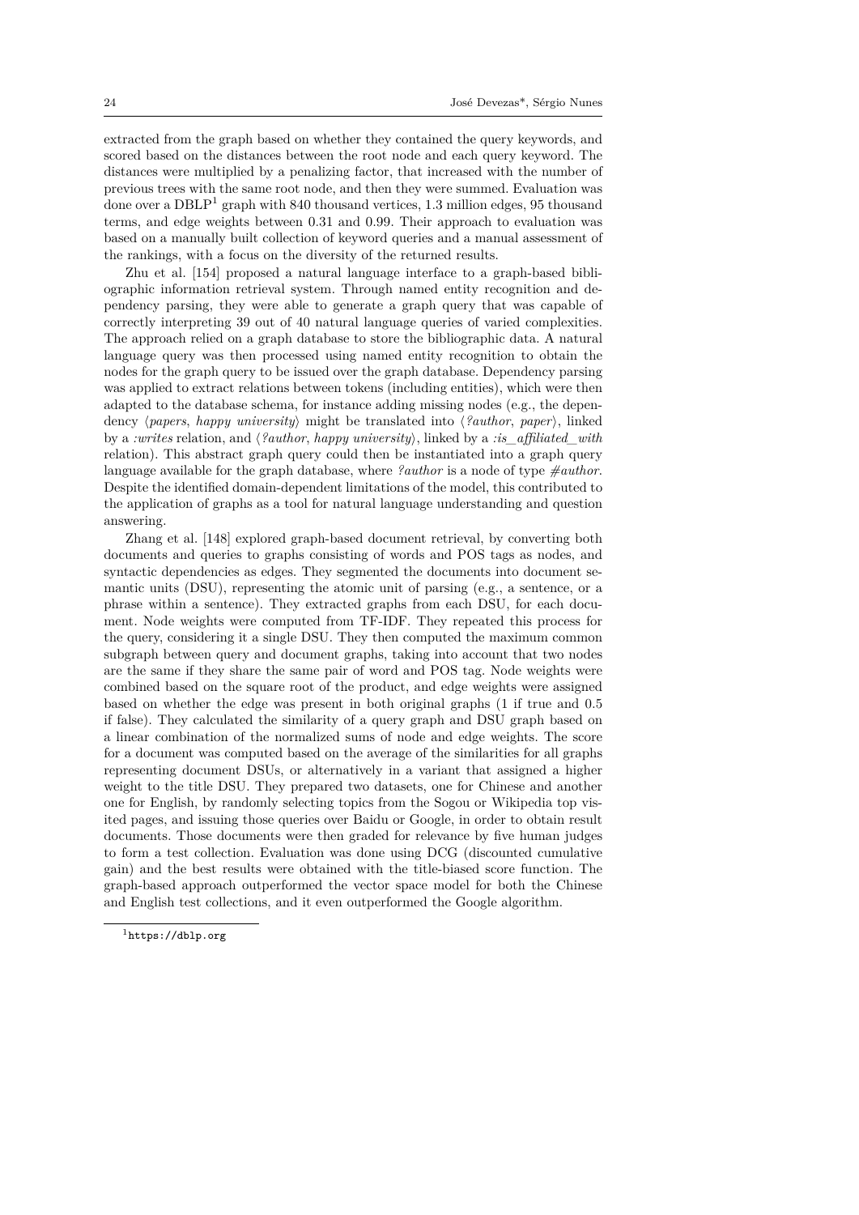extracted from the graph based on whether they contained the query keywords, and scored based on the distances between the root node and each query keyword. The distances were multiplied by a penalizing factor, that increased with the number of previous trees with the same root node, and then they were summed. Evaluation was done over a DBLP[1] graph with 840 thousand vertices, 1.3 million edges, 95 thousand terms, and edge weights between 0.31 and 0.99. Their approach to evaluation was based on a manually built collection of keyword queries and a manual assessment of the rankings, with a focus on the diversity of the returned results.

Zhu et al. [154] proposed a natural language interface to a graph-based bibliographic information retrieval system. Through named entity recognition and dependency parsing, they were able to generate a graph query that was capable of correctly interpreting 39 out of 40 natural language queries of varied complexities. The approach relied on a graph database to store the bibliographic data. A natural language query was then processed using named entity recognition to obtain the nodes for the graph query to be issued over the graph database. Dependency parsing was applied to extract relations between tokens (including entities), which were then adapted to the database schema, for instance adding missing nodes (e.g., the dependency ⟨*papers*, *happy university*⟩ might be translated into ⟨*?author*, *paper*⟩, linked by a *:writes* relation, and ⟨*?author*, *happy university*⟩, linked by a *:is_affiliated_with* relation). This abstract graph query could then be instantiated into a graph query language available for the graph database, where *?author* is a node of type *#author*. Despite the identified domain-dependent limitations of the model, this contributed to the application of graphs as a tool for natural language understanding and question answering.

Zhang et al. [148] explored graph-based document retrieval, by converting both documents and queries to graphs consisting of words and POS tags as nodes, and syntactic dependencies as edges. They segmented the documents into document semantic units (DSU), representing the atomic unit of parsing (e.g., a sentence, or a phrase within a sentence). They extracted graphs from each DSU, for each document. Node weights were computed from TF-IDF. They repeated this process for the query, considering it a single DSU. They then computed the maximum common subgraph between query and document graphs, taking into account that two nodes are the same if they share the same pair of word and POS tag. Node weights were combined based on the square root of the product, and edge weights were assigned based on whether the edge was present in both original graphs (1 if true and 0.5 if false). They calculated the similarity of a query graph and DSU graph based on a linear combination of the normalized sums of node and edge weights. The score for a document was computed based on the average of the similarities for all graphs representing document DSUs, or alternatively in a variant that assigned a higher weight to the title DSU. They prepared two datasets, one for Chinese and another one for English, by randomly selecting topics from the Sogou or Wikipedia top visited pages, and issuing those queries over Baidu or Google, in order to obtain result documents. Those documents were then graded for relevance by five human judges to form a test collection. Evaluation was done using DCG (discounted cumulative gain) and the best results were obtained with the title-biased score function. The graph-based approach outperformed the vector space model for both the Chinese and English test collections, and it even outperformed the Google algorithm.

[1] https://dblp.org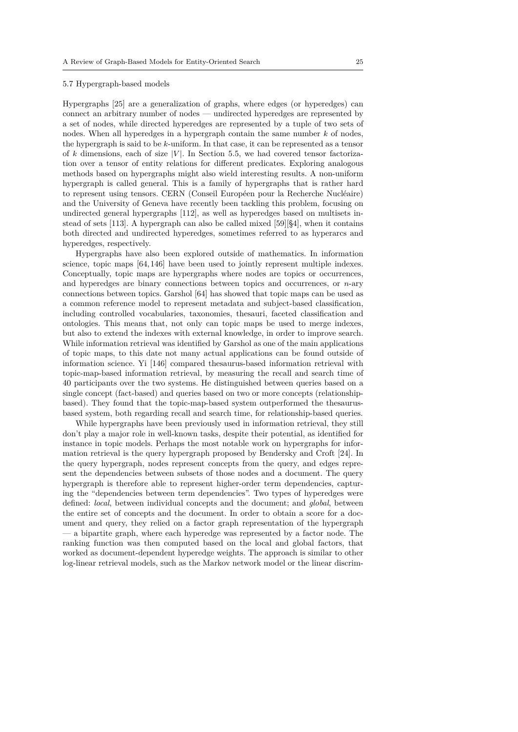### 5.7 Hypergraph-based models

Hypergraphs [25] are a generalization of graphs, where edges (or hyperedges) can connect an arbitrary number of nodes — undirected hyperedges are represented by a set of nodes, while directed hyperedges are represented by a tuple of two sets of nodes. When all hyperedges in a hypergraph contain the same number $k$ of nodes, the hypergraph is said to be $k$-uniform. In that case, it can be represented as a tensor of $k$ dimensions, each of size $|V|$. In Section 5.5, we had covered tensor factorization over a tensor of entity relations for different predicates. Exploring analogous methods based on hypergraphs might also wield interesting results. A non-uniform hypergraph is called general. This is a family of hypergraphs that is rather hard to represent using tensors. CERN (Conseil Européen pour la Recherche Nucléaire) and the University of Geneva have recently been tackling this problem, focusing on undirected general hypergraphs [112], as well as hyperedges based on multisets instead of sets [113]. A hypergraph can also be called mixed [59][§4], when it contains both directed and undirected hyperedges, sometimes referred to as hyperarcs and hyperedges, respectively.

Hypergraphs have also been explored outside of mathematics. In information science, topic maps [64,146] have been used to jointly represent multiple indexes. Conceptually, topic maps are hypergraphs where nodes are topics or occurrences, and hyperedges are binary connections between topics and occurrences, or $n$-ary connections between topics. Garshol [64] has showed that topic maps can be used as a common reference model to represent metadata and subject-based classification, including controlled vocabularies, taxonomies, thesauri, faceted classification and ontologies. This means that, not only can topic maps be used to merge indexes, but also to extend the indexes with external knowledge, in order to improve search. While information retrieval was identified by Garshol as one of the main applications of topic maps, to this date not many actual applications can be found outside of information science. Yi [146] compared thesaurus-based information retrieval with topic-map-based information retrieval, by measuring the recall and search time of 40 participants over the two systems. He distinguished between queries based on a single concept (fact-based) and queries based on two or more concepts (relationship-based). They found that the topic-map-based system outperformed the thesaurus-based system, both regarding recall and search time, for relationship-based queries.

While hypergraphs have been previously used in information retrieval, they still don't play a major role in well-known tasks, despite their potential, as identified for instance in topic models. Perhaps the most notable work on hypergraphs for information retrieval is the query hypergraph proposed by Bendersky and Croft [24]. In the query hypergraph, nodes represent concepts from the query, and edges represent the dependencies between subsets of those nodes and a document. The query hypergraph is therefore able to represent higher-order term dependencies, capturing the "dependencies between term dependencies". Two types of hyperedges were defined: *local*, between individual concepts and the document; and *global*, between the entire set of concepts and the document. In order to obtain a score for a document and query, they relied on a factor graph representation of the hypergraph — a bipartite graph, where each hyperedge was represented by a factor node. The ranking function was then computed based on the local and global factors, that worked as document-dependent hyperedge weights. The approach is similar to other log-linear retrieval models, such as the Markov network model or the linear discrim-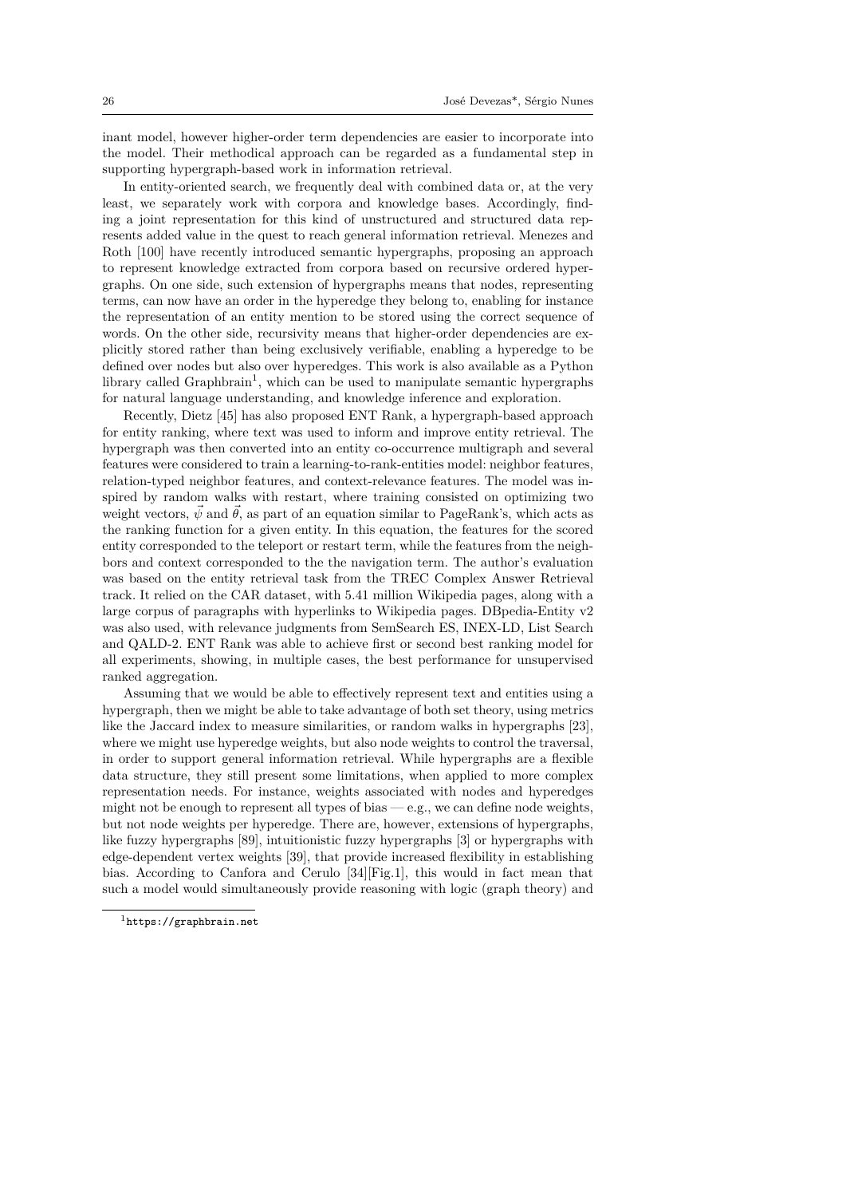inant model, however higher-order term dependencies are easier to incorporate into the model. Their methodical approach can be regarded as a fundamental step in supporting hypergraph-based work in information retrieval.

In entity-oriented search, we frequently deal with combined data or, at the very least, we separately work with corpora and knowledge bases. Accordingly, finding a joint representation for this kind of unstructured and structured data represents added value in the quest to reach general information retrieval. Menezes and Roth [100] have recently introduced semantic hypergraphs, proposing an approach to represent knowledge extracted from corpora based on recursive ordered hypergraphs. On one side, such extension of hypergraphs means that nodes, representing terms, can now have an order in the hyperedge they belong to, enabling for instance the representation of an entity mention to be stored using the correct sequence of words. On the other side, recursivity means that higher-order dependencies are explicitly stored rather than being exclusively verifiable, enabling a hyperedge to be defined over nodes but also over hyperedges. This work is also available as a Python library called Graphbrain[1], which can be used to manipulate semantic hypergraphs for natural language understanding, and knowledge inference and exploration.

Recently, Dietz [45] has also proposed ENT Rank, a hypergraph-based approach for entity ranking, where text was used to inform and improve entity retrieval. The hypergraph was then converted into an entity co-occurrence multigraph and several features were considered to train a learning-to-rank-entities model: neighbor features, relation-typed neighbor features, and context-relevance features. The model was inspired by random walks with restart, where training consisted on optimizing two weight vectors, $\vec{\psi}$ and $\vec{\theta}$, as part of an equation similar to PageRank's, which acts as the ranking function for a given entity. In this equation, the features for the scored entity corresponded to the teleport or restart term, while the features from the neighbors and context corresponded to the the navigation term. The author's evaluation was based on the entity retrieval task from the TREC Complex Answer Retrieval track. It relied on the CAR dataset, with 5.41 million Wikipedia pages, along with a large corpus of paragraphs with hyperlinks to Wikipedia pages. DBpedia-Entity v2 was also used, with relevance judgments from SemSearch ES, INEX-LD, List Search and QALD-2. ENT Rank was able to achieve first or second best ranking model for all experiments, showing, in multiple cases, the best performance for unsupervised ranked aggregation.

Assuming that we would be able to effectively represent text and entities using a hypergraph, then we might be able to take advantage of both set theory, using metrics like the Jaccard index to measure similarities, or random walks in hypergraphs [23], where we might use hyperedge weights, but also node weights to control the traversal, in order to support general information retrieval. While hypergraphs are a flexible data structure, they still present some limitations, when applied to more complex representation needs. For instance, weights associated with nodes and hyperedges might not be enough to represent all types of bias — e.g., we can define node weights, but not node weights per hyperedge. There are, however, extensions of hypergraphs, like fuzzy hypergraphs [89], intuitionistic fuzzy hypergraphs [3] or hypergraphs with edge-dependent vertex weights [39], that provide increased flexibility in establishing bias. According to Canfora and Cerulo [34][Fig.1], this would in fact mean that such a model would simultaneously provide reasoning with logic (graph theory) and

[1] https://graphbrain.net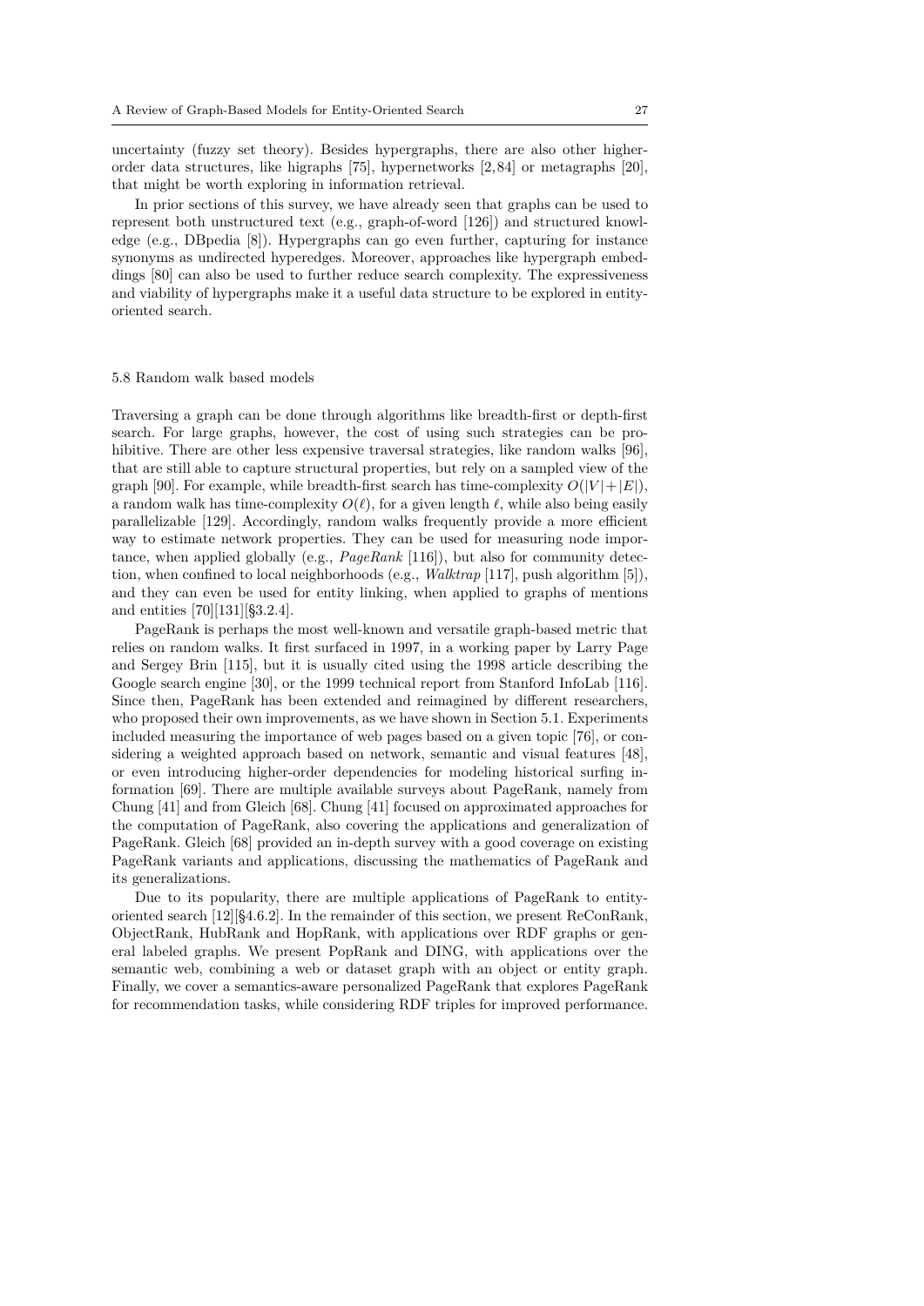uncertainty (fuzzy set theory). Besides hypergraphs, there are also other higher-order data structures, like higraphs [75], hypernetworks [2, 84] or metagraphs [20], that might be worth exploring in information retrieval.

In prior sections of this survey, we have already seen that graphs can be used to represent both unstructured text (e.g., graph-of-word [126]) and structured knowledge (e.g., DBpedia [8]). Hypergraphs can go even further, capturing for instance synonyms as undirected hyperedges. Moreover, approaches like hypergraph embeddings [80] can also be used to further reduce search complexity. The expressiveness and viability of hypergraphs make it a useful data structure to be explored in entity-oriented search.

## 5.8 Random walk based models

Traversing a graph can be done through algorithms like breadth-first or depth-first search. For large graphs, however, the cost of using such strategies can be prohibitive. There are other less expensive traversal strategies, like random walks [96], that are still able to capture structural properties, but rely on a sampled view of the graph [90]. For example, while breadth-first search has time-complexity $O(|V|+|E|)$, a random walk has time-complexity $O(\ell)$, for a given length $\ell$, while also being easily parallelizable [129]. Accordingly, random walks frequently provide a more efficient way to estimate network properties. They can be used for measuring node importance, when applied globally (e.g., *PageRank* [116]), but also for community detection, when confined to local neighborhoods (e.g., *Walktrap* [117], push algorithm [5]), and they can even be used for entity linking, when applied to graphs of mentions and entities [70][131][§3.2.4].

PageRank is perhaps the most well-known and versatile graph-based metric that relies on random walks. It first surfaced in 1997, in a working paper by Larry Page and Sergey Brin [115], but it is usually cited using the 1998 article describing the Google search engine [30], or the 1999 technical report from Stanford InfoLab [116]. Since then, PageRank has been extended and reimagined by different researchers, who proposed their own improvements, as we have shown in Section 5.1. Experiments included measuring the importance of web pages based on a given topic [76], or considering a weighted approach based on network, semantic and visual features [48], or even introducing higher-order dependencies for modeling historical surfing information [69]. There are multiple available surveys about PageRank, namely from Chung [41] and from Gleich [68]. Chung [41] focused on approximated approaches for the computation of PageRank, also covering the applications and generalization of PageRank. Gleich [68] provided an in-depth survey with a good coverage on existing PageRank variants and applications, discussing the mathematics of PageRank and its generalizations.

Due to its popularity, there are multiple applications of PageRank to entity-oriented search [12][§4.6.2]. In the remainder of this section, we present ReConRank, ObjectRank, HubRank and HopRank, with applications over RDF graphs or general labeled graphs. We present PopRank and DING, with applications over the semantic web, combining a web or dataset graph with an object or entity graph. Finally, we cover a semantics-aware personalized PageRank that explores PageRank for recommendation tasks, while considering RDF triples for improved performance.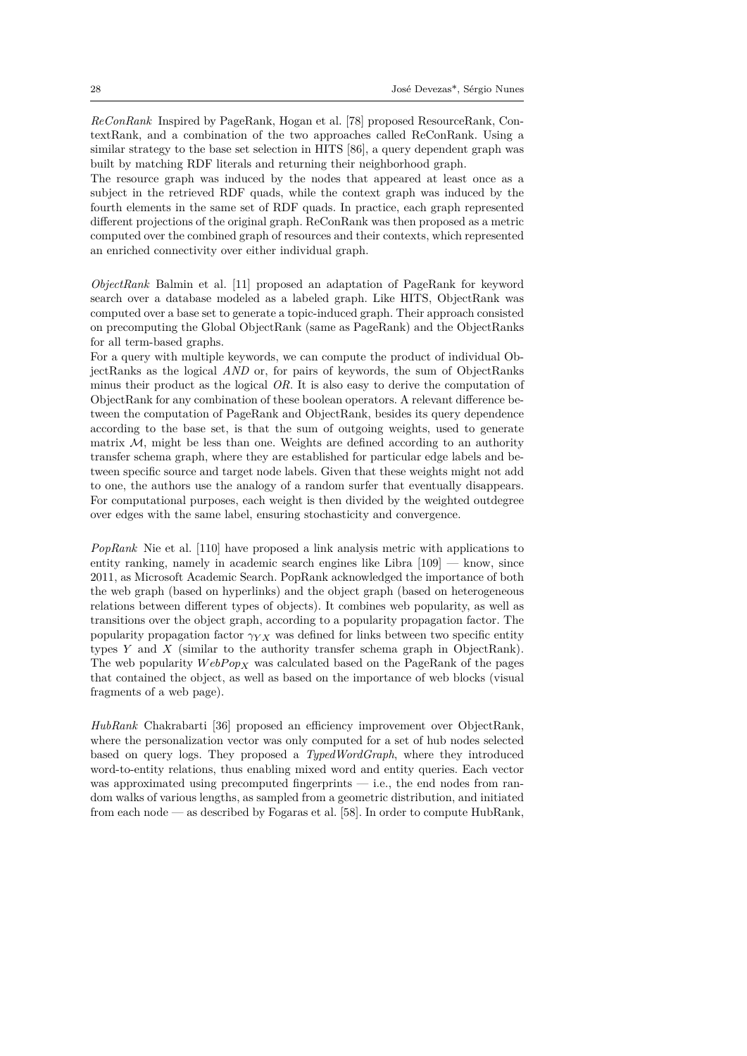*ReConRank* Inspired by PageRank, Hogan et al. [78] proposed ResourceRank, ContextRank, and a combination of the two approaches called ReConRank. Using a similar strategy to the base set selection in HITS [86], a query dependent graph was built by matching RDF literals and returning their neighborhood graph.
The resource graph was induced by the nodes that appeared at least once as a subject in the retrieved RDF quads, while the context graph was induced by the fourth elements in the same set of RDF quads. In practice, each graph represented different projections of the original graph. ReConRank was then proposed as a metric computed over the combined graph of resources and their contexts, which represented an enriched connectivity over either individual graph.

*ObjectRank* Balmin et al. [11] proposed an adaptation of PageRank for keyword search over a database modeled as a labeled graph. Like HITS, ObjectRank was computed over a base set to generate a topic-induced graph. Their approach consisted on precomputing the Global ObjectRank (same as PageRank) and the ObjectRanks for all term-based graphs.
For a query with multiple keywords, we can compute the product of individual ObjectRanks as the logical *AND* or, for pairs of keywords, the sum of ObjectRanks minus their product as the logical *OR*. It is also easy to derive the computation of ObjectRank for any combination of these boolean operators. A relevant difference between the computation of PageRank and ObjectRank, besides its query dependence according to the base set, is that the sum of outgoing weights, used to generate matrix $\mathcal{M}$, might be less than one. Weights are defined according to an authority transfer schema graph, where they are established for particular edge labels and between specific source and target node labels. Given that these weights might not add to one, the authors use the analogy of a random surfer that eventually disappears. For computational purposes, each weight is then divided by the weighted outdegree over edges with the same label, ensuring stochasticity and convergence.

*PopRank* Nie et al. [110] have proposed a link analysis metric with applications to entity ranking, namely in academic search engines like Libra [109] — know, since 2011, as Microsoft Academic Search. PopRank acknowledged the importance of both the web graph (based on hyperlinks) and the object graph (based on heterogeneous relations between different types of objects). It combines web popularity, as well as transitions over the object graph, according to a popularity propagation factor. The popularity propagation factor $\gamma_{YX}$ was defined for links between two specific entity types $Y$ and $X$ (similar to the authority transfer schema graph in ObjectRank). The web popularity $WebPop_X$ was calculated based on the PageRank of the pages that contained the object, as well as based on the importance of web blocks (visual fragments of a web page).

*HubRank* Chakrabarti [36] proposed an efficiency improvement over ObjectRank, where the personalization vector was only computed for a set of hub nodes selected based on query logs. They proposed a *TypedWordGraph*, where they introduced word-to-entity relations, thus enabling mixed word and entity queries. Each vector was approximated using precomputed fingerprints — i.e., the end nodes from random walks of various lengths, as sampled from a geometric distribution, and initiated from each node — as described by Fogaras et al. [58]. In order to compute HubRank,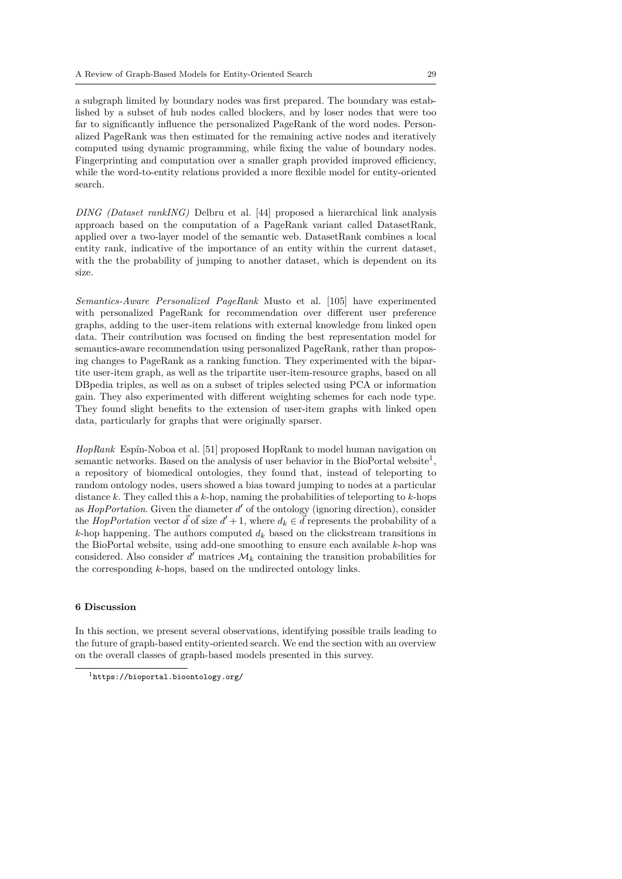a subgraph limited by boundary nodes was first prepared. The boundary was established by a subset of hub nodes called blockers, and by loser nodes that were too far to significantly influence the personalized PageRank of the word nodes. Personalized PageRank was then estimated for the remaining active nodes and iteratively computed using dynamic programming, while fixing the value of boundary nodes. Fingerprinting and computation over a smaller graph provided improved efficiency, while the word-to-entity relations provided a more flexible model for entity-oriented search.

*DING (Dataset rankING)* Delbru et al. [44] proposed a hierarchical link analysis approach based on the computation of a PageRank variant called DatasetRank, applied over a two-layer model of the semantic web. DatasetRank combines a local entity rank, indicative of the importance of an entity within the current dataset, with the the probability of jumping to another dataset, which is dependent on its size.

*Semantics-Aware Personalized PageRank* Musto et al. [105] have experimented with personalized PageRank for recommendation over different user preference graphs, adding to the user-item relations with external knowledge from linked open data. Their contribution was focused on finding the best representation model for semantics-aware recommendation using personalized PageRank, rather than proposing changes to PageRank as a ranking function. They experimented with the bipartite user-item graph, as well as the tripartite user-item-resource graphs, based on all DBpedia triples, as well as on a subset of triples selected using PCA or information gain. They also experimented with different weighting schemes for each node type. They found slight benefits to the extension of user-item graphs with linked open data, particularly for graphs that were originally sparser.

*HopRank* Espín-Noboa et al. [51] proposed HopRank to model human navigation on semantic networks. Based on the analysis of user behavior in the BioPortal website[1], a repository of biomedical ontologies, they found that, instead of teleporting to random ontology nodes, users showed a bias toward jumping to nodes at a particular distance $k$. They called this a $k$-hop, naming the probabilities of teleporting to $k$-hops as *HopPortation*. Given the diameter $d'$ of the ontology (ignoring direction), consider the *HopPortation* vector $\vec{d}$ of size $d' + 1$, where $d_k \in \vec{d}$ represents the probability of a $k$-hop happening. The authors computed $d_k$ based on the clickstream transitions in the BioPortal website, using add-one smoothing to ensure each available $k$-hop was considered. Also consider $d'$ matrices $\mathcal{M}_k$ containing the transition probabilities for the corresponding $k$-hops, based on the undirected ontology links.

## 6 Discussion

In this section, we present several observations, identifying possible trails leading to the future of graph-based entity-oriented search. We end the section with an overview on the overall classes of graph-based models presented in this survey.

[1] https://bioportal.bioontology.org/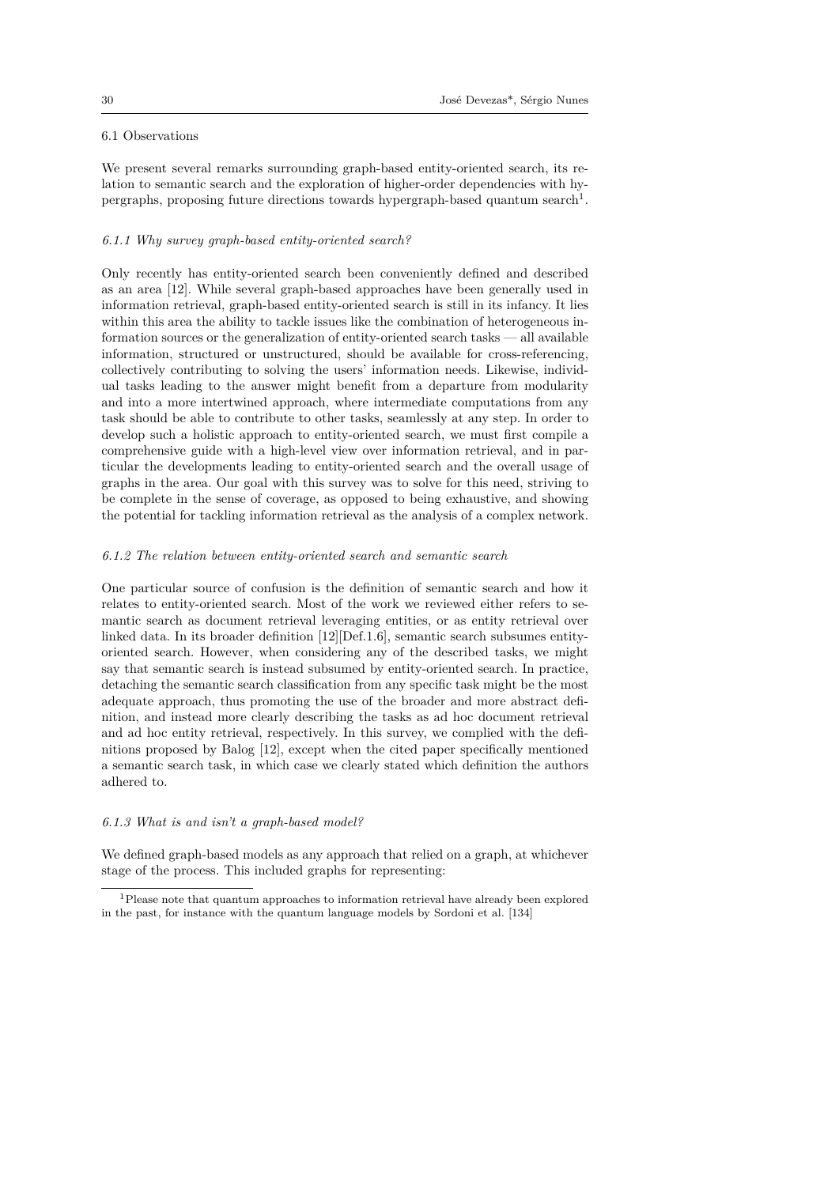### 6.1 Observations

We present several remarks surrounding graph-based entity-oriented search, its relation to semantic search and the exploration of higher-order dependencies with hypergraphs, proposing future directions towards hypergraph-based quantum search[1].

#### *6.1.1 Why survey graph-based entity-oriented search?*

Only recently has entity-oriented search been conveniently defined and described as an area [12]. While several graph-based approaches have been generally used in information retrieval, graph-based entity-oriented search is still in its infancy. It lies within this area the ability to tackle issues like the combination of heterogeneous information sources or the generalization of entity-oriented search tasks — all available information, structured or unstructured, should be available for cross-referencing, collectively contributing to solving the users' information needs. Likewise, individual tasks leading to the answer might benefit from a departure from modularity and into a more intertwined approach, where intermediate computations from any task should be able to contribute to other tasks, seamlessly at any step. In order to develop such a holistic approach to entity-oriented search, we must first compile a comprehensive guide with a high-level view over information retrieval, and in particular the developments leading to entity-oriented search and the overall usage of graphs in the area. Our goal with this survey was to solve for this need, striving to be complete in the sense of coverage, as opposed to being exhaustive, and showing the potential for tackling information retrieval as the analysis of a complex network.

#### *6.1.2 The relation between entity-oriented search and semantic search*

One particular source of confusion is the definition of semantic search and how it relates to entity-oriented search. Most of the work we reviewed either refers to semantic search as document retrieval leveraging entities, or as entity retrieval over linked data. In its broader definition [12][Def.1.6], semantic search subsumes entity-oriented search. However, when considering any of the described tasks, we might say that semantic search is instead subsumed by entity-oriented search. In practice, detaching the semantic search classification from any specific task might be the most adequate approach, thus promoting the use of the broader and more abstract definition, and instead more clearly describing the tasks as ad hoc document retrieval and ad hoc entity retrieval, respectively. In this survey, we complied with the definitions proposed by Balog [12], except when the cited paper specifically mentioned a semantic search task, in which case we clearly stated which definition the authors adhered to.

#### *6.1.3 What is and isn't a graph-based model?*

We defined graph-based models as any approach that relied on a graph, at whichever stage of the process. This included graphs for representing:

[1] Please note that quantum approaches to information retrieval have already been explored in the past, for instance with the quantum language models by Sordoni et al. [134]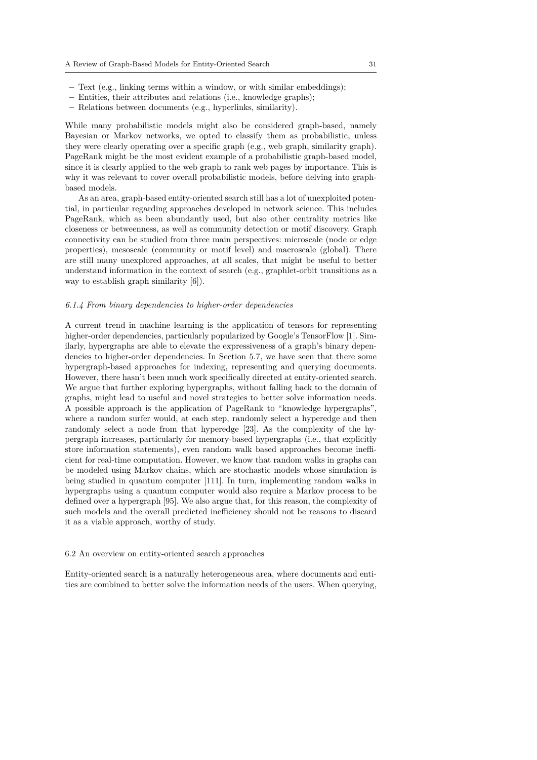- Text (e.g., linking terms within a window, or with similar embeddings);
- Entities, their attributes and relations (i.e., knowledge graphs);
- Relations between documents (e.g., hyperlinks, similarity).

While many probabilistic models might also be considered graph-based, namely Bayesian or Markov networks, we opted to classify them as probabilistic, unless they were clearly operating over a specific graph (e.g., web graph, similarity graph). PageRank might be the most evident example of a probabilistic graph-based model, since it is clearly applied to the web graph to rank web pages by importance. This is why it was relevant to cover overall probabilistic models, before delving into graph-based models.

As an area, graph-based entity-oriented search still has a lot of unexploited potential, in particular regarding approaches developed in network science. This includes PageRank, which as been abundantly used, but also other centrality metrics like closeness or betweenness, as well as community detection or motif discovery. Graph connectivity can be studied from three main perspectives: microscale (node or edge properties), mesoscale (community or motif level) and macroscale (global). There are still many unexplored approaches, at all scales, that might be useful to better understand information in the context of search (e.g., graphlet-orbit transitions as a way to establish graph similarity [6]).

#### *6.1.4 From binary dependencies to higher-order dependencies*

A current trend in machine learning is the application of tensors for representing higher-order dependencies, particularly popularized by Google's TensorFlow [1]. Similarly, hypergraphs are able to elevate the expressiveness of a graph's binary dependencies to higher-order dependencies. In Section 5.7, we have seen that there some hypergraph-based approaches for indexing, representing and querying documents. However, there hasn't been much work specifically directed at entity-oriented search. We argue that further exploring hypergraphs, without falling back to the domain of graphs, might lead to useful and novel strategies to better solve information needs. A possible approach is the application of PageRank to "knowledge hypergraphs", where a random surfer would, at each step, randomly select a hyperedge and then randomly select a node from that hyperedge [23]. As the complexity of the hypergraph increases, particularly for memory-based hypergraphs (i.e., that explicitly store information statements), even random walk based approaches become inefficient for real-time computation. However, we know that random walks in graphs can be modeled using Markov chains, which are stochastic models whose simulation is being studied in quantum computer [111]. In turn, implementing random walks in hypergraphs using a quantum computer would also require a Markov process to be defined over a hypergraph [95]. We also argue that, for this reason, the complexity of such models and the overall predicted inefficiency should not be reasons to discard it as a viable approach, worthy of study.

### 6.2 An overview on entity-oriented search approaches

Entity-oriented search is a naturally heterogeneous area, where documents and entities are combined to better solve the information needs of the users. When querying,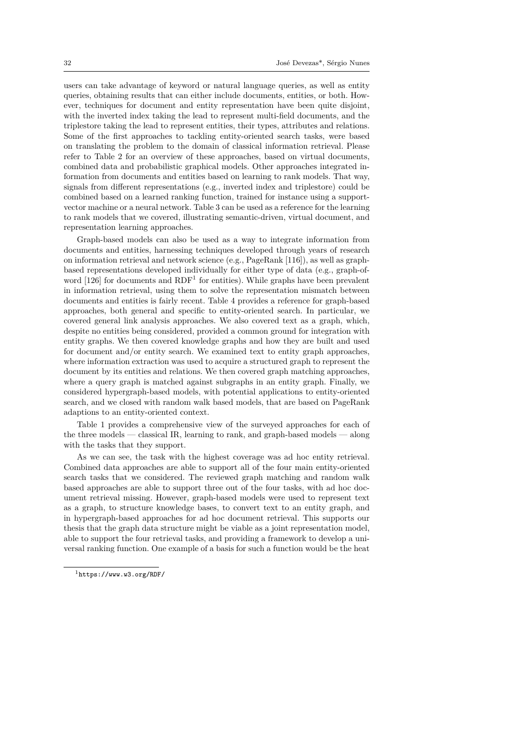users can take advantage of keyword or natural language queries, as well as entity queries, obtaining results that can either include documents, entities, or both. However, techniques for document and entity representation have been quite disjoint, with the inverted index taking the lead to represent multi-field documents, and the triplestore taking the lead to represent entities, their types, attributes and relations. Some of the first approaches to tackling entity-oriented search tasks, were based on translating the problem to the domain of classical information retrieval. Please refer to Table 2 for an overview of these approaches, based on virtual documents, combined data and probabilistic graphical models. Other approaches integrated information from documents and entities based on learning to rank models. That way, signals from different representations (e.g., inverted index and triplestore) could be combined based on a learned ranking function, trained for instance using a support-vector machine or a neural network. Table 3 can be used as a reference for the learning to rank models that we covered, illustrating semantic-driven, virtual document, and representation learning approaches.

Graph-based models can also be used as a way to integrate information from documents and entities, harnessing techniques developed through years of research on information retrieval and network science (e.g., PageRank [116]), as well as graph-based representations developed individually for either type of data (e.g., graph-of-word [126] for documents and RDF[1] for entities). While graphs have been prevalent in information retrieval, using them to solve the representation mismatch between documents and entities is fairly recent. Table 4 provides a reference for graph-based approaches, both general and specific to entity-oriented search. In particular, we covered general link analysis approaches. We also covered text as a graph, which, despite no entities being considered, provided a common ground for integration with entity graphs. We then covered knowledge graphs and how they are built and used for document and/or entity search. We examined text to entity graph approaches, where information extraction was used to acquire a structured graph to represent the document by its entities and relations. We then covered graph matching approaches, where a query graph is matched against subgraphs in an entity graph. Finally, we considered hypergraph-based models, with potential applications to entity-oriented search, and we closed with random walk based models, that are based on PageRank adaptions to an entity-oriented context.

Table 1 provides a comprehensive view of the surveyed approaches for each of the three models — classical IR, learning to rank, and graph-based models — along with the tasks that they support.

As we can see, the task with the highest coverage was ad hoc entity retrieval. Combined data approaches are able to support all of the four main entity-oriented search tasks that we considered. The reviewed graph matching and random walk based approaches are able to support three out of the four tasks, with ad hoc document retrieval missing. However, graph-based models were used to represent text as a graph, to structure knowledge bases, to convert text to an entity graph, and in hypergraph-based approaches for ad hoc document retrieval. This supports our thesis that the graph data structure might be viable as a joint representation model, able to support the four retrieval tasks, and providing a framework to develop a universal ranking function. One example of a basis for such a function would be the heat

[1] https://www.w3.org/RDF/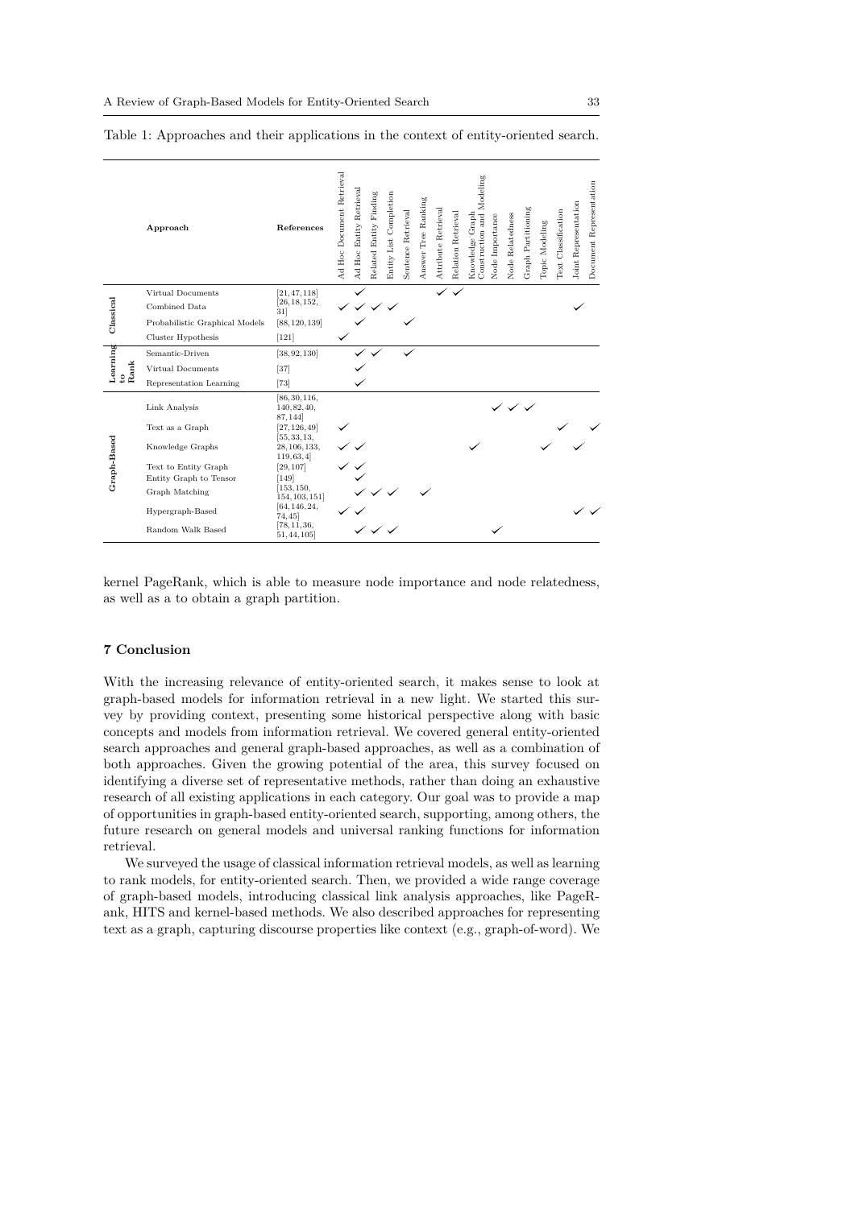Table 1: Approaches and their applications in the context of entity-oriented search.

| | Approach | References | Ad Hoc Document Retrieval | Ad Hoc Entity Retrieval | Related Entity Finding | Entity List Completion | Sentence Retrieval | Answer Tree Ranking | Attribute Retrieval | Relation Retrieval | Knowledge Graph Construction and Modeling | Node Importance | Node Relatedness | Graph Partitioning | Topic Modeling | Text Classification | Joint Representation | Document Representation |
|---|---|---|---|---|---|---|---|---|---|---|---|---|---|---|---|---|---|---|
| **Classical** | Virtual Documents | [21, 47, 118] | | ✓ | | | | | ✓ | ✓ | | | | | | | | |
| | Combined Data | [26, 18, 152, 31] | ✓ | ✓ | ✓ | ✓ | | | | | | | | | | | ✓ | |
| | Probabilistic Graphical Models | [88, 120, 139] | | ✓ | | | ✓ | | | | | | | | | | | |
| | Cluster Hypothesis | [121] | ✓ | | | | | | | | | | | | | | | |
| **Learning to Rank** | Semantic-Driven | [38, 92, 130] | | ✓ | ✓ | | ✓ | | | | | | | | | | | |
| | Virtual Documents | [37] | | ✓ | | | | | | | | | | | | | | |
| | Representation Learning | [73] | | ✓ | | | | | | | | | | | | | | |
| **Graph-Based** | Link Analysis | [86, 30, 116, 140, 82, 40, 87, 144] | | | | | | | | | | ✓ | ✓ | ✓ | | | | |
| | Text as a Graph | [27, 126, 49] | ✓ | | | | | | | | | | | | | ✓ | | ✓ |
| | Knowledge Graphs | [55, 33, 13, 28, 106, 133, 119, 63, 4] | ✓ | ✓ | | | | | | | ✓ | | | | ✓ | | ✓ | |
| | Text to Entity Graph | [29, 107] | ✓ | ✓ | | | | | | | | | | | | | | |
| | Entity Graph to Tensor | [149] | | ✓ | | | | | | | | | | | | | | |
| | Graph Matching | [153, 150, 154, 103, 151] | | ✓ | ✓ | ✓ | | ✓ | | | | | | | | | | |
| | Hypergraph-Based | [64, 146, 24, 74, 45] | ✓ | ✓ | | | | | | | | | | | | | ✓ | ✓ |
| | Random Walk Based | [78, 11, 36, 51, 44, 105] | | ✓ | ✓ | ✓ | | | | | | ✓ | | | | | | |

kernel PageRank, which is able to measure node importance and node relatedness, as well as a to obtain a graph partition.

## 7 Conclusion

With the increasing relevance of entity-oriented search, it makes sense to look at graph-based models for information retrieval in a new light. We started this survey by providing context, presenting some historical perspective along with basic concepts and models from information retrieval. We covered general entity-oriented search approaches and general graph-based approaches, as well as a combination of both approaches. Given the growing potential of the area, this survey focused on identifying a diverse set of representative methods, rather than doing an exhaustive research of all existing applications in each category. Our goal was to provide a map of opportunities in graph-based entity-oriented search, supporting, among others, the future research on general models and universal ranking functions for information retrieval.

We surveyed the usage of classical information retrieval models, as well as learning to rank models, for entity-oriented search. Then, we provided a wide range coverage of graph-based models, introducing classical link analysis approaches, like PageRank, HITS and kernel-based methods. We also described approaches for representing text as a graph, capturing discourse properties like context (e.g., graph-of-word). We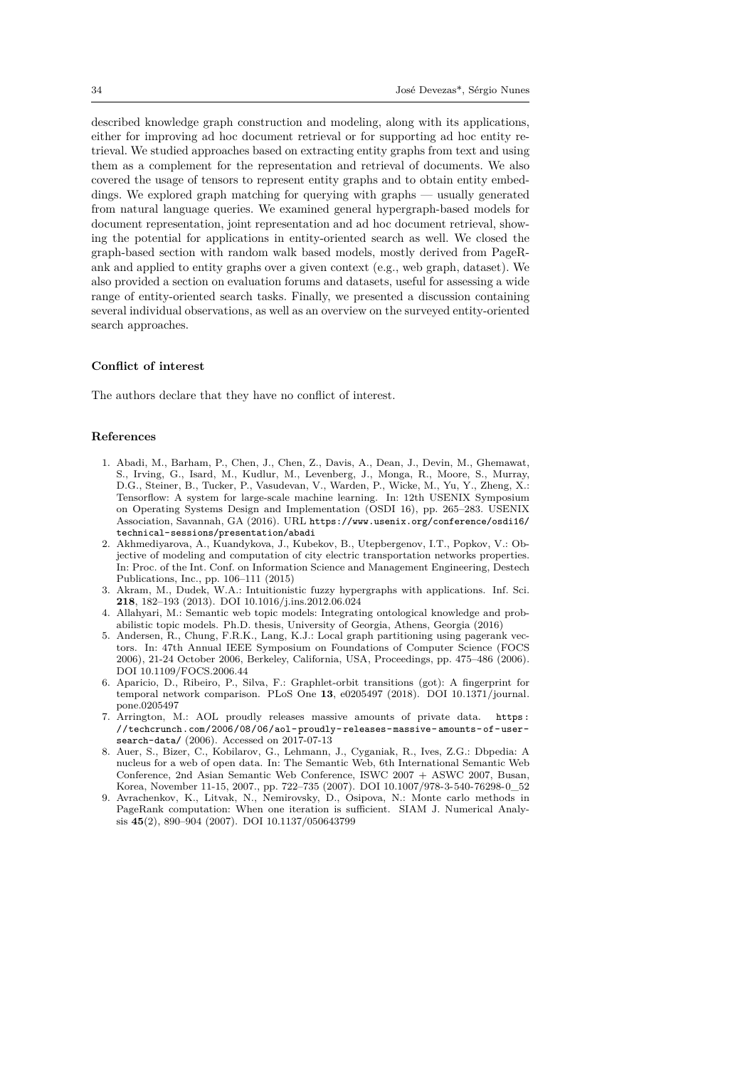described knowledge graph construction and modeling, along with its applications, either for improving ad hoc document retrieval or for supporting ad hoc entity retrieval. We studied approaches based on extracting entity graphs from text and using them as a complement for the representation and retrieval of documents. We also covered the usage of tensors to represent entity graphs and to obtain entity embeddings. We explored graph matching for querying with graphs — usually generated from natural language queries. We examined general hypergraph-based models for document representation, joint representation and ad hoc document retrieval, showing the potential for applications in entity-oriented search as well. We closed the graph-based section with random walk based models, mostly derived from PageRank and applied to entity graphs over a given context (e.g., web graph, dataset). We also provided a section on evaluation forums and datasets, useful for assessing a wide range of entity-oriented search tasks. Finally, we presented a discussion containing several individual observations, as well as an overview on the surveyed entity-oriented search approaches.

#### Conflict of interest

The authors declare that they have no conflict of interest.

#### References

1. Abadi, M., Barham, P., Chen, J., Chen, Z., Davis, A., Dean, J., Devin, M., Ghemawat, S., Irving, G., Isard, M., Kudlur, M., Levenberg, J., Monga, R., Moore, S., Murray, D.G., Steiner, B., Tucker, P., Vasudevan, V., Warden, P., Wicke, M., Yu, Y., Zheng, X.: Tensorflow: A system for large-scale machine learning. In: 12th USENIX Symposium on Operating Systems Design and Implementation (OSDI 16), pp. 265–283. USENIX Association, Savannah, GA (2016). URL https://www.usenix.org/conference/osdi16/technical-sessions/presentation/abadi
2. Akhmediyarova, A., Kuandykova, J., Kubekov, B., Utepbergenov, I.T., Popkov, V.: Objective of modeling and computation of city electric transportation networks properties. In: Proc. of the Int. Conf. on Information Science and Management Engineering, Destech Publications, Inc., pp. 106–111 (2015)
3. Akram, M., Dudek, W.A.: Intuitionistic fuzzy hypergraphs with applications. Inf. Sci. **218**, 182–193 (2013). DOI 10.1016/j.ins.2012.06.024
4. Allahyari, M.: Semantic web topic models: Integrating ontological knowledge and probabilistic topic models. Ph.D. thesis, University of Georgia, Athens, Georgia (2016)
5. Andersen, R., Chung, F.R.K., Lang, K.J.: Local graph partitioning using pagerank vectors. In: 47th Annual IEEE Symposium on Foundations of Computer Science (FOCS 2006), 21-24 October 2006, Berkeley, California, USA, Proceedings, pp. 475–486 (2006). DOI 10.1109/FOCS.2006.44
6. Aparicio, D., Ribeiro, P., Silva, F.: Graphlet-orbit transitions (got): A fingerprint for temporal network comparison. PLoS One **13**, e0205497 (2018). DOI 10.1371/journal.pone.0205497
7. Arrington, M.: AOL proudly releases massive amounts of private data. https://techcrunch.com/2006/08/06/aol-proudly-releases-massive-amounts-of-user-search-data/ (2006). Accessed on 2017-07-13
8. Auer, S., Bizer, C., Kobilarov, G., Lehmann, J., Cyganiak, R., Ives, Z.G.: Dbpedia: A nucleus for a web of open data. In: The Semantic Web, 6th International Semantic Web Conference, 2nd Asian Semantic Web Conference, ISWC 2007 + ASWC 2007, Busan, Korea, November 11-15, 2007., pp. 722–735 (2007). DOI 10.1007/978-3-540-76298-0_52
9. Avrachenkov, K., Litvak, N., Nemirovsky, D., Osipova, N.: Monte carlo methods in PageRank computation: When one iteration is sufficient. SIAM J. Numerical Analysis **45**(2), 890–904 (2007). DOI 10.1137/050643799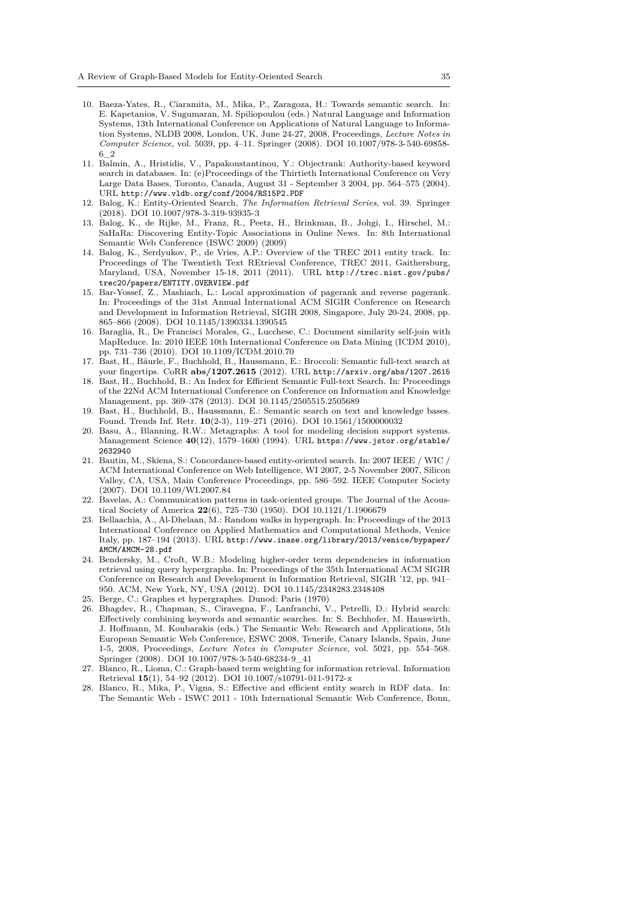10. Baeza-Yates, R., Ciaramita, M., Mika, P., Zaragoza, H.: Towards semantic search. In: E. Kapetanios, V. Sugumaran, M. Spiliopoulou (eds.) Natural Language and Information Systems, 13th International Conference on Applications of Natural Language to Information Systems, NLDB 2008, London, UK, June 24-27, 2008, Proceedings, *Lecture Notes in Computer Science*, vol. 5039, pp. 4–11. Springer (2008). DOI 10.1007/978-3-540-69858-6_2
11. Balmin, A., Hristidis, V., Papakonstantinou, Y.: Objectrank: Authority-based keyword search in databases. In: (e)Proceedings of the Thirtieth International Conference on Very Large Data Bases, Toronto, Canada, August 31 - September 3 2004, pp. 564–575 (2004). URL http://www.vldb.org/conf/2004/RS15P2.PDF
12. Balog, K.: Entity-Oriented Search, *The Information Retrieval Series*, vol. 39. Springer (2018). DOI 10.1007/978-3-319-93935-3
13. Balog, K., de Rijke, M., Franz, R., Peetz, H., Brinkman, B., Johgi, I., Hirschel, M.: SaHaRa: Discovering Entity-Topic Associations in Online News. In: 8th International Semantic Web Conference (ISWC 2009) (2009)
14. Balog, K., Serdyukov, P., de Vries, A.P.: Overview of the TREC 2011 entity track. In: Proceedings of The Twentieth Text REtrieval Conference, TREC 2011, Gaithersburg, Maryland, USA, November 15-18, 2011 (2011). URL http://trec.nist.gov/pubs/trec20/papers/ENTITY.OVERVIEW.pdf
15. Bar-Yossef, Z., Mashiach, L.: Local approximation of pagerank and reverse pagerank. In: Proceedings of the 31st Annual International ACM SIGIR Conference on Research and Development in Information Retrieval, SIGIR 2008, Singapore, July 20-24, 2008, pp. 865–866 (2008). DOI 10.1145/1390334.1390545
16. Baraglia, R., De Francisci Morales, G., Lucchese, C.: Document similarity self-join with MapReduce. In: 2010 IEEE 10th International Conference on Data Mining (ICDM 2010), pp. 731–736 (2010). DOI 10.1109/ICDM.2010.70
17. Bast, H., Bäurle, F., Buchhold, B., Haussmann, E.: Broccoli: Semantic full-text search at your fingertips. CoRR **abs/1207.2615** (2012). URL http://arxiv.org/abs/1207.2615
18. Bast, H., Buchhold, B.: An Index for Efficient Semantic Full-text Search. In: Proceedings of the 22Nd ACM International Conference on Conference on Information and Knowledge Management, pp. 369–378 (2013). DOI 10.1145/2505515.2505689
19. Bast, H., Buchhold, B., Haussmann, E.: Semantic search on text and knowledge bases. Found. Trends Inf. Retr. **10**(2-3), 119–271 (2016). DOI 10.1561/1500000032
20. Basu, A., Blanning, R.W.: Metagraphs: A tool for modeling decision support systems. Management Science **40**(12), 1579–1600 (1994). URL https://www.jstor.org/stable/2632940
21. Bautin, M., Skiena, S.: Concordance-based entity-oriented search. In: 2007 IEEE / WIC / ACM International Conference on Web Intelligence, WI 2007, 2-5 November 2007, Silicon Valley, CA, USA, Main Conference Proceedings, pp. 586–592. IEEE Computer Society (2007). DOI 10.1109/WI.2007.84
22. Bavelas, A.: Communication patterns in task-oriented groups. The Journal of the Acoustical Society of America **22**(6), 725–730 (1950). DOI 10.1121/1.1906679
23. Bellaachia, A., Al-Dhelaan, M.: Random walks in hypergraph. In: Proceedings of the 2013 International Conference on Applied Mathematics and Computational Methods, Venice Italy, pp. 187–194 (2013). URL http://www.inase.org/library/2013/venice/bypaper/AMCM/AMCM-28.pdf
24. Bendersky, M., Croft, W.B.: Modeling higher-order term dependencies in information retrieval using query hypergraphs. In: Proceedings of the 35th International ACM SIGIR Conference on Research and Development in Information Retrieval, SIGIR '12, pp. 941–950. ACM, New York, NY, USA (2012). DOI 10.1145/2348283.2348408
25. Berge, C.: Graphes et hypergraphes. Dunod: Paris (1970)
26. Bhagdev, R., Chapman, S., Ciravegna, F., Lanfranchi, V., Petrelli, D.: Hybrid search: Effectively combining keywords and semantic searches. In: S. Bechhofer, M. Hauswirth, J. Hoffmann, M. Koubarakis (eds.) The Semantic Web: Research and Applications, 5th European Semantic Web Conference, ESWC 2008, Tenerife, Canary Islands, Spain, June 1-5, 2008, Proceedings, *Lecture Notes in Computer Science*, vol. 5021, pp. 554–568. Springer (2008). DOI 10.1007/978-3-540-68234-9_41
27. Blanco, R., Lioma, C.: Graph-based term weighting for information retrieval. Information Retrieval **15**(1), 54–92 (2012). DOI 10.1007/s10791-011-9172-x
28. Blanco, R., Mika, P., Vigna, S.: Effective and efficient entity search in RDF data. In: The Semantic Web - ISWC 2011 - 10th International Semantic Web Conference, Bonn,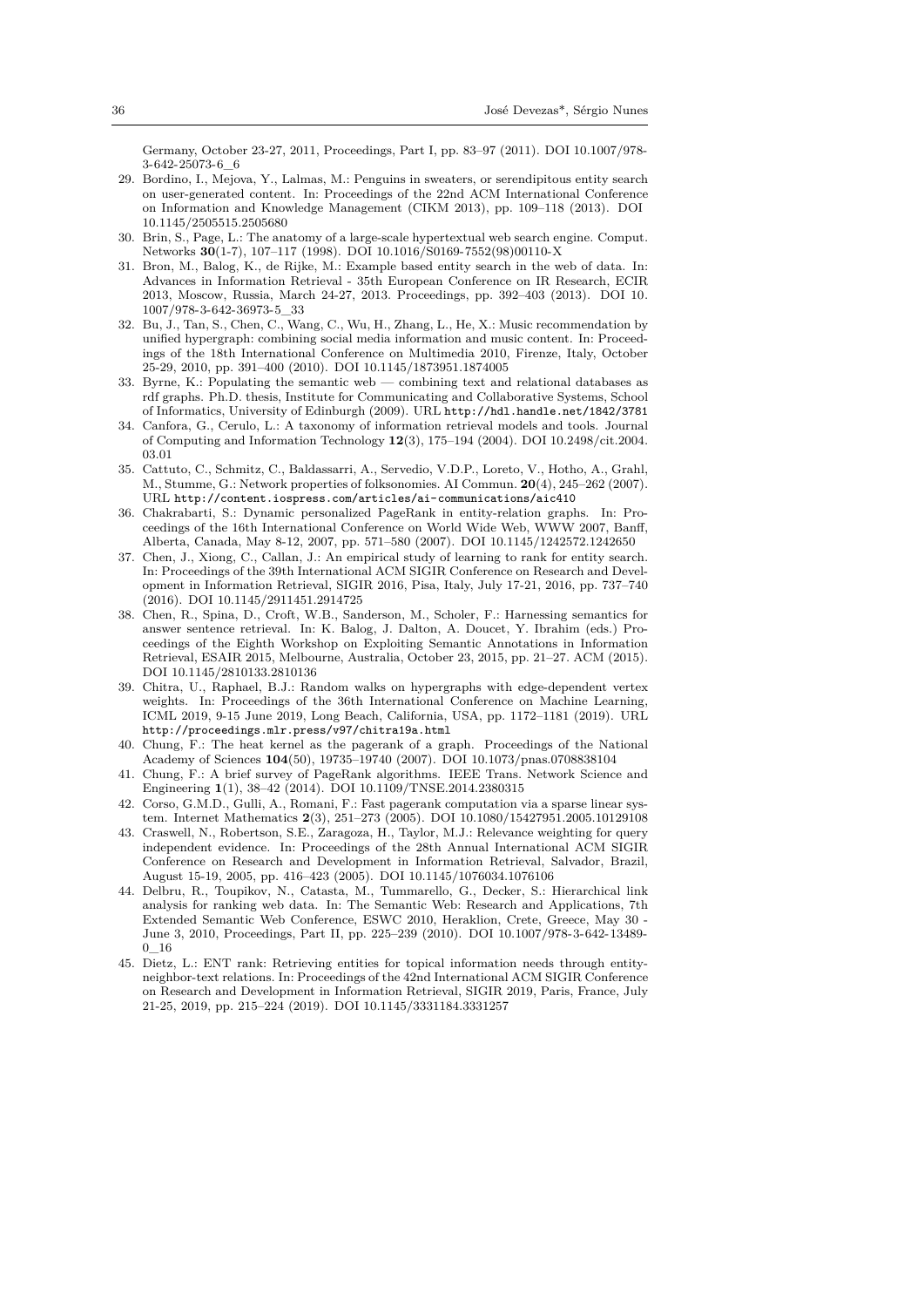Germany, October 23-27, 2011, Proceedings, Part I, pp. 83–97 (2011). DOI 10.1007/978-3-642-25073-6_6

29. Bordino, I., Mejova, Y., Lalmas, M.: Penguins in sweaters, or serendipitous entity search on user-generated content. In: Proceedings of the 22nd ACM International Conference on Information and Knowledge Management (CIKM 2013), pp. 109–118 (2013). DOI 10.1145/2505515.2505680
30. Brin, S., Page, L.: The anatomy of a large-scale hypertextual web search engine. Comput. Networks **30**(1-7), 107–117 (1998). DOI 10.1016/S0169-7552(98)00110-X
31. Bron, M., Balog, K., de Rijke, M.: Example based entity search in the web of data. In: Advances in Information Retrieval - 35th European Conference on IR Research, ECIR 2013, Moscow, Russia, March 24-27, 2013. Proceedings, pp. 392–403 (2013). DOI 10.1007/978-3-642-36973-5_33
32. Bu, J., Tan, S., Chen, C., Wang, C., Wu, H., Zhang, L., He, X.: Music recommendation by unified hypergraph: combining social media information and music content. In: Proceedings of the 18th International Conference on Multimedia 2010, Firenze, Italy, October 25-29, 2010, pp. 391–400 (2010). DOI 10.1145/1873951.1874005
33. Byrne, K.: Populating the semantic web — combining text and relational databases as rdf graphs. Ph.D. thesis, Institute for Communicating and Collaborative Systems, School of Informatics, University of Edinburgh (2009). URL http://hdl.handle.net/1842/3781
34. Canfora, G., Cerulo, L.: A taxonomy of information retrieval models and tools. Journal of Computing and Information Technology **12**(3), 175–194 (2004). DOI 10.2498/cit.2004.03.01
35. Cattuto, C., Schmitz, C., Baldassarri, A., Servedio, V.D.P., Loreto, V., Hotho, A., Grahl, M., Stumme, G.: Network properties of folksonomies. AI Commun. **20**(4), 245–262 (2007). URL http://content.iospress.com/articles/ai-communications/aic410
36. Chakrabarti, S.: Dynamic personalized PageRank in entity-relation graphs. In: Proceedings of the 16th International Conference on World Wide Web, WWW 2007, Banff, Alberta, Canada, May 8-12, 2007, pp. 571–580 (2007). DOI 10.1145/1242572.1242650
37. Chen, J., Xiong, C., Callan, J.: An empirical study of learning to rank for entity search. In: Proceedings of the 39th International ACM SIGIR Conference on Research and Development in Information Retrieval, SIGIR 2016, Pisa, Italy, July 17-21, 2016, pp. 737–740 (2016). DOI 10.1145/2911451.2914725
38. Chen, R., Spina, D., Croft, W.B., Sanderson, M., Scholer, F.: Harnessing semantics for answer sentence retrieval. In: K. Balog, J. Dalton, A. Doucet, Y. Ibrahim (eds.) Proceedings of the Eighth Workshop on Exploiting Semantic Annotations in Information Retrieval, ESAIR 2015, Melbourne, Australia, October 23, 2015, pp. 21–27. ACM (2015). DOI 10.1145/2810133.2810136
39. Chitra, U., Raphael, B.J.: Random walks on hypergraphs with edge-dependent vertex weights. In: Proceedings of the 36th International Conference on Machine Learning, ICML 2019, 9-15 June 2019, Long Beach, California, USA, pp. 1172–1181 (2019). URL http://proceedings.mlr.press/v97/chitra19a.html
40. Chung, F.: The heat kernel as the pagerank of a graph. Proceedings of the National Academy of Sciences **104**(50), 19735–19740 (2007). DOI 10.1073/pnas.0708838104
41. Chung, F.: A brief survey of PageRank algorithms. IEEE Trans. Network Science and Engineering **1**(1), 38–42 (2014). DOI 10.1109/TNSE.2014.2380315
42. Corso, G.M.D., Gulli, A., Romani, F.: Fast pagerank computation via a sparse linear system. Internet Mathematics **2**(3), 251–273 (2005). DOI 10.1080/15427951.2005.10129108
43. Craswell, N., Robertson, S.E., Zaragoza, H., Taylor, M.J.: Relevance weighting for query independent evidence. In: Proceedings of the 28th Annual International ACM SIGIR Conference on Research and Development in Information Retrieval, Salvador, Brazil, August 15-19, 2005, pp. 416–423 (2005). DOI 10.1145/1076034.1076106
44. Delbru, R., Toupikov, N., Catasta, M., Tummarello, G., Decker, S.: Hierarchical link analysis for ranking web data. In: The Semantic Web: Research and Applications, 7th Extended Semantic Web Conference, ESWC 2010, Heraklion, Crete, Greece, May 30 - June 3, 2010, Proceedings, Part II, pp. 225–239 (2010). DOI 10.1007/978-3-642-13489-0_16
45. Dietz, L.: ENT rank: Retrieving entities for topical information needs through entity-neighbor-text relations. In: Proceedings of the 42nd International ACM SIGIR Conference on Research and Development in Information Retrieval, SIGIR 2019, Paris, France, July 21-25, 2019, pp. 215–224 (2019). DOI 10.1145/3331184.3331257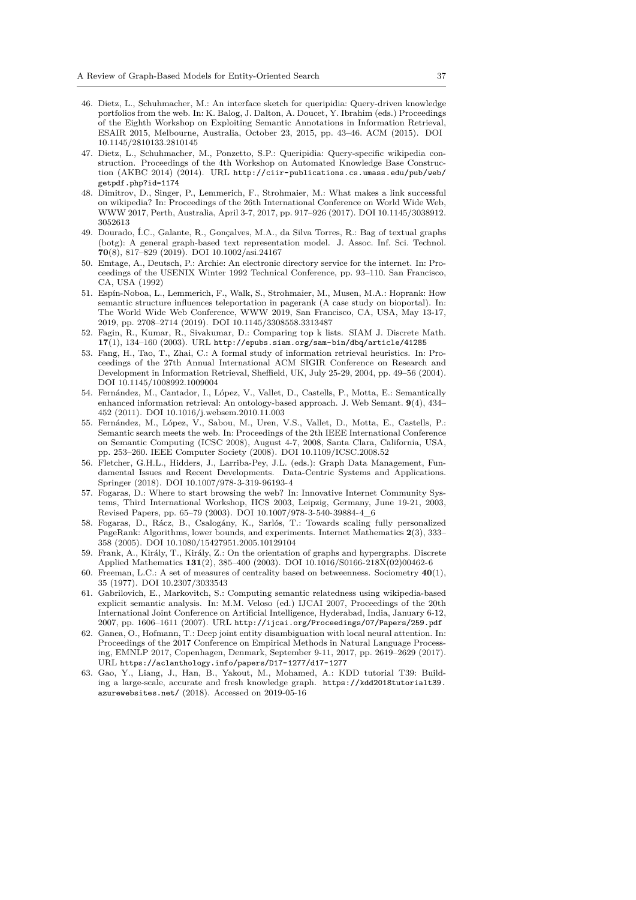46. Dietz, L., Schuhmacher, M.: An interface sketch for queripidia: Query-driven knowledge portfolios from the web. In: K. Balog, J. Dalton, A. Doucet, Y. Ibrahim (eds.) Proceedings of the Eighth Workshop on Exploiting Semantic Annotations in Information Retrieval, ESAIR 2015, Melbourne, Australia, October 23, 2015, pp. 43–46. ACM (2015). DOI 10.1145/2810133.2810145
47. Dietz, L., Schuhmacher, M., Ponzetto, S.P.: Queripidia: Query-specific wikipedia construction. Proceedings of the 4th Workshop on Automated Knowledge Base Construction (AKBC 2014) (2014). URL http://ciir-publications.cs.umass.edu/pub/web/getpdf.php?id=1174
48. Dimitrov, D., Singer, P., Lemmerich, F., Strohmaier, M.: What makes a link successful on wikipedia? In: Proceedings of the 26th International Conference on World Wide Web, WWW 2017, Perth, Australia, April 3-7, 2017, pp. 917–926 (2017). DOI 10.1145/3038912.3052613
49. Dourado, Í.C., Galante, R., Gonçalves, M.A., da Silva Torres, R.: Bag of textual graphs (botg): A general graph-based text representation model. J. Assoc. Inf. Sci. Technol. **70**(8), 817–829 (2019). DOI 10.1002/asi.24167
50. Emtage, A., Deutsch, P.: Archie: An electronic directory service for the internet. In: Proceedings of the USENIX Winter 1992 Technical Conference, pp. 93–110. San Francisco, CA, USA (1992)
51. Espín-Noboa, L., Lemmerich, F., Walk, S., Strohmaier, M., Musen, M.A.: Hoprank: How semantic structure influences teleportation in pagerank (A case study on bioportal). In: The World Wide Web Conference, WWW 2019, San Francisco, CA, USA, May 13-17, 2019, pp. 2708–2714 (2019). DOI 10.1145/3308558.3313487
52. Fagin, R., Kumar, R., Sivakumar, D.: Comparing top k lists. SIAM J. Discrete Math. **17**(1), 134–160 (2003). URL http://epubs.siam.org/sam-bin/dbq/article/41285
53. Fang, H., Tao, T., Zhai, C.: A formal study of information retrieval heuristics. In: Proceedings of the 27th Annual International ACM SIGIR Conference on Research and Development in Information Retrieval, Sheffield, UK, July 25-29, 2004, pp. 49–56 (2004). DOI 10.1145/1008992.1009004
54. Fernández, M., Cantador, I., López, V., Vallet, D., Castells, P., Motta, E.: Semantically enhanced information retrieval: An ontology-based approach. J. Web Semant. **9**(4), 434–452 (2011). DOI 10.1016/j.websem.2010.11.003
55. Fernández, M., López, V., Sabou, M., Uren, V.S., Vallet, D., Motta, E., Castells, P.: Semantic search meets the web. In: Proceedings of the 2th IEEE International Conference on Semantic Computing (ICSC 2008), August 4-7, 2008, Santa Clara, California, USA, pp. 253–260. IEEE Computer Society (2008). DOI 10.1109/ICSC.2008.52
56. Fletcher, G.H.L., Hidders, J., Larriba-Pey, J.L. (eds.): Graph Data Management, Fundamental Issues and Recent Developments. Data-Centric Systems and Applications. Springer (2018). DOI 10.1007/978-3-319-96193-4
57. Fogaras, D.: Where to start browsing the web? In: Innovative Internet Community Systems, Third International Workshop, IICS 2003, Leipzig, Germany, June 19-21, 2003, Revised Papers, pp. 65–79 (2003). DOI 10.1007/978-3-540-39884-4_6
58. Fogaras, D., Rácz, B., Csalogány, K., Sarlós, T.: Towards scaling fully personalized PageRank: Algorithms, lower bounds, and experiments. Internet Mathematics **2**(3), 333–358 (2005). DOI 10.1080/15427951.2005.10129104
59. Frank, A., Király, T., Király, Z.: On the orientation of graphs and hypergraphs. Discrete Applied Mathematics **131**(2), 385–400 (2003). DOI 10.1016/S0166-218X(02)00462-6
60. Freeman, L.C.: A set of measures of centrality based on betweenness. Sociometry **40**(1), 35 (1977). DOI 10.2307/3033543
61. Gabrilovich, E., Markovitch, S.: Computing semantic relatedness using wikipedia-based explicit semantic analysis. In: M.M. Veloso (ed.) IJCAI 2007, Proceedings of the 20th International Joint Conference on Artificial Intelligence, Hyderabad, India, January 6-12, 2007, pp. 1606–1611 (2007). URL http://ijcai.org/Proceedings/07/Papers/259.pdf
62. Ganea, O., Hofmann, T.: Deep joint entity disambiguation with local neural attention. In: Proceedings of the 2017 Conference on Empirical Methods in Natural Language Processing, EMNLP 2017, Copenhagen, Denmark, September 9-11, 2017, pp. 2619–2629 (2017). URL https://aclanthology.info/papers/D17-1277/d17-1277
63. Gao, Y., Liang, J., Han, B., Yakout, M., Mohamed, A.: KDD tutorial T39: Building a large-scale, accurate and fresh knowledge graph. https://kdd2018tutorialt39.azurewebsites.net/ (2018). Accessed on 2019-05-16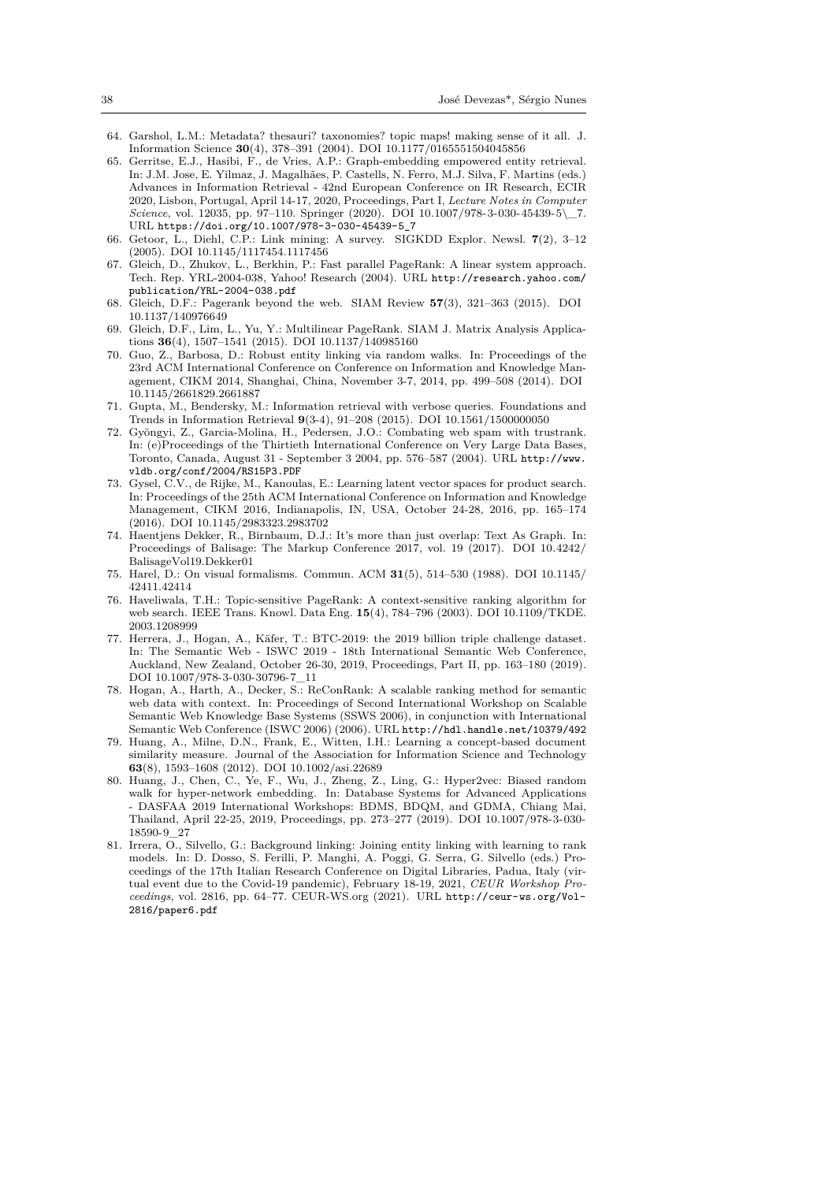64. Garshol, L.M.: Metadata? thesauri? taxonomies? topic maps! making sense of it all. J. Information Science **30**(4), 378–391 (2004). DOI 10.1177/0165551504045856
65. Gerritse, E.J., Hasibi, F., de Vries, A.P.: Graph-embedding empowered entity retrieval. In: J.M. Jose, E. Yilmaz, J. Magalhães, P. Castells, N. Ferro, M.J. Silva, F. Martins (eds.) Advances in Information Retrieval - 42nd European Conference on IR Research, ECIR 2020, Lisbon, Portugal, April 14-17, 2020, Proceedings, Part I, *Lecture Notes in Computer Science*, vol. 12035, pp. 97–110. Springer (2020). DOI 10.1007/978-3-030-45439-5\_7. URL https://doi.org/10.1007/978-3-030-45439-5_7
66. Getoor, L., Diehl, C.P.: Link mining: A survey. SIGKDD Explor. Newsl. **7**(2), 3–12 (2005). DOI 10.1145/1117454.1117456
67. Gleich, D., Zhukov, L., Berkhin, P.: Fast parallel PageRank: A linear system approach. Tech. Rep. YRL-2004-038, Yahoo! Research (2004). URL http://research.yahoo.com/publication/YRL-2004-038.pdf
68. Gleich, D.F.: Pagerank beyond the web. SIAM Review **57**(3), 321–363 (2015). DOI 10.1137/140976649
69. Gleich, D.F., Lim, L., Yu, Y.: Multilinear PageRank. SIAM J. Matrix Analysis Applications **36**(4), 1507–1541 (2015). DOI 10.1137/140985160
70. Guo, Z., Barbosa, D.: Robust entity linking via random walks. In: Proceedings of the 23rd ACM International Conference on Conference on Information and Knowledge Management, CIKM 2014, Shanghai, China, November 3-7, 2014, pp. 499–508 (2014). DOI 10.1145/2661829.2661887
71. Gupta, M., Bendersky, M.: Information retrieval with verbose queries. Foundations and Trends in Information Retrieval **9**(3-4), 91–208 (2015). DOI 10.1561/1500000050
72. Gyöngyi, Z., Garcia-Molina, H., Pedersen, J.O.: Combating web spam with trustrank. In: (e)Proceedings of the Thirtieth International Conference on Very Large Data Bases, Toronto, Canada, August 31 - September 3 2004, pp. 576–587 (2004). URL http://www.vldb.org/conf/2004/RS15P3.PDF
73. Gysel, C.V., de Rijke, M., Kanoulas, E.: Learning latent vector spaces for product search. In: Proceedings of the 25th ACM International Conference on Information and Knowledge Management, CIKM 2016, Indianapolis, IN, USA, October 24-28, 2016, pp. 165–174 (2016). DOI 10.1145/2983323.2983702
74. Haentjens Dekker, R., Birnbaum, D.J.: It's more than just overlap: Text As Graph. In: Proceedings of Balisage: The Markup Conference 2017, vol. 19 (2017). DOI 10.4242/BalisageVol19.Dekker01
75. Harel, D.: On visual formalisms. Commun. ACM **31**(5), 514–530 (1988). DOI 10.1145/42411.42414
76. Haveliwala, T.H.: Topic-sensitive PageRank: A context-sensitive ranking algorithm for web search. IEEE Trans. Knowl. Data Eng. **15**(4), 784–796 (2003). DOI 10.1109/TKDE.2003.1208999
77. Herrera, J., Hogan, A., Käfer, T.: BTC-2019: the 2019 billion triple challenge dataset. In: The Semantic Web - ISWC 2019 - 18th International Semantic Web Conference, Auckland, New Zealand, October 26-30, 2019, Proceedings, Part II, pp. 163–180 (2019). DOI 10.1007/978-3-030-30796-7_11
78. Hogan, A., Harth, A., Decker, S.: ReConRank: A scalable ranking method for semantic web data with context. In: Proceedings of Second International Workshop on Scalable Semantic Web Knowledge Base Systems (SSWS 2006), in conjunction with International Semantic Web Conference (ISWC 2006) (2006). URL http://hdl.handle.net/10379/492
79. Huang, A., Milne, D.N., Frank, E., Witten, I.H.: Learning a concept-based document similarity measure. Journal of the Association for Information Science and Technology **63**(8), 1593–1608 (2012). DOI 10.1002/asi.22689
80. Huang, J., Chen, C., Ye, F., Wu, J., Zheng, Z., Ling, G.: Hyper2vec: Biased random walk for hyper-network embedding. In: Database Systems for Advanced Applications - DASFAA 2019 International Workshops: BDMS, BDQM, and GDMA, Chiang Mai, Thailand, April 22-25, 2019, Proceedings, pp. 273–277 (2019). DOI 10.1007/978-3-030-18590-9_27
81. Irrera, O., Silvello, G.: Background linking: Joining entity linking with learning to rank models. In: D. Dosso, S. Ferilli, P. Manghi, A. Poggi, G. Serra, G. Silvello (eds.) Proceedings of the 17th Italian Research Conference on Digital Libraries, Padua, Italy (virtual event due to the Covid-19 pandemic), February 18-19, 2021, *CEUR Workshop Proceedings*, vol. 2816, pp. 64–77. CEUR-WS.org (2021). URL http://ceur-ws.org/Vol-2816/paper6.pdf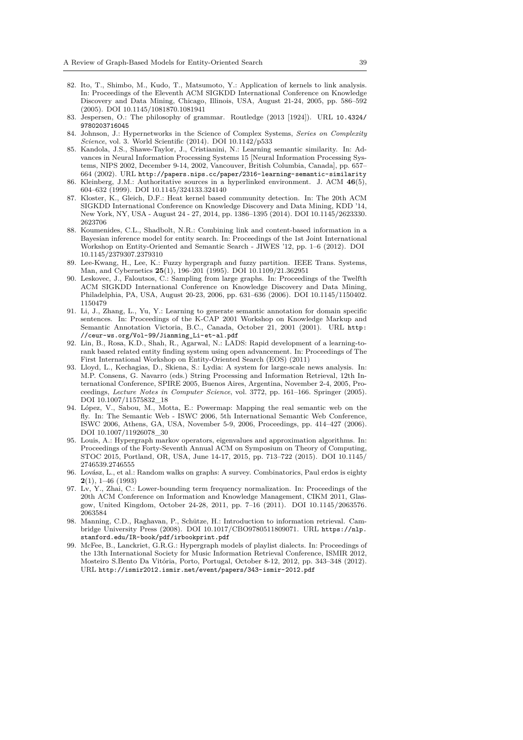82. Ito, T., Shimbo, M., Kudo, T., Matsumoto, Y.: Application of kernels to link analysis. In: Proceedings of the Eleventh ACM SIGKDD International Conference on Knowledge Discovery and Data Mining, Chicago, Illinois, USA, August 21-24, 2005, pp. 586–592 (2005). DOI 10.1145/1081870.1081941
83. Jespersen, O.: The philosophy of grammar. Routledge (2013 [1924]). URL 10.4324/9780203716045
84. Johnson, J.: Hypernetworks in the Science of Complex Systems, *Series on Complexity Science*, vol. 3. World Scientific (2014). DOI 10.1142/p533
85. Kandola, J.S., Shawe-Taylor, J., Cristianini, N.: Learning semantic similarity. In: Advances in Neural Information Processing Systems 15 [Neural Information Processing Systems, NIPS 2002, December 9-14, 2002, Vancouver, British Columbia, Canada], pp. 657–664 (2002). URL http://papers.nips.cc/paper/2316-learning-semantic-similarity
86. Kleinberg, J.M.: Authoritative sources in a hyperlinked environment. J. ACM **46**(5), 604–632 (1999). DOI 10.1145/324133.324140
87. Kloster, K., Gleich, D.F.: Heat kernel based community detection. In: The 20th ACM SIGKDD International Conference on Knowledge Discovery and Data Mining, KDD '14, New York, NY, USA - August 24 - 27, 2014, pp. 1386–1395 (2014). DOI 10.1145/2623330.2623706
88. Koumenides, C.L., Shadbolt, N.R.: Combining link and content-based information in a Bayesian inference model for entity search. In: Proceedings of the 1st Joint International Workshop on Entity-Oriented and Semantic Search - JIWES '12, pp. 1–6 (2012). DOI 10.1145/2379307.2379310
89. Lee-Kwang, H., Lee, K.: Fuzzy hypergraph and fuzzy partition. IEEE Trans. Systems, Man, and Cybernetics **25**(1), 196–201 (1995). DOI 10.1109/21.362951
90. Leskovec, J., Faloutsos, C.: Sampling from large graphs. In: Proceedings of the Twelfth ACM SIGKDD International Conference on Knowledge Discovery and Data Mining, Philadelphia, PA, USA, August 20-23, 2006, pp. 631–636 (2006). DOI 10.1145/1150402.1150479
91. Li, J., Zhang, L., Yu, Y.: Learning to generate semantic annotation for domain specific sentences. In: Proceedings of the K-CAP 2001 Workshop on Knowledge Markup and Semantic Annotation Victoria, B.C., Canada, October 21, 2001 (2001). URL http://ceur-ws.org/Vol-99/Jianming_Li-et-al.pdf
92. Lin, B., Rosa, K.D., Shah, R., Agarwal, N.: LADS: Rapid development of a learning-to-rank based related entity finding system using open advancement. In: Proceedings of The First International Workshop on Entity-Oriented Search (EOS) (2011)
93. Lloyd, L., Kechagias, D., Skiena, S.: Lydia: A system for large-scale news analysis. In: M.P. Consens, G. Navarro (eds.) String Processing and Information Retrieval, 12th International Conference, SPIRE 2005, Buenos Aires, Argentina, November 2-4, 2005, Proceedings, *Lecture Notes in Computer Science*, vol. 3772, pp. 161–166. Springer (2005). DOI 10.1007/11575832_18
94. López, V., Sabou, M., Motta, E.: Powermap: Mapping the real semantic web on the fly. In: The Semantic Web - ISWC 2006, 5th International Semantic Web Conference, ISWC 2006, Athens, GA, USA, November 5-9, 2006, Proceedings, pp. 414–427 (2006). DOI 10.1007/11926078_30
95. Louis, A.: Hypergraph markov operators, eigenvalues and approximation algorithms. In: Proceedings of the Forty-Seventh Annual ACM on Symposium on Theory of Computing, STOC 2015, Portland, OR, USA, June 14-17, 2015, pp. 713–722 (2015). DOI 10.1145/2746539.2746555
96. Lovász, L., et al.: Random walks on graphs: A survey. Combinatorics, Paul erdos is eighty **2**(1), 1–46 (1993)
97. Lv, Y., Zhai, C.: Lower-bounding term frequency normalization. In: Proceedings of the 20th ACM Conference on Information and Knowledge Management, CIKM 2011, Glasgow, United Kingdom, October 24-28, 2011, pp. 7–16 (2011). DOI 10.1145/2063576.2063584
98. Manning, C.D., Raghavan, P., Schütze, H.: Introduction to information retrieval. Cambridge University Press (2008). DOI 10.1017/CBO9780511809071. URL https://nlp.stanford.edu/IR-book/pdf/irbookprint.pdf
99. McFee, B., Lanckriet, G.R.G.: Hypergraph models of playlist dialects. In: Proceedings of the 13th International Society for Music Information Retrieval Conference, ISMIR 2012, Mosteiro S.Bento Da Vitória, Porto, Portugal, October 8-12, 2012, pp. 343–348 (2012). URL http://ismir2012.ismir.net/event/papers/343-ismir-2012.pdf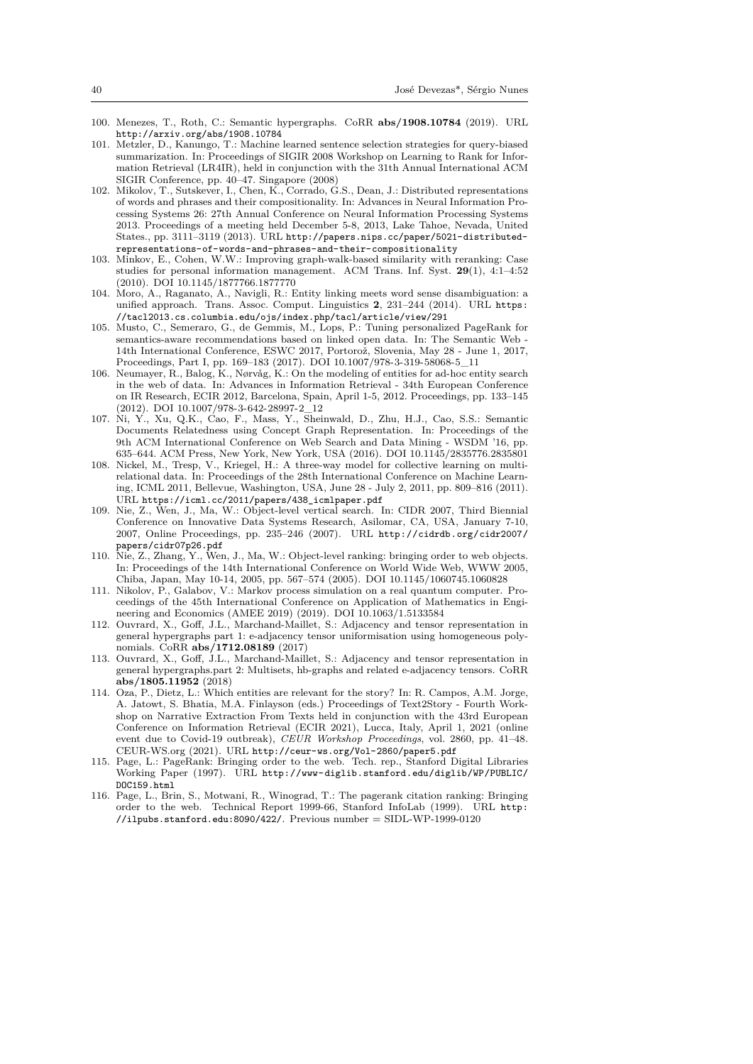100. Menezes, T., Roth, C.: Semantic hypergraphs. CoRR **abs/1908.10784** (2019). URL http://arxiv.org/abs/1908.10784
101. Metzler, D., Kanungo, T.: Machine learned sentence selection strategies for query-biased summarization. In: Proceedings of SIGIR 2008 Workshop on Learning to Rank for Information Retrieval (LR4IR), held in conjunction with the 31th Annual International ACM SIGIR Conference, pp. 40–47. Singapore (2008)
102. Mikolov, T., Sutskever, I., Chen, K., Corrado, G.S., Dean, J.: Distributed representations of words and phrases and their compositionality. In: Advances in Neural Information Processing Systems 26: 27th Annual Conference on Neural Information Processing Systems 2013. Proceedings of a meeting held December 5-8, 2013, Lake Tahoe, Nevada, United States., pp. 3111–3119 (2013). URL http://papers.nips.cc/paper/5021-distributed-representations-of-words-and-phrases-and-their-compositionality
103. Minkov, E., Cohen, W.W.: Improving graph-walk-based similarity with reranking: Case studies for personal information management. ACM Trans. Inf. Syst. **29**(1), 4:1–4:52 (2010). DOI 10.1145/1877766.1877770
104. Moro, A., Raganato, A., Navigli, R.: Entity linking meets word sense disambiguation: a unified approach. Trans. Assoc. Comput. Linguistics **2**, 231–244 (2014). URL https://tacl2013.cs.columbia.edu/ojs/index.php/tacl/article/view/291
105. Musto, C., Semeraro, G., de Gemmis, M., Lops, P.: Tuning personalized PageRank for semantics-aware recommendations based on linked open data. In: The Semantic Web - 14th International Conference, ESWC 2017, Portorož, Slovenia, May 28 - June 1, 2017, Proceedings, Part I, pp. 169–183 (2017). DOI 10.1007/978-3-319-58068-5_11
106. Neumayer, R., Balog, K., Nørvåg, K.: On the modeling of entities for ad-hoc entity search in the web of data. In: Advances in Information Retrieval - 34th European Conference on IR Research, ECIR 2012, Barcelona, Spain, April 1-5, 2012. Proceedings, pp. 133–145 (2012). DOI 10.1007/978-3-642-28997-2_12
107. Ni, Y., Xu, Q.K., Cao, F., Mass, Y., Sheinwald, D., Zhu, H.J., Cao, S.S.: Semantic Documents Relatedness using Concept Graph Representation. In: Proceedings of the 9th ACM International Conference on Web Search and Data Mining - WSDM '16, pp. 635–644. ACM Press, New York, New York, USA (2016). DOI 10.1145/2835776.2835801
108. Nickel, M., Tresp, V., Kriegel, H.: A three-way model for collective learning on multi-relational data. In: Proceedings of the 28th International Conference on Machine Learning, ICML 2011, Bellevue, Washington, USA, June 28 - July 2, 2011, pp. 809–816 (2011). URL https://icml.cc/2011/papers/438_icmlpaper.pdf
109. Nie, Z., Wen, J., Ma, W.: Object-level vertical search. In: CIDR 2007, Third Biennial Conference on Innovative Data Systems Research, Asilomar, CA, USA, January 7-10, 2007, Online Proceedings, pp. 235–246 (2007). URL http://cidrdb.org/cidr2007/papers/cidr07p26.pdf
110. Nie, Z., Zhang, Y., Wen, J., Ma, W.: Object-level ranking: bringing order to web objects. In: Proceedings of the 14th International Conference on World Wide Web, WWW 2005, Chiba, Japan, May 10-14, 2005, pp. 567–574 (2005). DOI 10.1145/1060745.1060828
111. Nikolov, P., Galabov, V.: Markov process simulation on a real quantum computer. Proceedings of the 45th International Conference on Application of Mathematics in Engineering and Economics (AMEE 2019) (2019). DOI 10.1063/1.5133584
112. Ouvrard, X., Goff, J.L., Marchand-Maillet, S.: Adjacency and tensor representation in general hypergraphs part 1: e-adjacency tensor uniformisation using homogeneous polynomials. CoRR **abs/1712.08189** (2017)
113. Ouvrard, X., Goff, J.L., Marchand-Maillet, S.: Adjacency and tensor representation in general hypergraphs.part 2: Multisets, hb-graphs and related e-adjacency tensors. CoRR **abs/1805.11952** (2018)
114. Oza, P., Dietz, L.: Which entities are relevant for the story? In: R. Campos, A.M. Jorge, A. Jatowt, S. Bhatia, M.A. Finlayson (eds.) Proceedings of Text2Story - Fourth Workshop on Narrative Extraction From Texts held in conjunction with the 43rd European Conference on Information Retrieval (ECIR 2021), Lucca, Italy, April 1, 2021 (online event due to Covid-19 outbreak), *CEUR Workshop Proceedings*, vol. 2860, pp. 41–48. CEUR-WS.org (2021). URL http://ceur-ws.org/Vol-2860/paper5.pdf
115. Page, L.: PageRank: Bringing order to the web. Tech. rep., Stanford Digital Libraries Working Paper (1997). URL http://www-diglib.stanford.edu/diglib/WP/PUBLIC/DOC159.html
116. Page, L., Brin, S., Motwani, R., Winograd, T.: The pagerank citation ranking: Bringing order to the web. Technical Report 1999-66, Stanford InfoLab (1999). URL http://ilpubs.stanford.edu:8090/422/. Previous number = SIDL-WP-1999-0120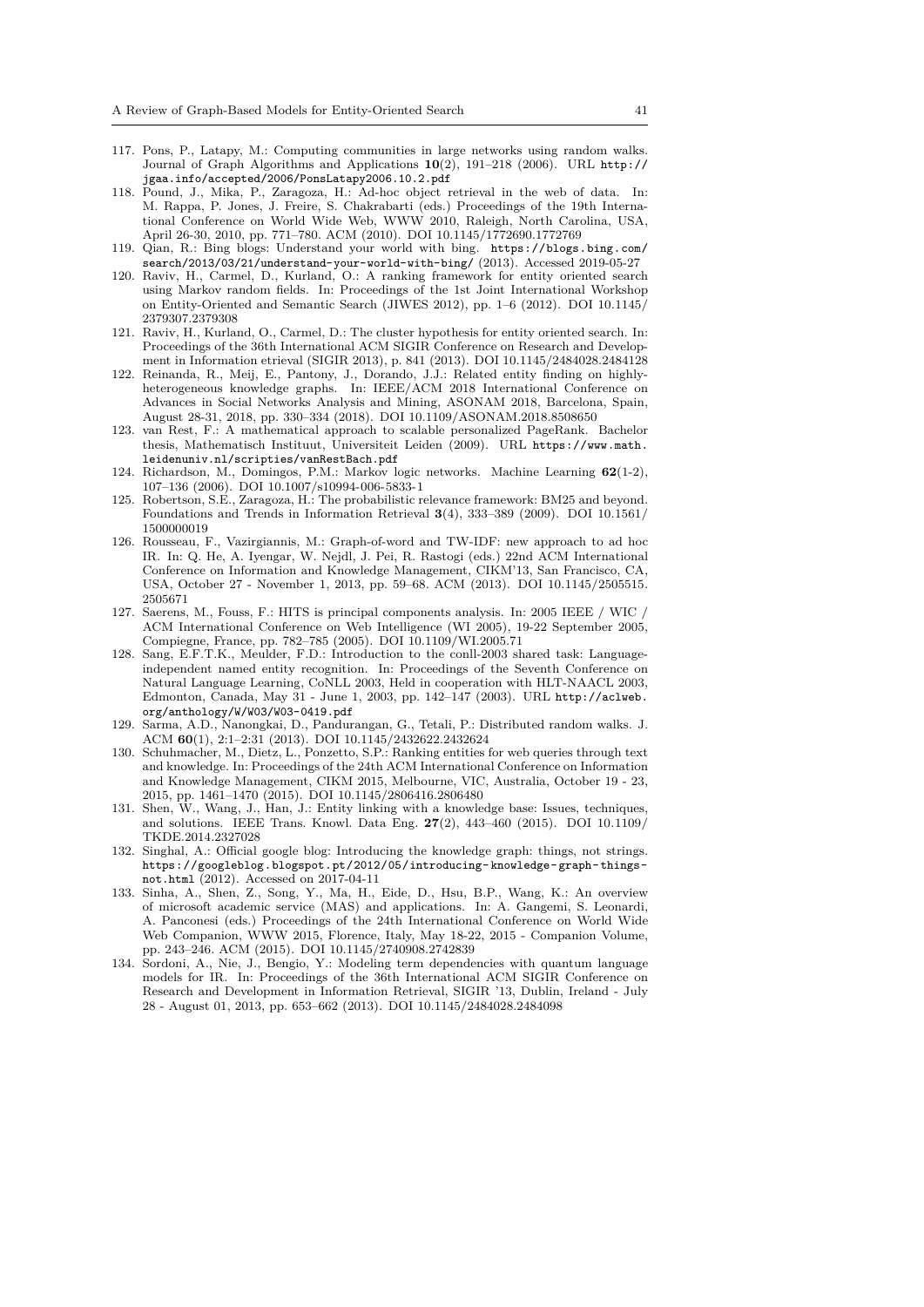117. Pons, P., Latapy, M.: Computing communities in large networks using random walks. Journal of Graph Algorithms and Applications **10**(2), 191–218 (2006). URL http://jgaa.info/accepted/2006/PonsLatapy2006.10.2.pdf
118. Pound, J., Mika, P., Zaragoza, H.: Ad-hoc object retrieval in the web of data. In: M. Rappa, P. Jones, J. Freire, S. Chakrabarti (eds.) Proceedings of the 19th International Conference on World Wide Web, WWW 2010, Raleigh, North Carolina, USA, April 26-30, 2010, pp. 771–780. ACM (2010). DOI 10.1145/1772690.1772769
119. Qian, R.: Bing blogs: Understand your world with bing. https://blogs.bing.com/search/2013/03/21/understand-your-world-with-bing/ (2013). Accessed 2019-05-27
120. Raviv, H., Carmel, D., Kurland, O.: A ranking framework for entity oriented search using Markov random fields. In: Proceedings of the 1st Joint International Workshop on Entity-Oriented and Semantic Search (JIWES 2012), pp. 1–6 (2012). DOI 10.1145/2379307.2379308
121. Raviv, H., Kurland, O., Carmel, D.: The cluster hypothesis for entity oriented search. In: Proceedings of the 36th International ACM SIGIR Conference on Research and Development in Information etrieval (SIGIR 2013), p. 841 (2013). DOI 10.1145/2484028.2484128
122. Reinanda, R., Meij, E., Pantony, J., Dorando, J.J.: Related entity finding on highly-heterogeneous knowledge graphs. In: IEEE/ACM 2018 International Conference on Advances in Social Networks Analysis and Mining, ASONAM 2018, Barcelona, Spain, August 28-31, 2018, pp. 330–334 (2018). DOI 10.1109/ASONAM.2018.8508650
123. van Rest, F.: A mathematical approach to scalable personalized PageRank. Bachelor thesis, Mathematisch Instituut, Universiteit Leiden (2009). URL https://www.math.leidenuniv.nl/scripties/vanRestBach.pdf
124. Richardson, M., Domingos, P.M.: Markov logic networks. Machine Learning **62**(1-2), 107–136 (2006). DOI 10.1007/s10994-006-5833-1
125. Robertson, S.E., Zaragoza, H.: The probabilistic relevance framework: BM25 and beyond. Foundations and Trends in Information Retrieval **3**(4), 333–389 (2009). DOI 10.1561/1500000019
126. Rousseau, F., Vazirgiannis, M.: Graph-of-word and TW-IDF: new approach to ad hoc IR. In: Q. He, A. Iyengar, W. Nejdl, J. Pei, R. Rastogi (eds.) 22nd ACM International Conference on Information and Knowledge Management, CIKM'13, San Francisco, CA, USA, October 27 - November 1, 2013, pp. 59–68. ACM (2013). DOI 10.1145/2505515.2505671
127. Saerens, M., Fouss, F.: HITS is principal components analysis. In: 2005 IEEE / WIC / ACM International Conference on Web Intelligence (WI 2005), 19-22 September 2005, Compiegne, France, pp. 782–785 (2005). DOI 10.1109/WI.2005.71
128. Sang, E.F.T.K., Meulder, F.D.: Introduction to the conll-2003 shared task: Language-independent named entity recognition. In: Proceedings of the Seventh Conference on Natural Language Learning, CoNLL 2003, Held in cooperation with HLT-NAACL 2003, Edmonton, Canada, May 31 - June 1, 2003, pp. 142–147 (2003). URL http://aclweb.org/anthology/W/W03/W03-0419.pdf
129. Sarma, A.D., Nanongkai, D., Pandurangan, G., Tetali, P.: Distributed random walks. J. ACM **60**(1), 2:1–2:31 (2013). DOI 10.1145/2432622.2432624
130. Schuhmacher, M., Dietz, L., Ponzetto, S.P.: Ranking entities for web queries through text and knowledge. In: Proceedings of the 24th ACM International Conference on Information and Knowledge Management, CIKM 2015, Melbourne, VIC, Australia, October 19 - 23, 2015, pp. 1461–1470 (2015). DOI 10.1145/2806416.2806480
131. Shen, W., Wang, J., Han, J.: Entity linking with a knowledge base: Issues, techniques, and solutions. IEEE Trans. Knowl. Data Eng. **27**(2), 443–460 (2015). DOI 10.1109/TKDE.2014.2327028
132. Singhal, A.: Official google blog: Introducing the knowledge graph: things, not strings. https://googleblog.blogspot.pt/2012/05/introducing-knowledge-graph-things-not.html (2012). Accessed on 2017-04-11
133. Sinha, A., Shen, Z., Song, Y., Ma, H., Eide, D., Hsu, B.P., Wang, K.: An overview of microsoft academic service (MAS) and applications. In: A. Gangemi, S. Leonardi, A. Panconesi (eds.) Proceedings of the 24th International Conference on World Wide Web Companion, WWW 2015, Florence, Italy, May 18-22, 2015 - Companion Volume, pp. 243–246. ACM (2015). DOI 10.1145/2740908.2742839
134. Sordoni, A., Nie, J., Bengio, Y.: Modeling term dependencies with quantum language models for IR. In: Proceedings of the 36th International ACM SIGIR Conference on Research and Development in Information Retrieval, SIGIR '13, Dublin, Ireland - July 28 - August 01, 2013, pp. 653–662 (2013). DOI 10.1145/2484028.2484098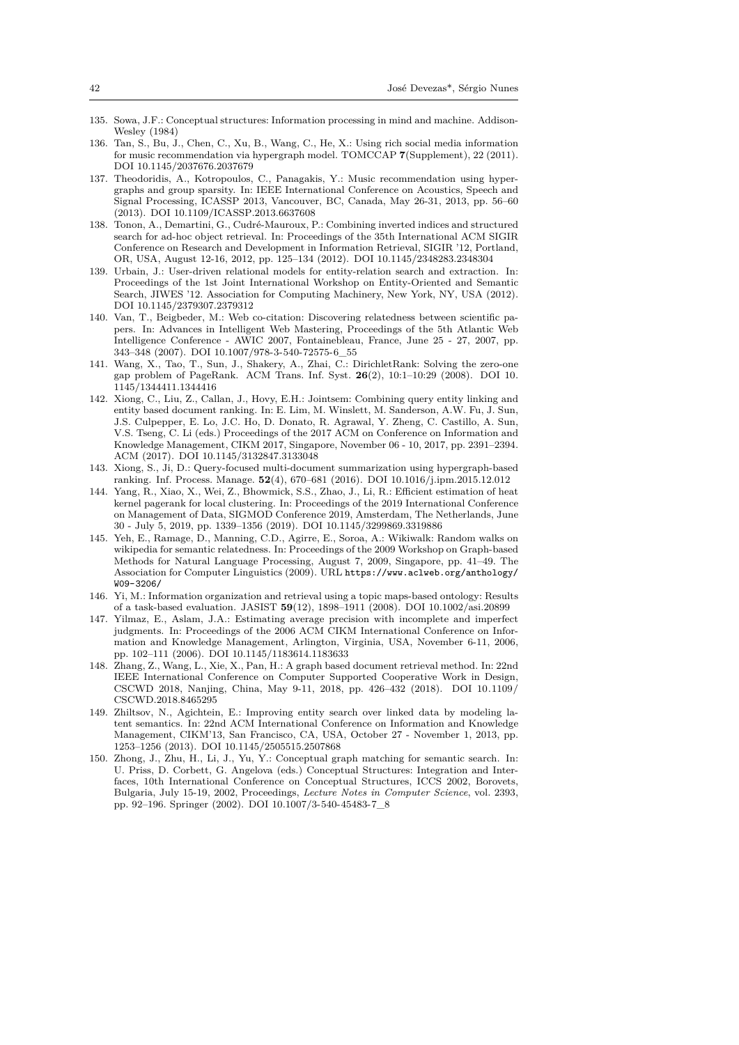135. Sowa, J.F.: Conceptual structures: Information processing in mind and machine. Addison-Wesley (1984)
136. Tan, S., Bu, J., Chen, C., Xu, B., Wang, C., He, X.: Using rich social media information for music recommendation via hypergraph model. TOMCCAP **7**(Supplement), 22 (2011). DOI 10.1145/2037676.2037679
137. Theodoridis, A., Kotropoulos, C., Panagakis, Y.: Music recommendation using hypergraphs and group sparsity. In: IEEE International Conference on Acoustics, Speech and Signal Processing, ICASSP 2013, Vancouver, BC, Canada, May 26-31, 2013, pp. 56–60 (2013). DOI 10.1109/ICASSP.2013.6637608
138. Tonon, A., Demartini, G., Cudré-Mauroux, P.: Combining inverted indices and structured search for ad-hoc object retrieval. In: Proceedings of the 35th International ACM SIGIR Conference on Research and Development in Information Retrieval, SIGIR '12, Portland, OR, USA, August 12-16, 2012, pp. 125–134 (2012). DOI 10.1145/2348283.2348304
139. Urbain, J.: User-driven relational models for entity-relation search and extraction. In: Proceedings of the 1st Joint International Workshop on Entity-Oriented and Semantic Search, JIWES '12. Association for Computing Machinery, New York, NY, USA (2012). DOI 10.1145/2379307.2379312
140. Van, T., Beigbeder, M.: Web co-citation: Discovering relatedness between scientific papers. In: Advances in Intelligent Web Mastering, Proceedings of the 5th Atlantic Web Intelligence Conference - AWIC 2007, Fontainebleau, France, June 25 - 27, 2007, pp. 343–348 (2007). DOI 10.1007/978-3-540-72575-6_55
141. Wang, X., Tao, T., Sun, J., Shakery, A., Zhai, C.: DirichletRank: Solving the zero-one gap problem of PageRank. ACM Trans. Inf. Syst. **26**(2), 10:1–10:29 (2008). DOI 10.1145/1344411.1344416
142. Xiong, C., Liu, Z., Callan, J., Hovy, E.H.: Jointsem: Combining query entity linking and entity based document ranking. In: E. Lim, M. Winslett, M. Sanderson, A.W. Fu, J. Sun, J.S. Culpepper, E. Lo, J.C. Ho, D. Donato, R. Agrawal, Y. Zheng, C. Castillo, A. Sun, V.S. Tseng, C. Li (eds.) Proceedings of the 2017 ACM on Conference on Information and Knowledge Management, CIKM 2017, Singapore, November 06 - 10, 2017, pp. 2391–2394. ACM (2017). DOI 10.1145/3132847.3133048
143. Xiong, S., Ji, D.: Query-focused multi-document summarization using hypergraph-based ranking. Inf. Process. Manage. **52**(4), 670–681 (2016). DOI 10.1016/j.ipm.2015.12.012
144. Yang, R., Xiao, X., Wei, Z., Bhowmick, S.S., Zhao, J., Li, R.: Efficient estimation of heat kernel pagerank for local clustering. In: Proceedings of the 2019 International Conference on Management of Data, SIGMOD Conference 2019, Amsterdam, The Netherlands, June 30 - July 5, 2019, pp. 1339–1356 (2019). DOI 10.1145/3299869.3319886
145. Yeh, E., Ramage, D., Manning, C.D., Agirre, E., Soroa, A.: Wikiwalk: Random walks on wikipedia for semantic relatedness. In: Proceedings of the 2009 Workshop on Graph-based Methods for Natural Language Processing, August 7, 2009, Singapore, pp. 41–49. The Association for Computer Linguistics (2009). URL https://www.aclweb.org/anthology/W09-3206/
146. Yi, M.: Information organization and retrieval using a topic maps-based ontology: Results of a task-based evaluation. JASIST **59**(12), 1898–1911 (2008). DOI 10.1002/asi.20899
147. Yilmaz, E., Aslam, J.A.: Estimating average precision with incomplete and imperfect judgments. In: Proceedings of the 2006 ACM CIKM International Conference on Information and Knowledge Management, Arlington, Virginia, USA, November 6-11, 2006, pp. 102–111 (2006). DOI 10.1145/1183614.1183633
148. Zhang, Z., Wang, L., Xie, X., Pan, H.: A graph based document retrieval method. In: 22nd IEEE International Conference on Computer Supported Cooperative Work in Design, CSCWD 2018, Nanjing, China, May 9-11, 2018, pp. 426–432 (2018). DOI 10.1109/CSCWD.2018.8465295
149. Zhiltsov, N., Agichtein, E.: Improving entity search over linked data by modeling latent semantics. In: 22nd ACM International Conference on Information and Knowledge Management, CIKM'13, San Francisco, CA, USA, October 27 - November 1, 2013, pp. 1253–1256 (2013). DOI 10.1145/2505515.2507868
150. Zhong, J., Zhu, H., Li, J., Yu, Y.: Conceptual graph matching for semantic search. In: U. Priss, D. Corbett, G. Angelova (eds.) Conceptual Structures: Integration and Interfaces, 10th International Conference on Conceptual Structures, ICCS 2002, Borovets, Bulgaria, July 15-19, 2002, Proceedings, *Lecture Notes in Computer Science*, vol. 2393, pp. 92–196. Springer (2002). DOI 10.1007/3-540-45483-7_8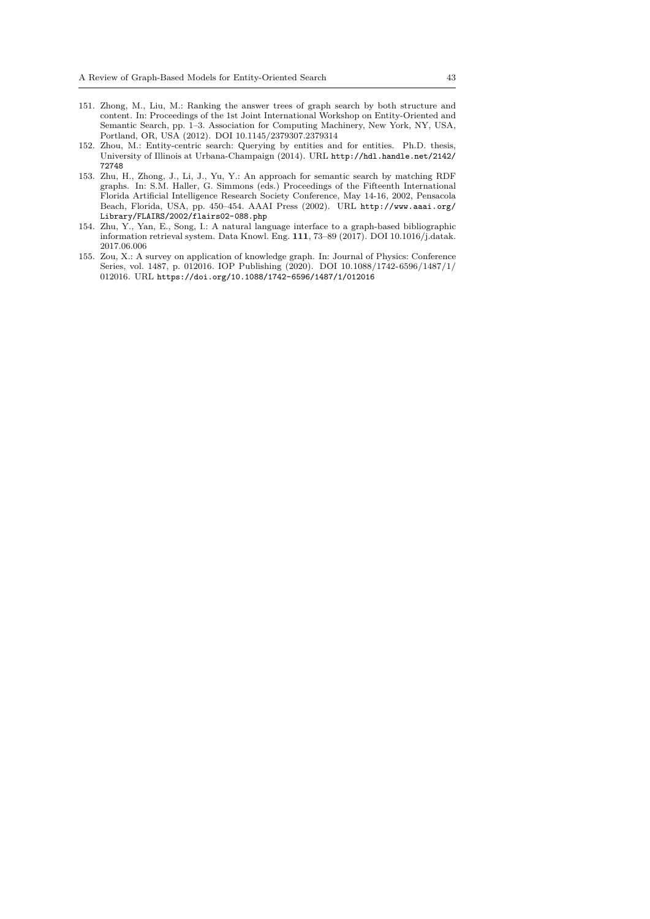151. Zhong, M., Liu, M.: Ranking the answer trees of graph search by both structure and content. In: Proceedings of the 1st Joint International Workshop on Entity-Oriented and Semantic Search, pp. 1–3. Association for Computing Machinery, New York, NY, USA, Portland, OR, USA (2012). DOI 10.1145/2379307.2379314
152. Zhou, M.: Entity-centric search: Querying by entities and for entities. Ph.D. thesis, University of Illinois at Urbana-Champaign (2014). URL http://hdl.handle.net/2142/72748
153. Zhu, H., Zhong, J., Li, J., Yu, Y.: An approach for semantic search by matching RDF graphs. In: S.M. Haller, G. Simmons (eds.) Proceedings of the Fifteenth International Florida Artificial Intelligence Research Society Conference, May 14-16, 2002, Pensacola Beach, Florida, USA, pp. 450–454. AAAI Press (2002). URL http://www.aaai.org/Library/FLAIRS/2002/flairs02-088.php
154. Zhu, Y., Yan, E., Song, I.: A natural language interface to a graph-based bibliographic information retrieval system. Data Knowl. Eng. **111**, 73–89 (2017). DOI 10.1016/j.datak.2017.06.006
155. Zou, X.: A survey on application of knowledge graph. In: Journal of Physics: Conference Series, vol. 1487, p. 012016. IOP Publishing (2020). DOI 10.1088/1742-6596/1487/1/012016. URL https://doi.org/10.1088/1742-6596/1487/1/012016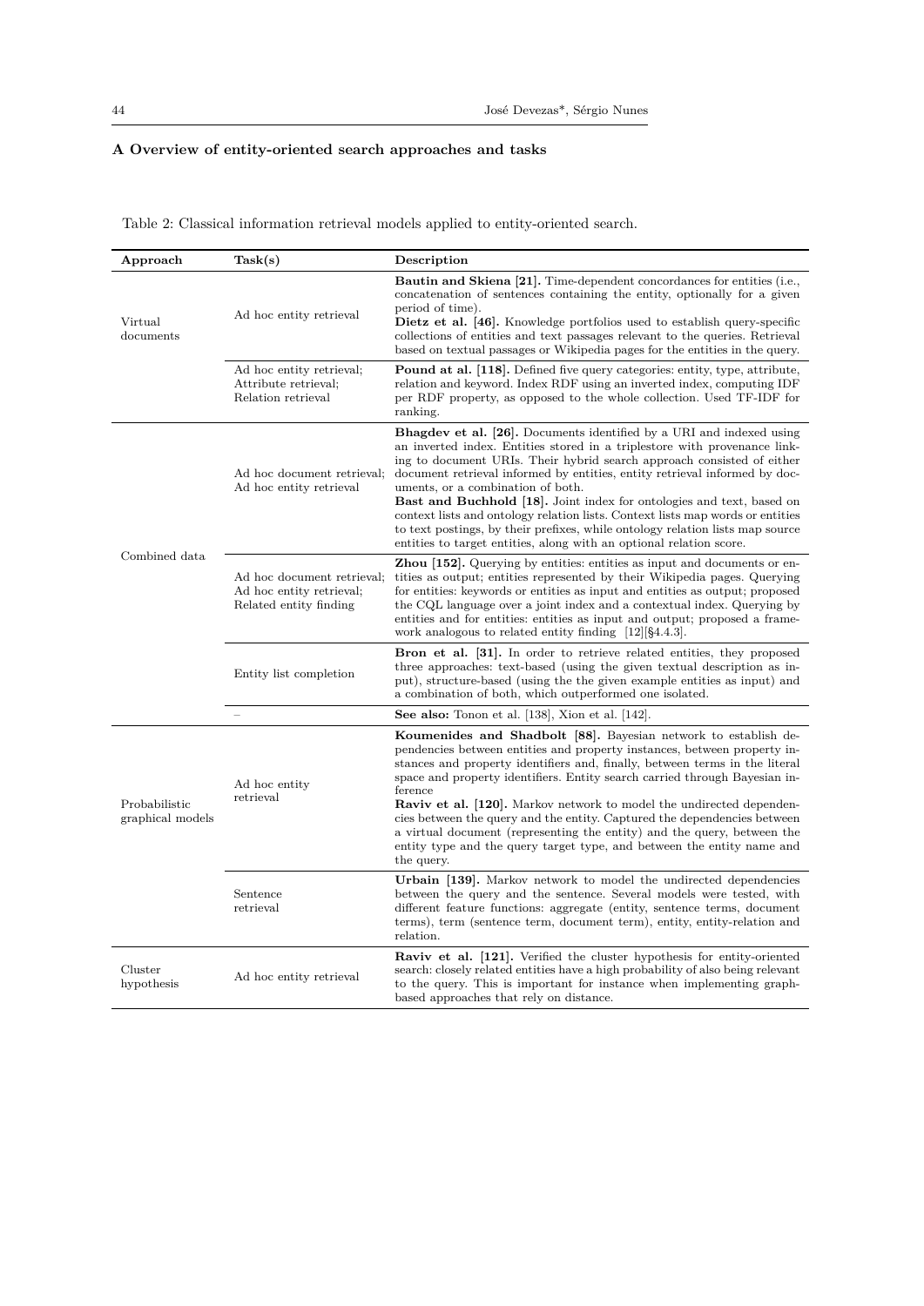# A Overview of entity-oriented search approaches and tasks

Table 2: Classical information retrieval models applied to entity-oriented search.

| Approach | Task(s) | Description |
|---|---|---|
| Virtual documents | Ad hoc entity retrieval | **Bautin and Skiena [21].** Time-dependent concordances for entities (i.e., concatenation of sentences containing the entity, optionally for a given period of time). **Dietz et al. [46].** Knowledge portfolios used to establish query-specific collections of entities and text passages relevant to the queries. Retrieval based on textual passages or Wikipedia pages for the entities in the query. |
| | Ad hoc entity retrieval; Attribute retrieval; Relation retrieval | **Pound at al. [118].** Defined five query categories: entity, type, attribute, relation and keyword. Index RDF using an inverted index, computing IDF per RDF property, as opposed to the whole collection. Used TF-IDF for ranking. |
| Combined data | Ad hoc document retrieval; Ad hoc entity retrieval | **Bhagdev et al. [26].** Documents identified by a URI and indexed using an inverted index. Entities stored in a triplestore with provenance linking to document URIs. Their hybrid search approach consisted of either document retrieval informed by entities, entity retrieval informed by documents, or a combination of both. **Bast and Buchhold [18].** Joint index for ontologies and text, based on context lists and ontology relation lists. Context lists map words or entities to text postings, by their prefixes, while ontology relation lists map source entities to target entities, along with an optional relation score. |
| | Ad hoc document retrieval; Ad hoc entity retrieval; Related entity finding | **Zhou [152].** Querying by entities: entities as input and documents or entities as output; entities represented by their Wikipedia pages. Querying for entities: keywords or entities as input and entities as output; proposed the CQL language over a joint index and a contextual index. Querying by entities and for entities: entities as input and output; proposed a framework analogous to related entity finding [12][§4.4.3]. |
| | Entity list completion | **Bron et al. [31].** In order to retrieve related entities, they proposed three approaches: text-based (using the given textual description as input), structure-based (using the the given example entities as input) and a combination of both, which outperformed one isolated. |
| | – | **See also:** Tonon et al. [138], Xion et al. [142]. |
| Probabilistic graphical models | Ad hoc entity retrieval | **Koumenides and Shadbolt [88].** Bayesian network to establish dependencies between entities and property instances, between property instances and property identifiers and, finally, between terms in the literal space and property identifiers. Entity search carried through Bayesian inference **Raviv et al. [120].** Markov network to model the undirected dependencies between the query and the entity. Captured the dependencies between a virtual document (representing the entity) and the query, between the entity type and the query target type, and between the entity name and the query. |
| | Sentence retrieval | **Urbain [139].** Markov network to model the undirected dependencies between the query and the sentence. Several models were tested, with different feature functions: aggregate (entity, sentence terms, document terms), term (sentence term, document term), entity, entity-relation and relation. |
| Cluster hypothesis | Ad hoc entity retrieval | **Raviv et al. [121].** Verified the cluster hypothesis for entity-oriented search: closely related entities have a high probability of also being relevant to the query. This is important for instance when implementing graph-based approaches that rely on distance. |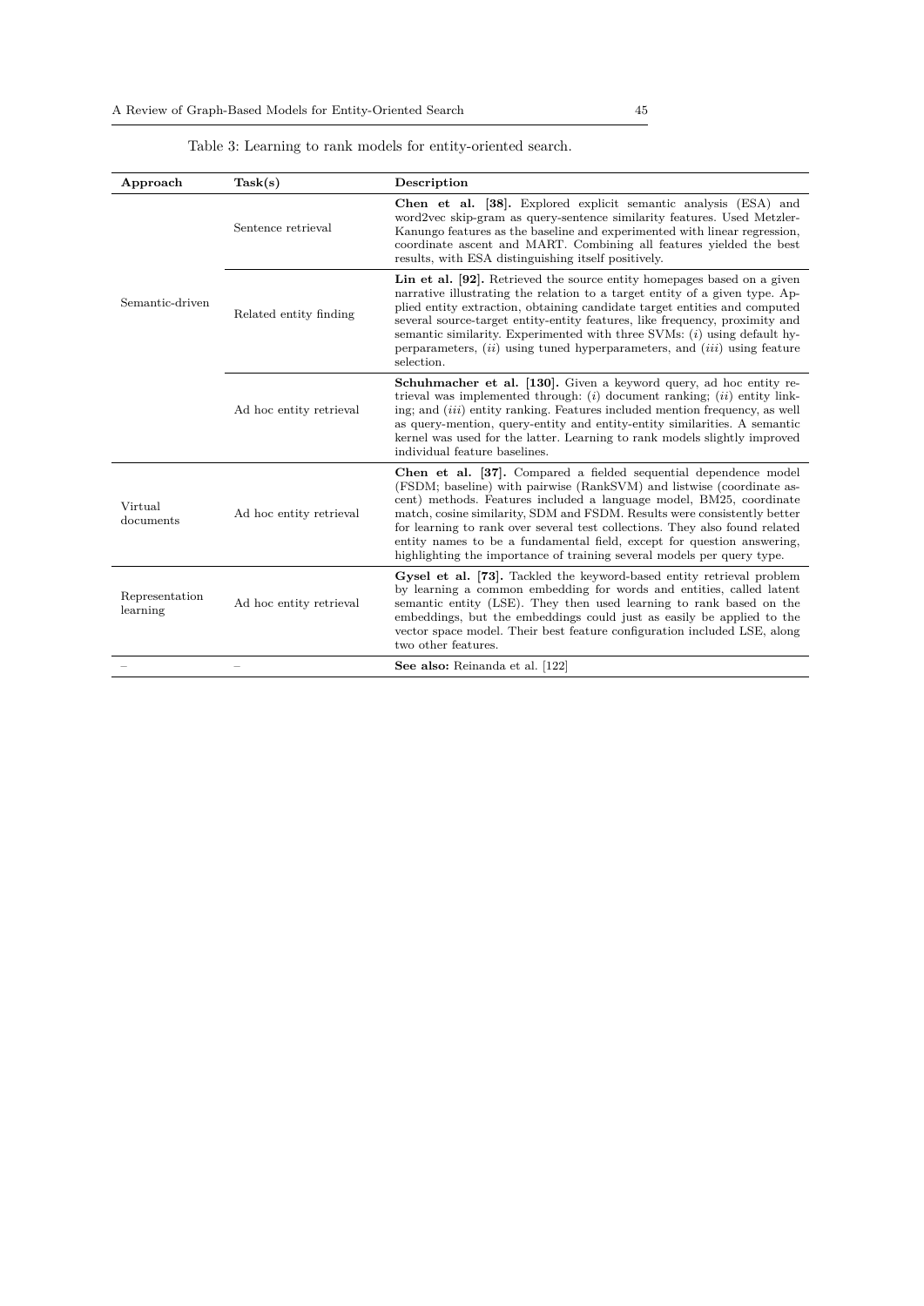Table 3: Learning to rank models for entity-oriented search.

| Approach | Task(s) | Description |
|---|---|---|
| Semantic-driven | Sentence retrieval | **Chen et al. [38].** Explored explicit semantic analysis (ESA) and word2vec skip-gram as query-sentence similarity features. Used Metzler-Kanungo features as the baseline and experimented with linear regression, coordinate ascent and MART. Combining all features yielded the best results, with ESA distinguishing itself positively. |
| | Related entity finding | **Lin et al. [92].** Retrieved the source entity homepages based on a given narrative illustrating the relation to a target entity of a given type. Applied entity extraction, obtaining candidate target entities and computed several source-target entity-entity features, like frequency, proximity and semantic similarity. Experimented with three SVMs: (*i*) using default hyperparameters, (*ii*) using tuned hyperparameters, and (*iii*) using feature selection. |
| | Ad hoc entity retrieval | **Schuhmacher et al. [130].** Given a keyword query, ad hoc entity retrieval was implemented through: (*i*) document ranking; (*ii*) entity linking; and (*iii*) entity ranking. Features included mention frequency, as well as query-mention, query-entity and entity-entity similarities. A semantic kernel was used for the latter. Learning to rank models slightly improved individual feature baselines. |
| Virtual documents | Ad hoc entity retrieval | **Chen et al. [37].** Compared a fielded sequential dependence model (FSDM; baseline) with pairwise (RankSVM) and listwise (coordinate ascent) methods. Features included a language model, BM25, coordinate match, cosine similarity, SDM and FSDM. Results were consistently better for learning to rank over several test collections. They also found related entity names to be a fundamental field, except for question answering, highlighting the importance of training several models per query type. |
| Representation learning | Ad hoc entity retrieval | **Gysel et al. [73].** Tackled the keyword-based entity retrieval problem by learning a common embedding for words and entities, called latent semantic entity (LSE). They then used learning to rank based on the embeddings, but the embeddings could just as easily be applied to the vector space model. Their best feature configuration included LSE, along two other features. |
| – | – | **See also:** Reinanda et al. [122] |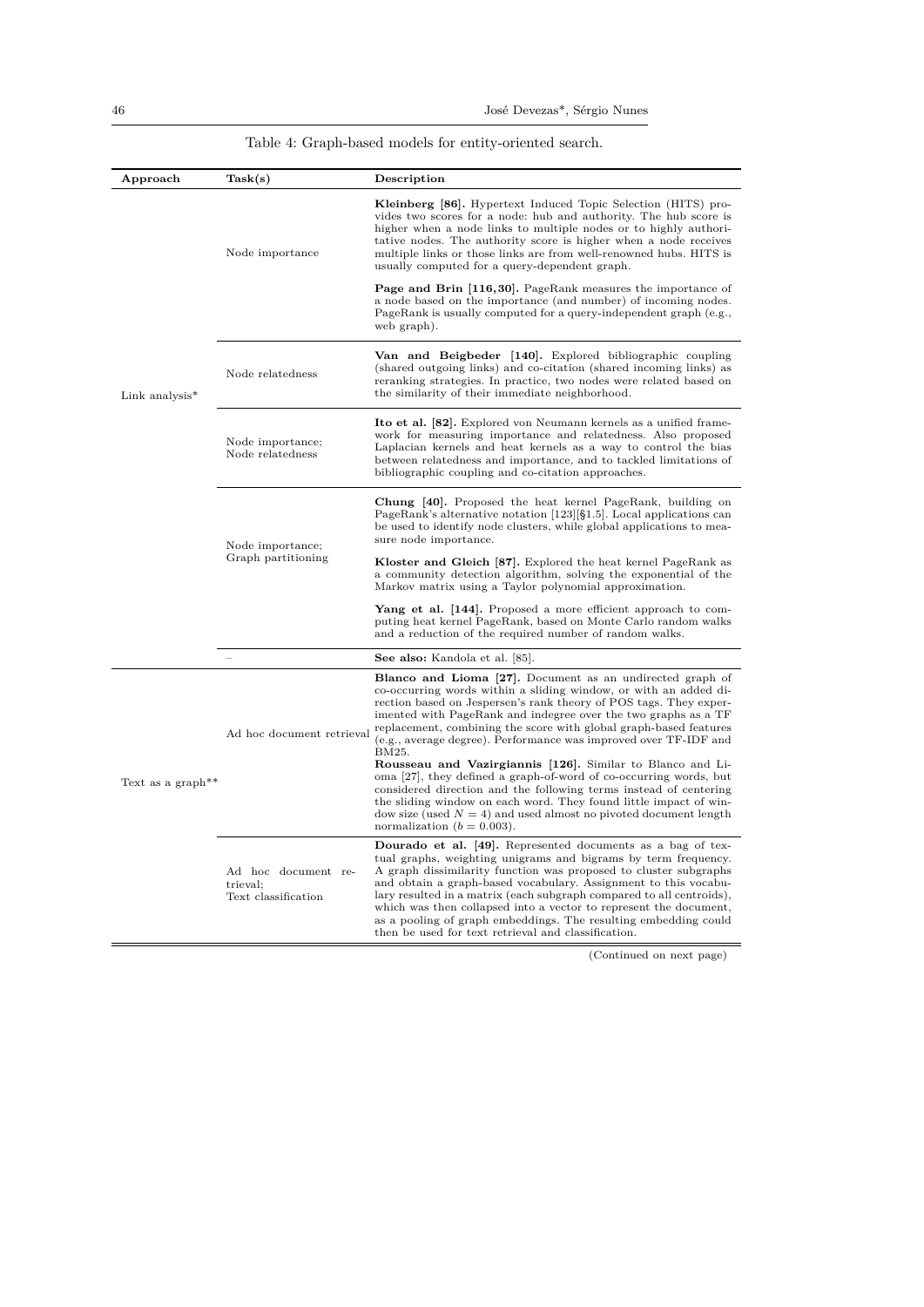Table 4: Graph-based models for entity-oriented search.

| Approach | Task(s) | Description |
|---|---|---|
| Link analysis* | Node importance | **Kleinberg [86].** Hypertext Induced Topic Selection (HITS) provides two scores for a node: hub and authority. The hub score is higher when a node links to multiple nodes or to highly authoritative nodes. The authority score is higher when a node receives multiple links or those links are from well-renowned hubs. HITS is usually computed for a query-dependent graph. |
| | | **Page and Brin [116,30].** PageRank measures the importance of a node based on the importance (and number) of incoming nodes. PageRank is usually computed for a query-independent graph (e.g., web graph). |
| | Node relatedness | **Van and Beigbeder [140].** Explored bibliographic coupling (shared outgoing links) and co-citation (shared incoming links) as reranking strategies. In practice, two nodes were related based on the similarity of their immediate neighborhood. |
| | Node importance; Node relatedness | **Ito et al. [82].** Explored von Neumann kernels as a unified framework for measuring importance and relatedness. Also proposed Laplacian kernels and heat kernels as a way to control the bias between relatedness and importance, and to tackled limitations of bibliographic coupling and co-citation approaches. |
| | Node importance; Graph partitioning | **Chung [40].** Proposed the heat kernel PageRank, building on PageRank's alternative notation [123][§1.5]. Local applications can be used to identify node clusters, while global applications to measure node importance. |
| | | **Kloster and Gleich [87].** Explored the heat kernel PageRank as a community detection algorithm, solving the exponential of the Markov matrix using a Taylor polynomial approximation. |
| | | **Yang et al. [144].** Proposed a more efficient approach to computing heat kernel PageRank, based on Monte Carlo random walks and a reduction of the required number of random walks. |
| | – | **See also:** Kandola et al. [85]. |
| Text as a graph** | Ad hoc document retrieval | **Blanco and Lioma [27].** Document as an undirected graph of co-occurring words within a sliding window, or with an added direction based on Jespersen's rank theory of POS tags. They experimented with PageRank and indegree over the two graphs as a TF replacement, combining the score with global graph-based features (e.g., average degree). Performance was improved over TF-IDF and BM25.<br>**Rousseau and Vazirgiannis [126].** Similar to Blanco and Lioma [27], they defined a graph-of-word of co-occurring words, but considered direction and the following terms instead of centering the sliding window on each word. They found little impact of window size (used $N = 4$) and used almost no pivoted document length normalization ($b = 0.003$). |
| | Ad hoc document retrieval; Text classification | **Dourado et al. [49].** Represented documents as a bag of textual graphs, weighting unigrams and bigrams by term frequency. A graph dissimilarity function was proposed to cluster subgraphs and obtain a graph-based vocabulary. Assignment to this vocabulary resulted in a matrix (each subgraph compared to all centroids), which was then collapsed into a vector to represent the document, as a pooling of graph embeddings. The resulting embedding could then be used for text retrieval and classification. |

(Continued on next page)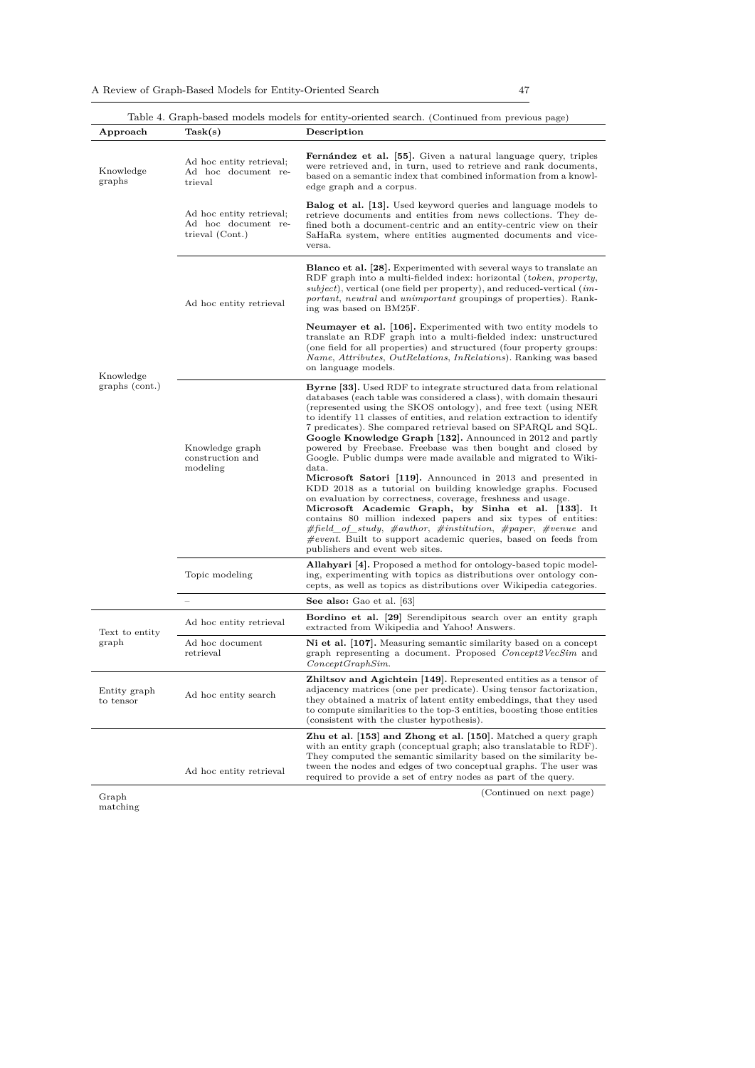Table 4. Graph-based models models for entity-oriented search. (Continued from previous page)

| Approach | Task(s) | Description |
|---|---|---|
| Knowledge graphs | Ad hoc entity retrieval; Ad hoc document retrieval | **Fernández et al. [55].** Given a natural language query, triples were retrieved and, in turn, used to retrieve and rank documents, based on a semantic index that combined information from a knowledge graph and a corpus. |
| | Ad hoc entity retrieval; Ad hoc document retrieval (Cont.) | **Balog et al. [13].** Used keyword queries and language models to retrieve documents and entities from news collections. They defined both a document-centric and an entity-centric view on their SaHaRa system, where entities augmented documents and vice-versa. |
| Knowledge graphs (cont.) | Ad hoc entity retrieval | **Blanco et al. [28].** Experimented with several ways to translate an RDF graph into a multi-fielded index: horizontal (*token*, *property*, *subject*), vertical (one field per property), and reduced-vertical (*important*, *neutral* and *unimportant* groupings of properties). Ranking was based on BM25F. |
| | | **Neumayer et al. [106].** Experimented with two entity models to translate an RDF graph into a multi-fielded index: unstructured (one field for all properties) and structured (four property groups: *Name*, *Attributes*, *OutRelations*, *InRelations*). Ranking was based on language models. |
| | Knowledge graph construction and modeling | **Byrne [33].** Used RDF to integrate structured data from relational databases (each table was considered a class), with domain thesauri (represented using the SKOS ontology), and free text (using NER to identify 11 classes of entities, and relation extraction to identify 7 predicates). She compared retrieval based on SPARQL and SQL. **Google Knowledge Graph [132].** Announced in 2012 and partly powered by Freebase. Freebase was then bought and closed by Google. Public dumps were made available and migrated to Wikidata. **Microsoft Satori [119].** Announced in 2013 and presented in KDD 2018 as a tutorial on building knowledge graphs. Focused on evaluation by correctness, coverage, freshness and usage. **Microsoft Academic Graph, by Sinha et al. [133].** It contains 80 million indexed papers and six types of entities: *#field_of_study*, *#author*, *#institution*, *#paper*, *#venue* and *#event*. Built to support academic queries, based on feeds from publishers and event web sites. |
| | Topic modeling | **Allahyari [4].** Proposed a method for ontology-based topic modeling, experimenting with topics as distributions over ontology concepts, as well as topics as distributions over Wikipedia categories. |
| | – | **See also:** Gao et al. [63] |
| Text to entity graph | Ad hoc entity retrieval | **Bordino et al. [29]** Serendipitous search over an entity graph extracted from Wikipedia and Yahoo! Answers. |
| | Ad hoc document retrieval | **Ni et al. [107].** Measuring semantic similarity based on a concept graph representing a document. Proposed *Concept2VecSim* and *ConceptGraphSim*. |
| Entity graph to tensor | Ad hoc entity search | **Zhiltsov and Agichtein [149].** Represented entities as a tensor of adjacency matrices (one per predicate). Using tensor factorization, they obtained a matrix of latent entity embeddings, that they used to compute similarities to the top-3 entities, boosting those entities (consistent with the cluster hypothesis). |
| Graph matching | Ad hoc entity retrieval | **Zhu et al. [153] and Zhong et al. [150].** Matched a query graph with an entity graph (conceptual graph; also translatable to RDF). They computed the semantic similarity based on the similarity between the nodes and edges of two conceptual graphs. The user was required to provide a set of entry nodes as part of the query. |

(Continued on next page)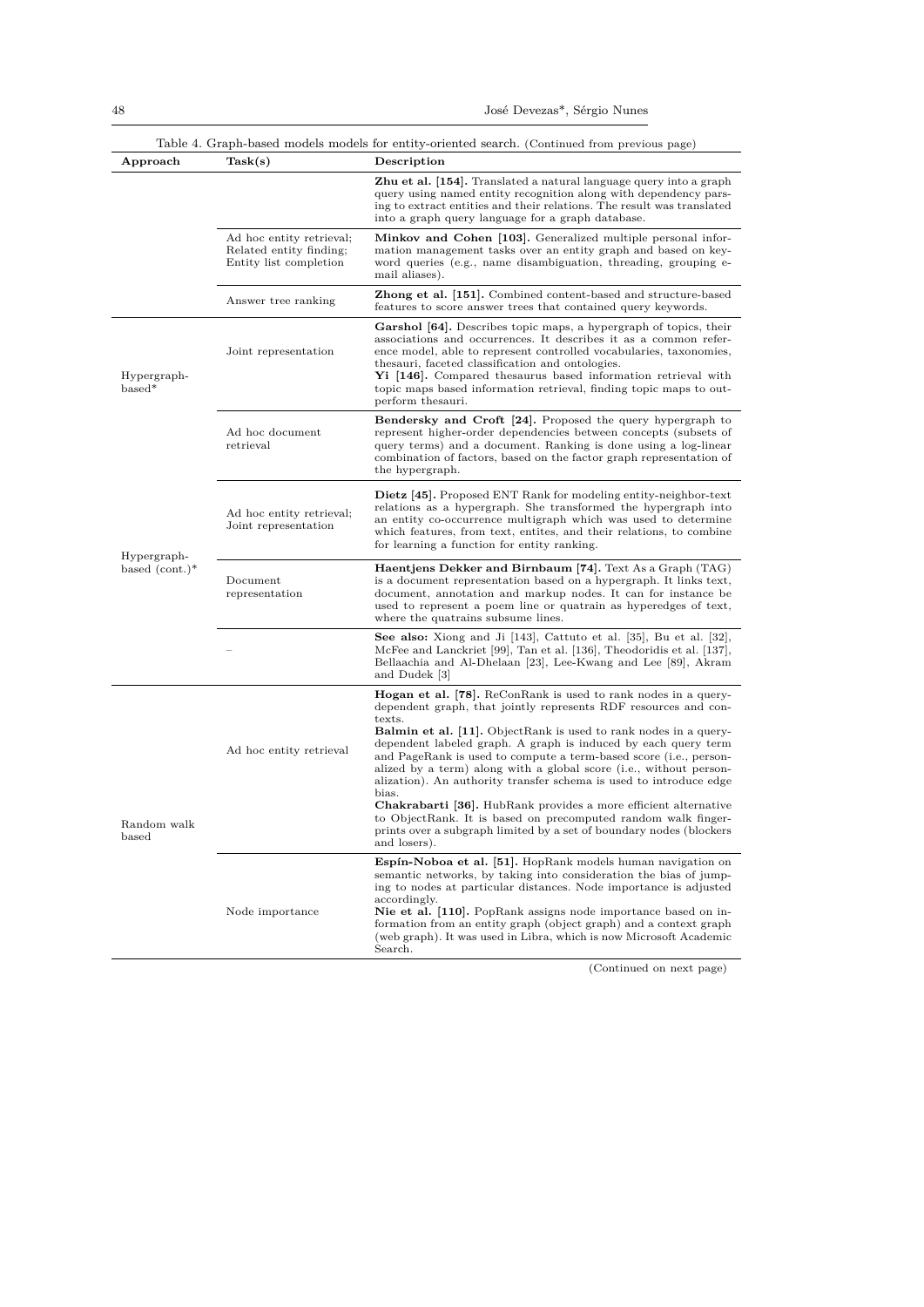Table 4. Graph-based models models for entity-oriented search. (Continued from previous page)

| Approach | Task(s) | Description |
|---|---|---|
| | | **Zhu et al. [154].** Translated a natural language query into a graph query using named entity recognition along with dependency parsing to extract entities and their relations. The result was translated into a graph query language for a graph database. |
| | Ad hoc entity retrieval; Related entity finding; Entity list completion | **Minkov and Cohen [103].** Generalized multiple personal information management tasks over an entity graph and based on keyword queries (e.g., name disambiguation, threading, grouping e-mail aliases). |
| | Answer tree ranking | **Zhong et al. [151].** Combined content-based and structure-based features to score answer trees that contained query keywords. |
| Hypergraph-based* | Joint representation | **Garshol [64].** Describes topic maps, a hypergraph of topics, their associations and occurrences. It describes it as a common reference model, able to represent controlled vocabularies, taxonomies, thesauri, faceted classification and ontologies. **Yi [146].** Compared thesaurus based information retrieval with topic maps based information retrieval, finding topic maps to outperform thesauri. |
| | Ad hoc document retrieval | **Bendersky and Croft [24].** Proposed the query hypergraph to represent higher-order dependencies between concepts (subsets of query terms) and a document. Ranking is done using a log-linear combination of factors, based on the factor graph representation of the hypergraph. |
| Hypergraph-based (cont.)* | Ad hoc entity retrieval; Joint representation | **Dietz [45].** Proposed ENT Rank for modeling entity-neighbor-text relations as a hypergraph. She transformed the hypergraph into an entity co-occurrence multigraph which was used to determine which features, from text, entites, and their relations, to combine for learning a function for entity ranking. |
| | Document representation | **Haentjens Dekker and Birnbaum [74].** Text As a Graph (TAG) is a document representation based on a hypergraph. It links text, document, annotation and markup nodes. It can for instance be used to represent a poem line or quatrain as hyperedges of text, where the quatrains subsume lines. |
| | – | **See also:** Xiong and Ji [143], Cattuto et al. [35], Bu et al. [32], McFee and Lanckriet [99], Tan et al. [136], Theodoridis et al. [137], Bellaachia and Al-Dhelaan [23], Lee-Kwang and Lee [89], Akram and Dudek [3] |
| Random walk based | Ad hoc entity retrieval | **Hogan et al. [78].** ReConRank is used to rank nodes in a query-dependent graph, that jointly represents RDF resources and contexts. **Balmin et al. [11].** ObjectRank is used to rank nodes in a query-dependent labeled graph. A graph is induced by each query term and PageRank is used to compute a term-based score (i.e., personalized by a term) along with a global score (i.e., without personalization). An authority transfer schema is used to introduce edge bias. **Chakrabarti [36].** HubRank provides a more efficient alternative to ObjectRank. It is based on precomputed random walk fingerprints over a subgraph limited by a set of boundary nodes (blockers and losers). |
| | Node importance | **Espín-Noboa et al. [51].** HopRank models human navigation on semantic networks, by taking into consideration the bias of jumping to nodes at particular distances. Node importance is adjusted accordingly. **Nie et al. [110].** PopRank assigns node importance based on information from an entity graph (object graph) and a context graph (web graph). It was used in Libra, which is now Microsoft Academic Search. |

(Continued on next page)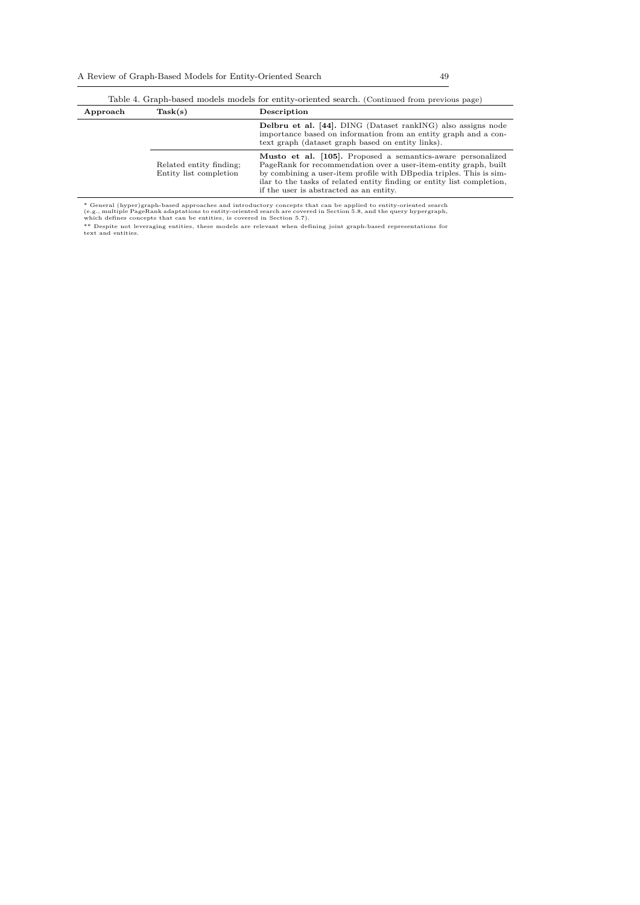Table 4. Graph-based models models for entity-oriented search. (Continued from previous page)

| Approach | Task(s) | Description |
|---|---|---|
| | | **Delbru et al. [44].** DING (Dataset rankING) also assigns node importance based on information from an entity graph and a context graph (dataset graph based on entity links). |
| | Related entity finding; Entity list completion | **Musto et al. [105].** Proposed a semantics-aware personalized PageRank for recommendation over a user-item-entity graph, built by combining a user-item profile with DBpedia triples. This is similar to the tasks of related entity finding or entity list completion, if the user is abstracted as an entity. |

* General (hyper)graph-based approaches and introductory concepts that can be applied to entity-oriented search (e.g., multiple PageRank adaptations to entity-oriented search are covered in Section 5.8, and the query hypergraph, which defines concepts that can be entities, is covered in Section 5.7).

** Despite not leveraging entities, these models are relevant when defining joint graph-based representations for text and entities.